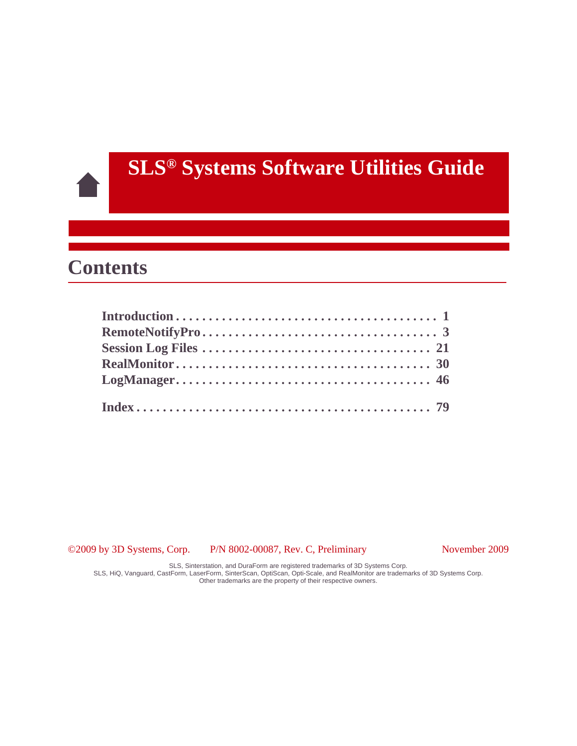# SLS® Systems Software Utilities Guide

## Contents

| | |
|---|---|
| **Introduction** | **1** |
| **RemoteNotifyPro** | **3** |
| **Session Log Files** | **21** |
| **RealMonitor** | **30** |
| **LogManager** | **46** |
| **Index** | **79** |

©2009 by 3D Systems, Corp. P/N 8002-00087, Rev. C, Preliminary November 2009

SLS, Sinterstation, and DuraForm are registered trademarks of 3D Systems Corp.
SLS, HiQ, Vanguard, CastForm, LaserForm, SinterScan, OptiScan, Opti-Scale, and RealMonitor are trademarks of 3D Systems Corp.
Other trademarks are the property of their respective owners.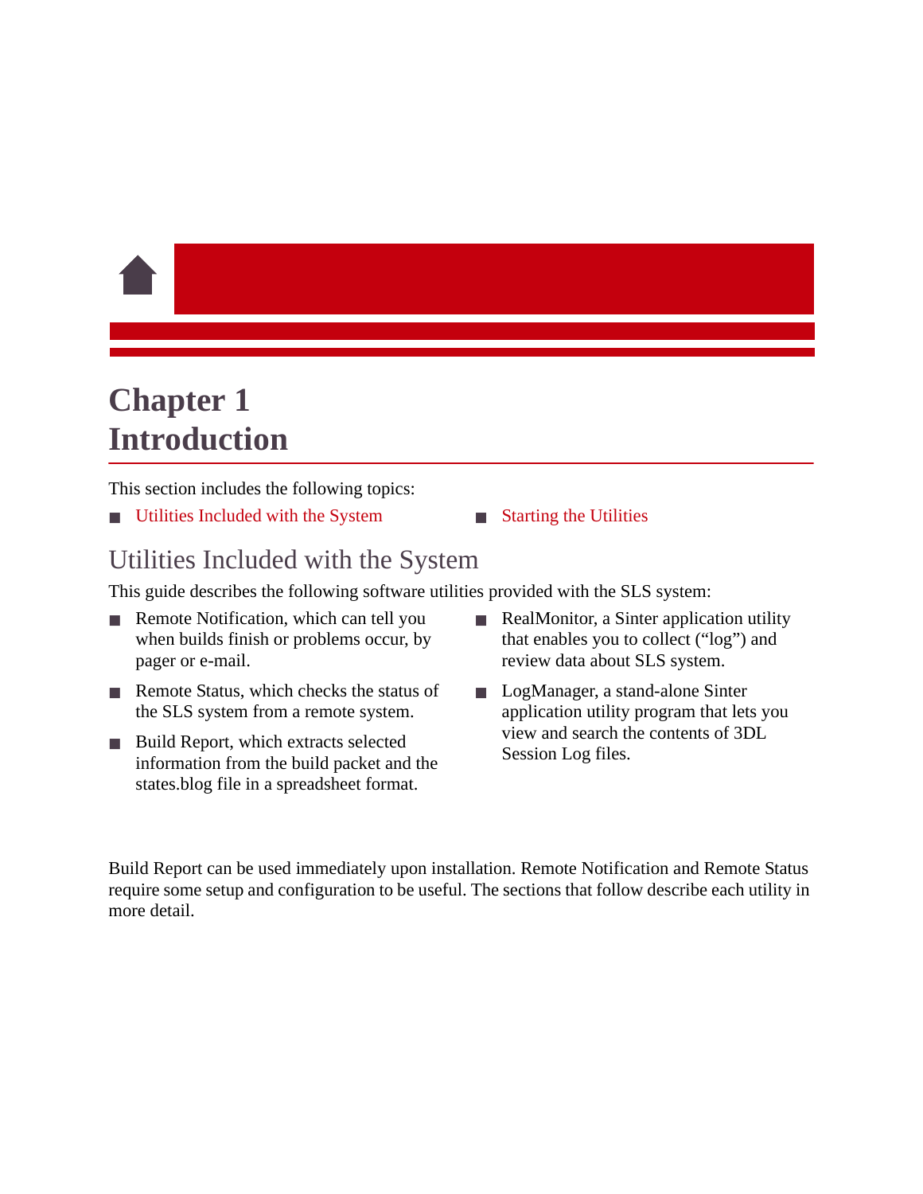# Chapter 1
# Introduction

This section includes the following topics:

- Utilities Included with the System
- Starting the Utilities

## Utilities Included with the System

This guide describes the following software utilities provided with the SLS system:

- Remote Notification, which can tell you when builds finish or problems occur, by pager or e-mail.
- Remote Status, which checks the status of the SLS system from a remote system.
- Build Report, which extracts selected information from the build packet and the states.blog file in a spreadsheet format.
- RealMonitor, a Sinter application utility that enables you to collect (“log”) and review data about SLS system.
- LogManager, a stand-alone Sinter application utility program that lets you view and search the contents of 3DL Session Log files.

Build Report can be used immediately upon installation. Remote Notification and Remote Status require some setup and configuration to be useful. The sections that follow describe each utility in more detail.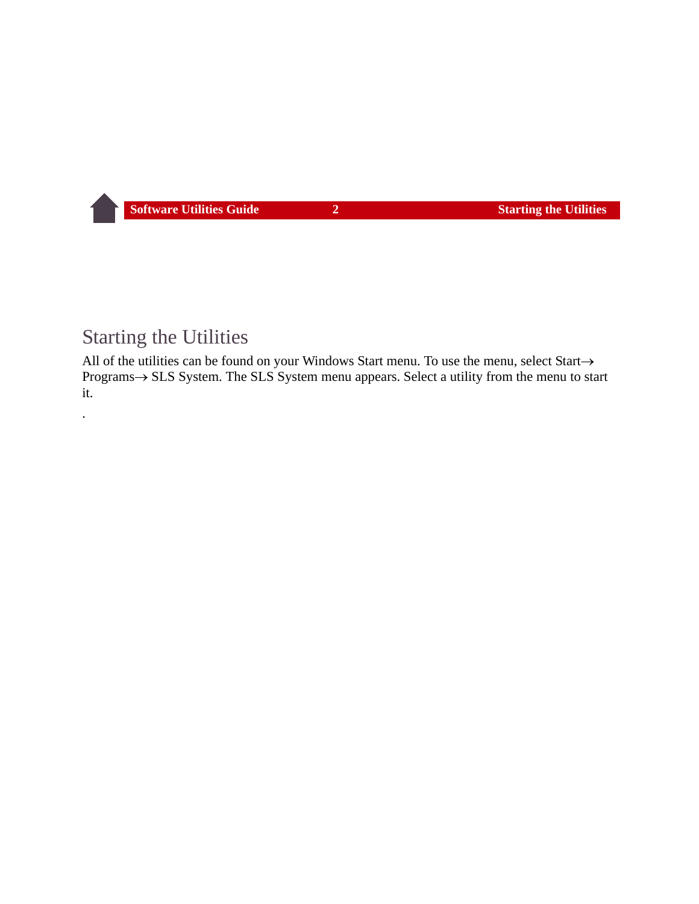## Starting the Utilities

All of the utilities can be found on your Windows Start menu. To use the menu, select Start→ Programs→ SLS System. The SLS System menu appears. Select a utility from the menu to start it.

.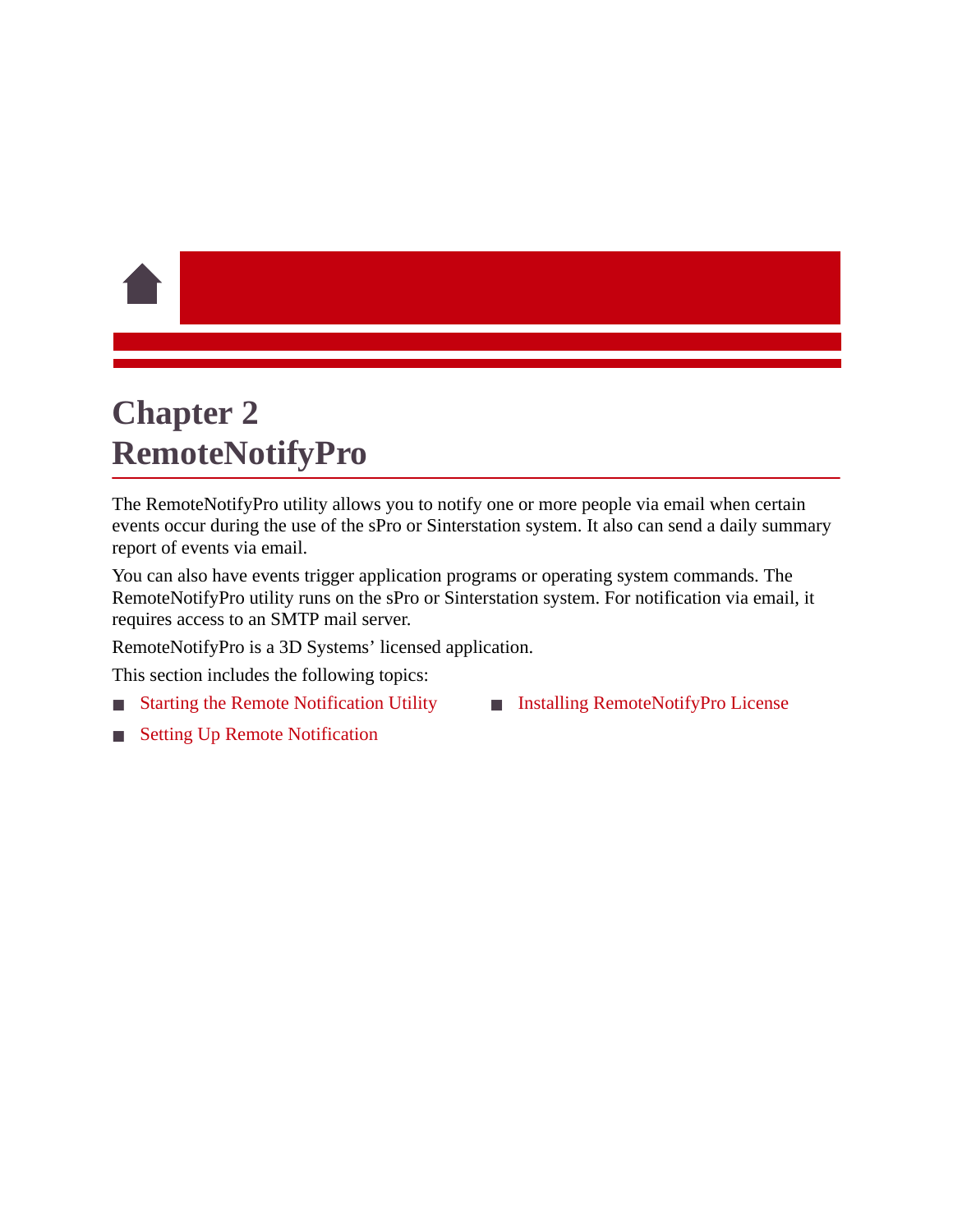# Chapter 2
# RemoteNotifyPro

The RemoteNotifyPro utility allows you to notify one or more people via email when certain events occur during the use of the sPro or Sinterstation system. It also can send a daily summary report of events via email.

You can also have events trigger application programs or operating system commands. The RemoteNotifyPro utility runs on the sPro or Sinterstation system. For notification via email, it requires access to an SMTP mail server.

RemoteNotifyPro is a 3D Systems' licensed application.

This section includes the following topics:

- Starting the Remote Notification Utility
- Setting Up Remote Notification
- Installing RemoteNotifyPro License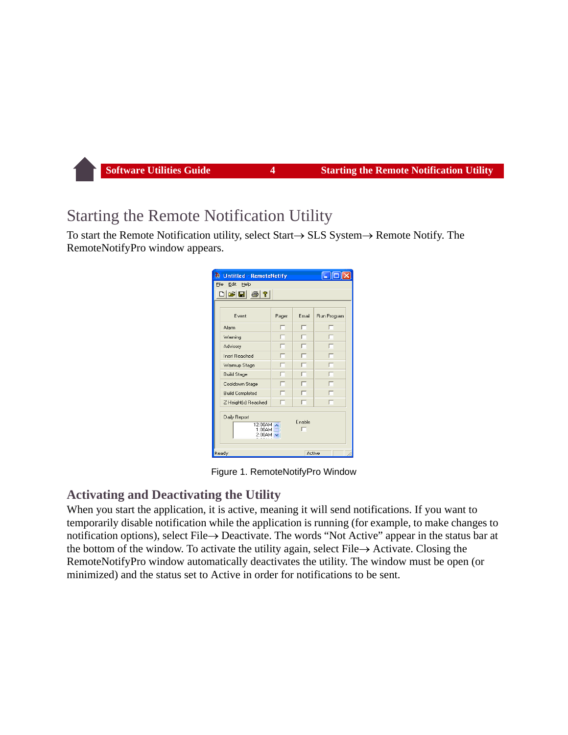# Starting the Remote Notification Utility

To start the Remote Notification utility, select Start→ SLS System→ Remote Notify. The RemoteNotifyPro window appears.

Figure 1. RemoteNotifyPro Window

## Activating and Deactivating the Utility

When you start the application, it is active, meaning it will send notifications. If you want to temporarily disable notification while the application is running (for example, to make changes to notification options), select File→ Deactivate. The words “Not Active” appear in the status bar at the bottom of the window. To activate the utility again, select File→ Activate. Closing the RemoteNotifyPro window automatically deactivates the utility. The window must be open (or minimized) and the status set to Active in order for notifications to be sent.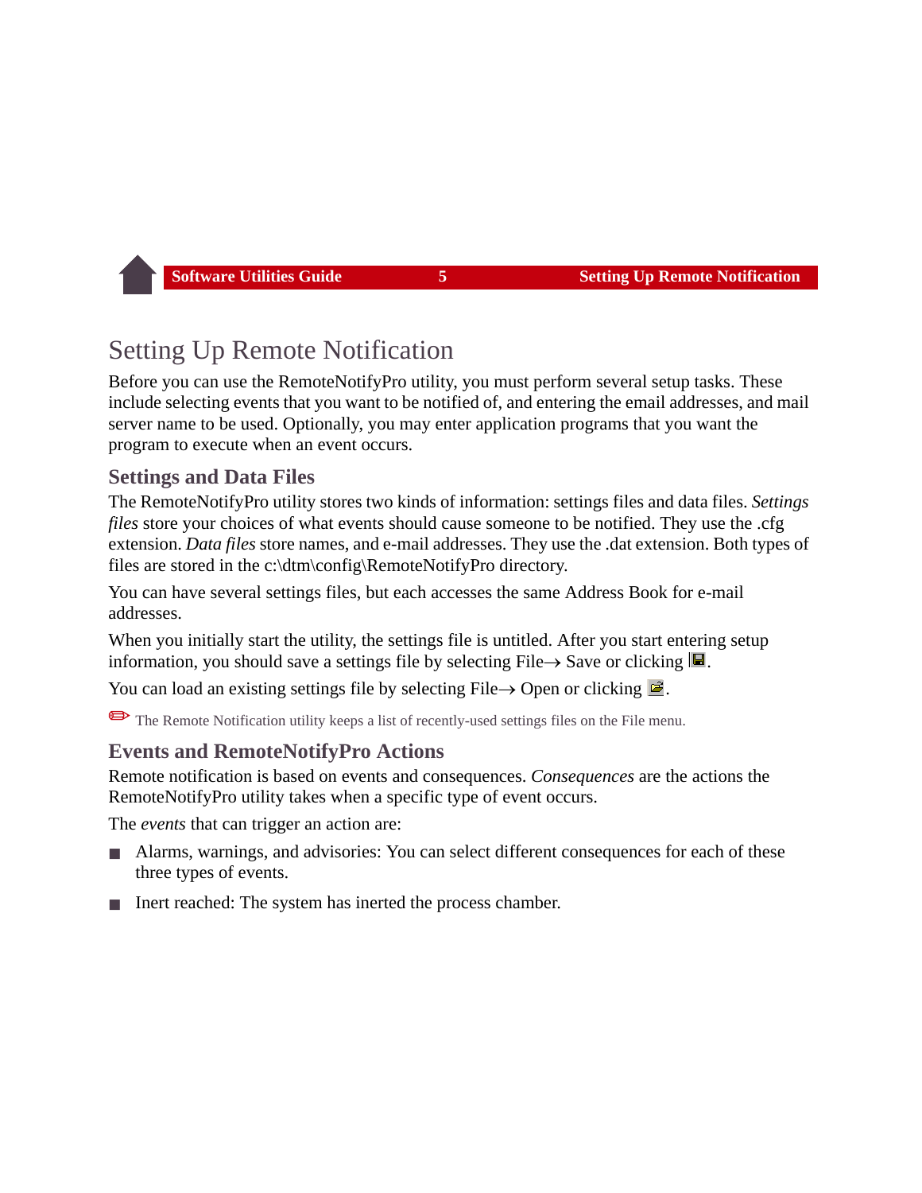# Setting Up Remote Notification

Before you can use the RemoteNotifyPro utility, you must perform several setup tasks. These include selecting events that you want to be notified of, and entering the email addresses, and mail server name to be used. Optionally, you may enter application programs that you want the program to execute when an event occurs.

## Settings and Data Files

The RemoteNotifyPro utility stores two kinds of information: settings files and data files. *Settings files* store your choices of what events should cause someone to be notified. They use the .cfg extension. *Data files* store names, and e-mail addresses. They use the .dat extension. Both types of files are stored in the c:\dtm\config\RemoteNotifyPro directory.

You can have several settings files, but each accesses the same Address Book for e-mail addresses.

When you initially start the utility, the settings file is untitled. After you start entering setup information, you should save a settings file by selecting File→ Save or clicking .

You can load an existing settings file by selecting File→ Open or clicking .

The Remote Notification utility keeps a list of recently-used settings files on the File menu.

## Events and RemoteNotifyPro Actions

Remote notification is based on events and consequences. *Consequences* are the actions the RemoteNotifyPro utility takes when a specific type of event occurs.

The *events* that can trigger an action are:

- Alarms, warnings, and advisories: You can select different consequences for each of these three types of events.
- Inert reached: The system has inerted the process chamber.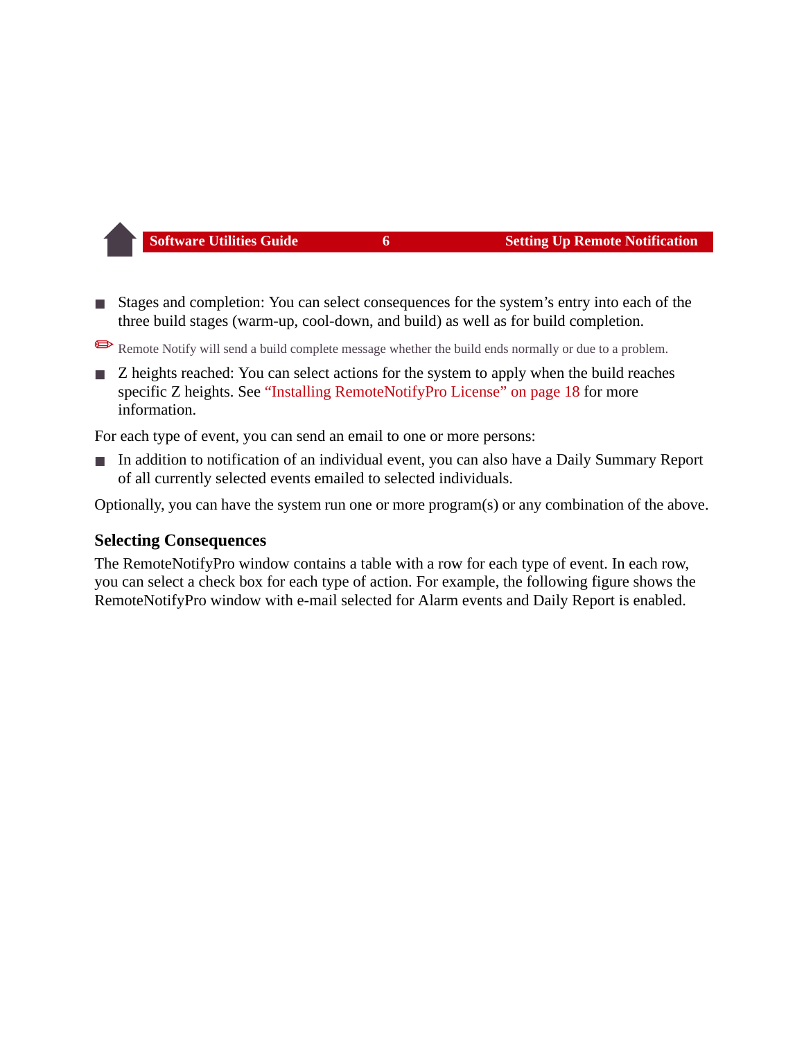- Stages and completion: You can select consequences for the system's entry into each of the three build stages (warm-up, cool-down, and build) as well as for build completion.

✏ Remote Notify will send a build complete message whether the build ends normally or due to a problem.

- Z heights reached: You can select actions for the system to apply when the build reaches specific Z heights. See "Installing RemoteNotifyPro License" on page 18 for more information.

For each type of event, you can send an email to one or more persons:

- In addition to notification of an individual event, you can also have a Daily Summary Report of all currently selected events emailed to selected individuals.

Optionally, you can have the system run one or more program(s) or any combination of the above.

### Selecting Consequences

The RemoteNotifyPro window contains a table with a row for each type of event. In each row, you can select a check box for each type of action. For example, the following figure shows the RemoteNotifyPro window with e-mail selected for Alarm events and Daily Report is enabled.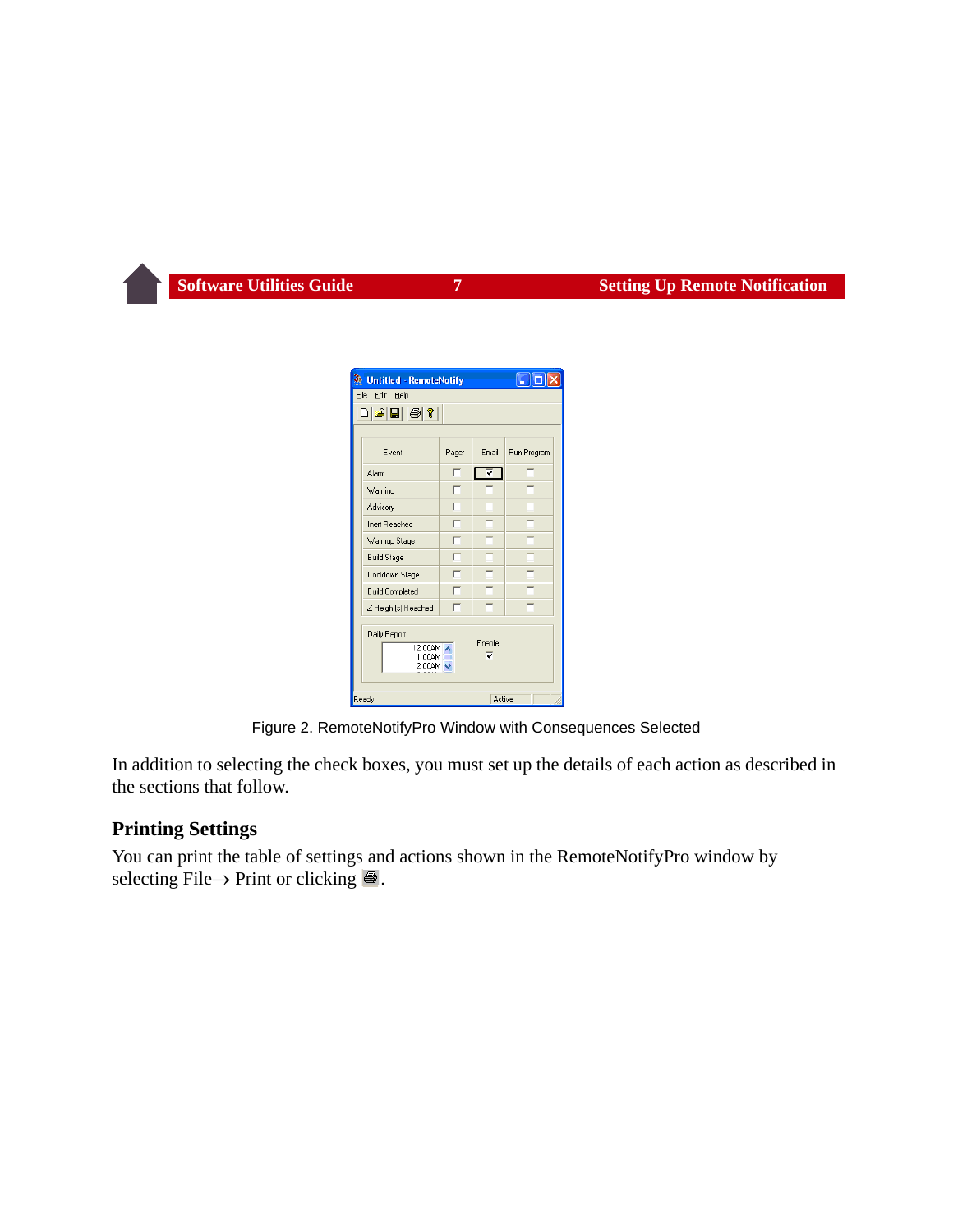Figure 2. RemoteNotifyPro Window with Consequences Selected

In addition to selecting the check boxes, you must set up the details of each action as described in the sections that follow.

## Printing Settings

You can print the table of settings and actions shown in the RemoteNotifyPro window by selecting File→ Print or clicking .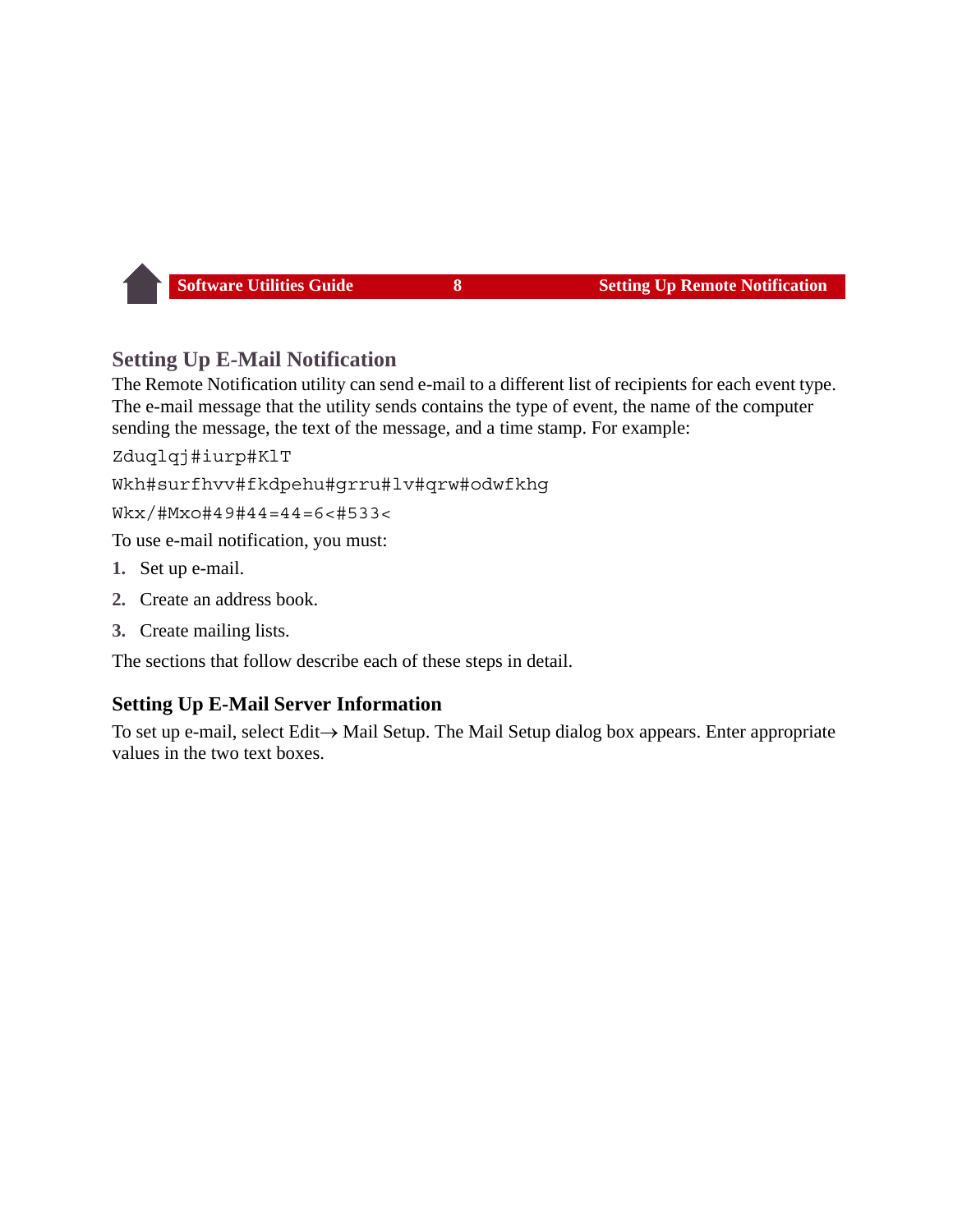## Setting Up E-Mail Notification

The Remote Notification utility can send e-mail to a different list of recipients for each event type. The e-mail message that the utility sends contains the type of event, the name of the computer sending the message, the text of the message, and a time stamp. For example:

```
Zduqlqj#iurp#KlT
Wkh#surfhvv#fkdpehu#grru#lv#qrw#odwfkhg
Wkx/#Mxo#49#44=44=6<#533<
```

To use e-mail notification, you must:

1. Set up e-mail.
2. Create an address book.
3. Create mailing lists.

The sections that follow describe each of these steps in detail.

### Setting Up E-Mail Server Information

To set up e-mail, select Edit→ Mail Setup. The Mail Setup dialog box appears. Enter appropriate values in the two text boxes.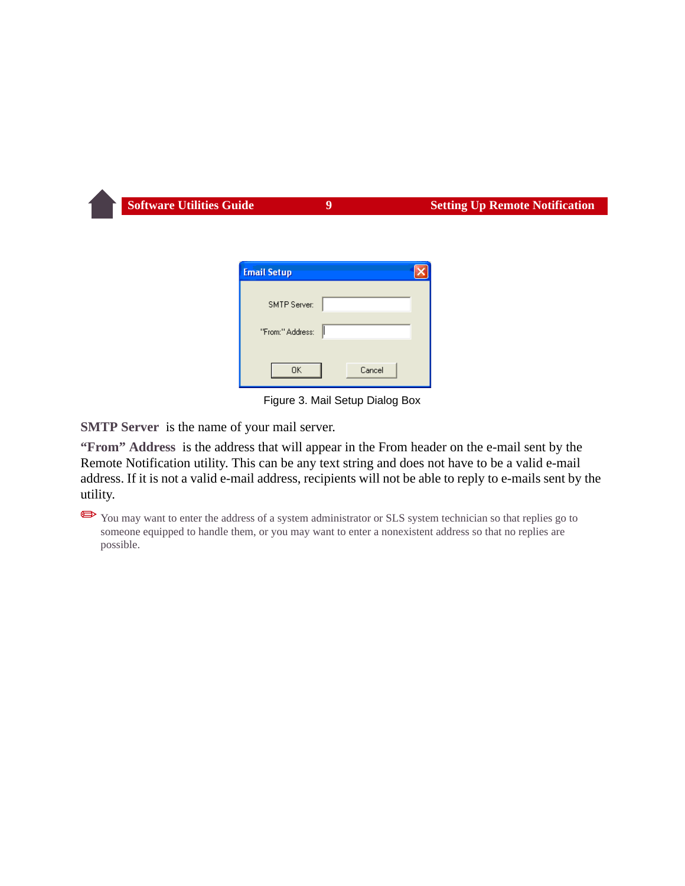Figure 3. Mail Setup Dialog Box

**SMTP Server** is the name of your mail server.

**"From" Address** is the address that will appear in the From header on the e-mail sent by the Remote Notification utility. This can be any text string and does not have to be a valid e-mail address. If it is not a valid e-mail address, recipients will not be able to reply to e-mails sent by the utility.

✏ You may want to enter the address of a system administrator or SLS system technician so that replies go to someone equipped to handle them, or you may want to enter a nonexistent address so that no replies are possible.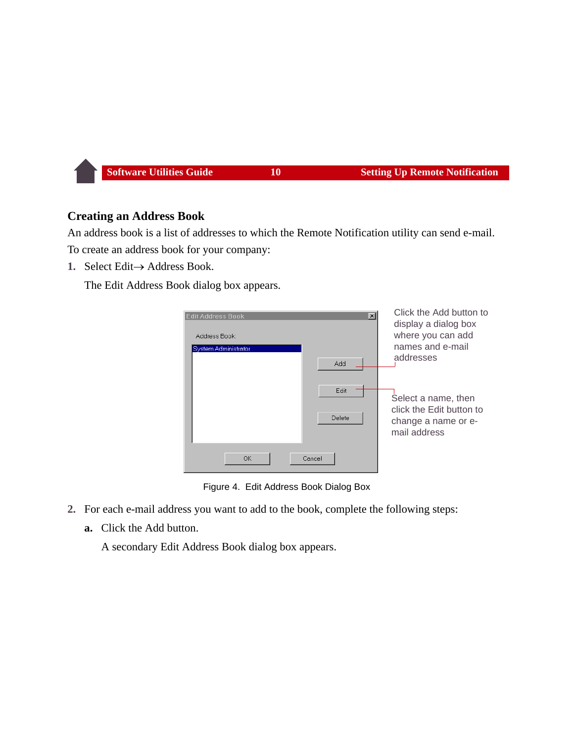## Creating an Address Book

An address book is a list of addresses to which the Remote Notification utility can send e-mail.

To create an address book for your company:

1. Select Edit→ Address Book.

   The Edit Address Book dialog box appears.

Click the Add button to display a dialog box where you can add names and e-mail addresses

Select a name, then click the Edit button to change a name or e-mail address

Figure 4. Edit Address Book Dialog Box

2. For each e-mail address you want to add to the book, complete the following steps:

   **a.** Click the Add button.

   A secondary Edit Address Book dialog box appears.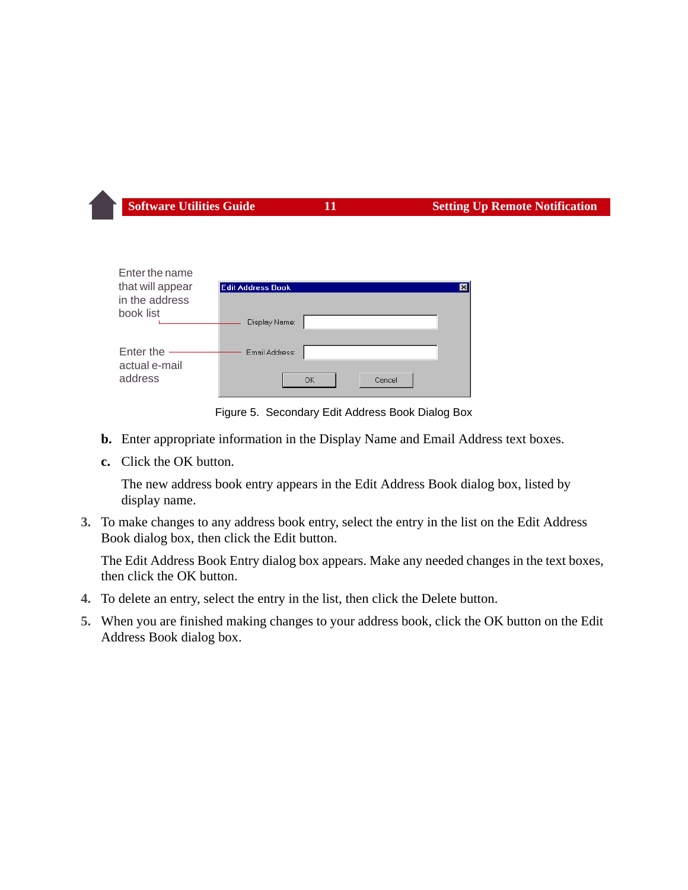Enter the name that will appear in the address book list

Enter the actual e-mail address

Figure 5. Secondary Edit Address Book Dialog Box

**b.** Enter appropriate information in the Display Name and Email Address text boxes.

**c.** Click the OK button.

The new address book entry appears in the Edit Address Book dialog box, listed by display name.

**3.** To make changes to any address book entry, select the entry in the list on the Edit Address Book dialog box, then click the Edit button.

The Edit Address Book Entry dialog box appears. Make any needed changes in the text boxes, then click the OK button.

**4.** To delete an entry, select the entry in the list, then click the Delete button.

**5.** When you are finished making changes to your address book, click the OK button on the Edit Address Book dialog box.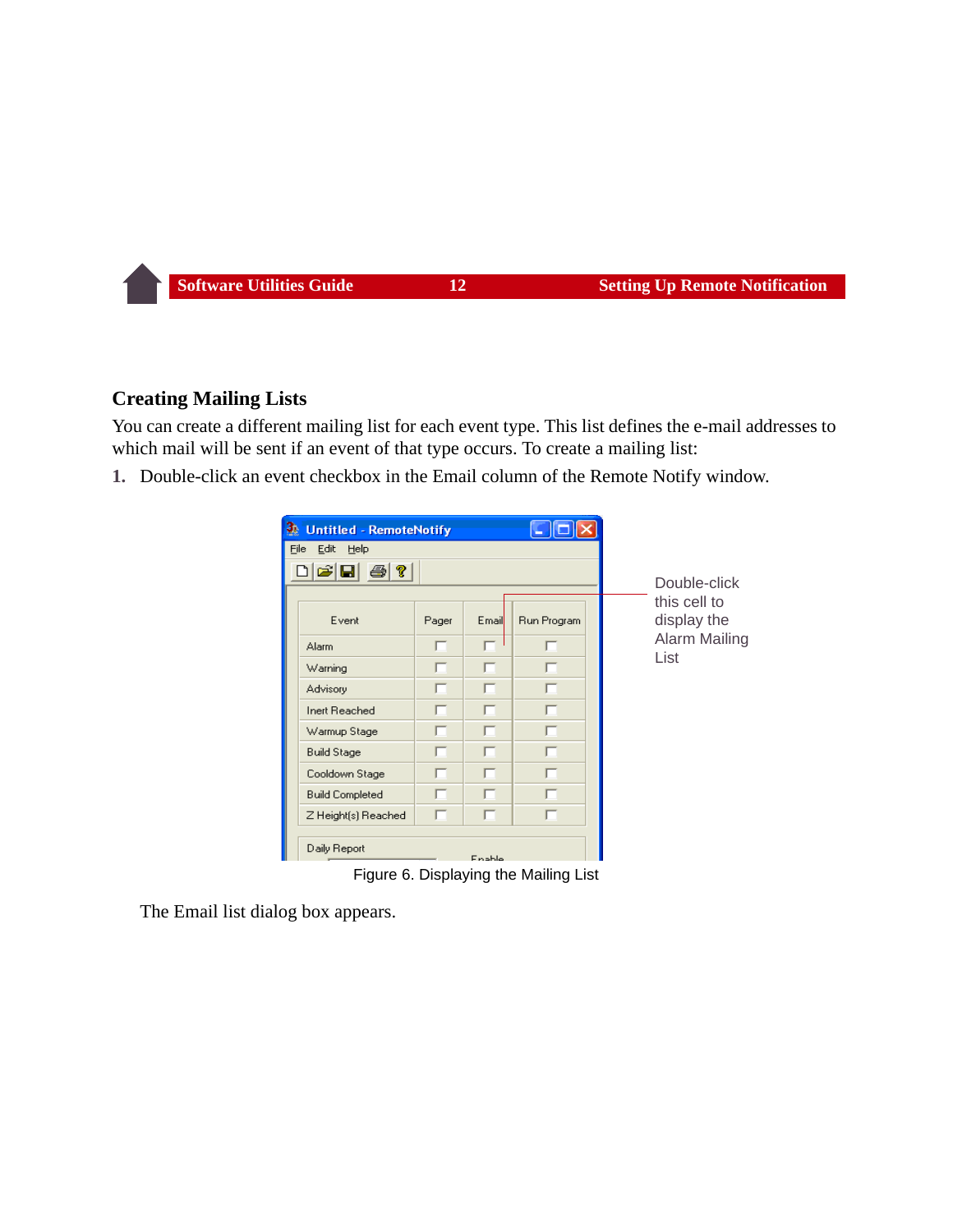## Creating Mailing Lists

You can create a different mailing list for each event type. This list defines the e-mail addresses to which mail will be sent if an event of that type occurs. To create a mailing list:

1. Double-click an event checkbox in the Email column of the Remote Notify window.

Figure 6. Displaying the Mailing List

The Email list dialog box appears.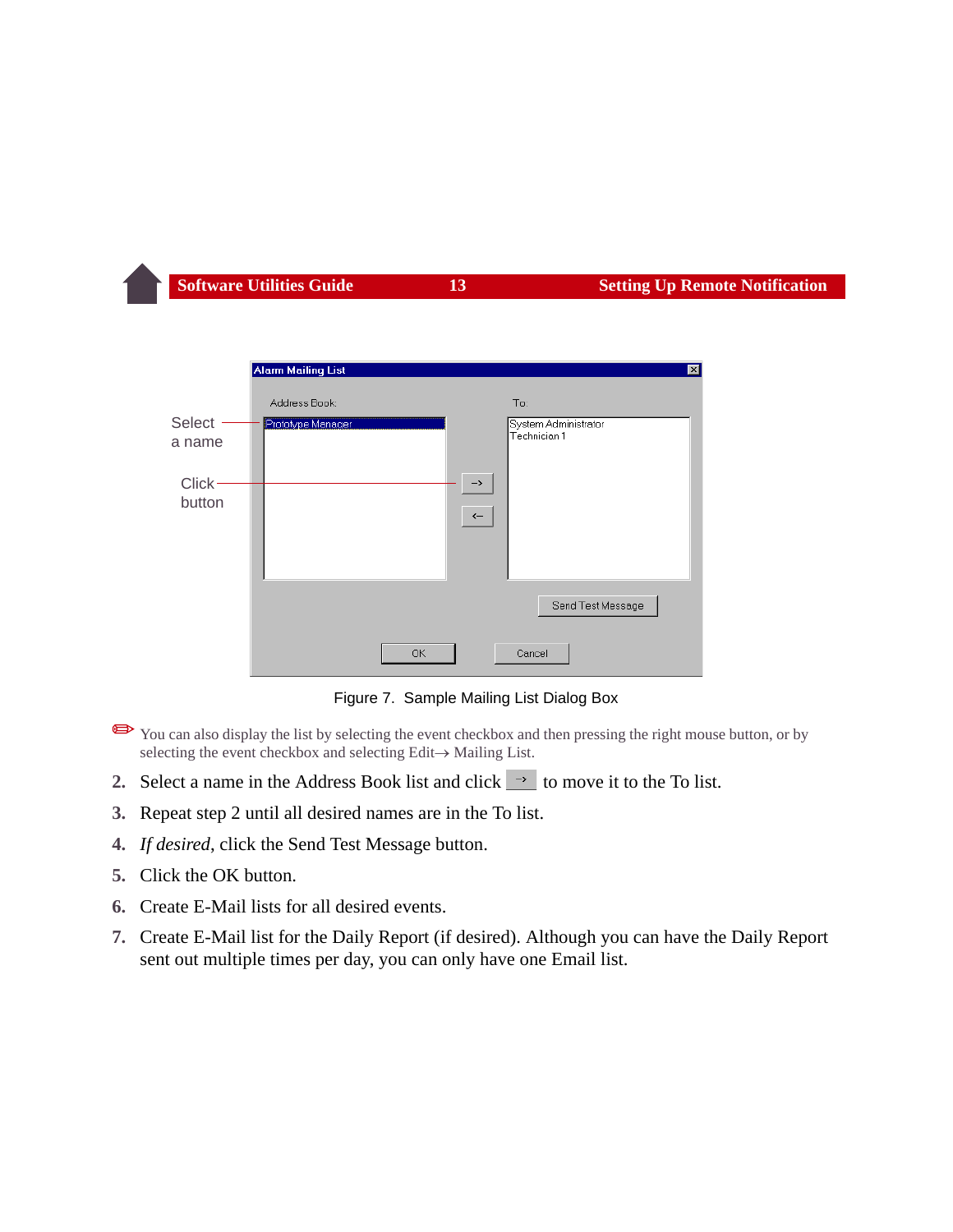Select a name

Click button

Figure 7. Sample Mailing List Dialog Box

✏ You can also display the list by selecting the event checkbox and then pressing the right mouse button, or by selecting the event checkbox and selecting Edit→ Mailing List.

2. Select a name in the Address Book list and click [→] to move it to the To list.
3. Repeat step 2 until all desired names are in the To list.
4. *If desired*, click the Send Test Message button.
5. Click the OK button.
6. Create E-Mail lists for all desired events.
7. Create E-Mail list for the Daily Report (if desired). Although you can have the Daily Report sent out multiple times per day, you can only have one Email list.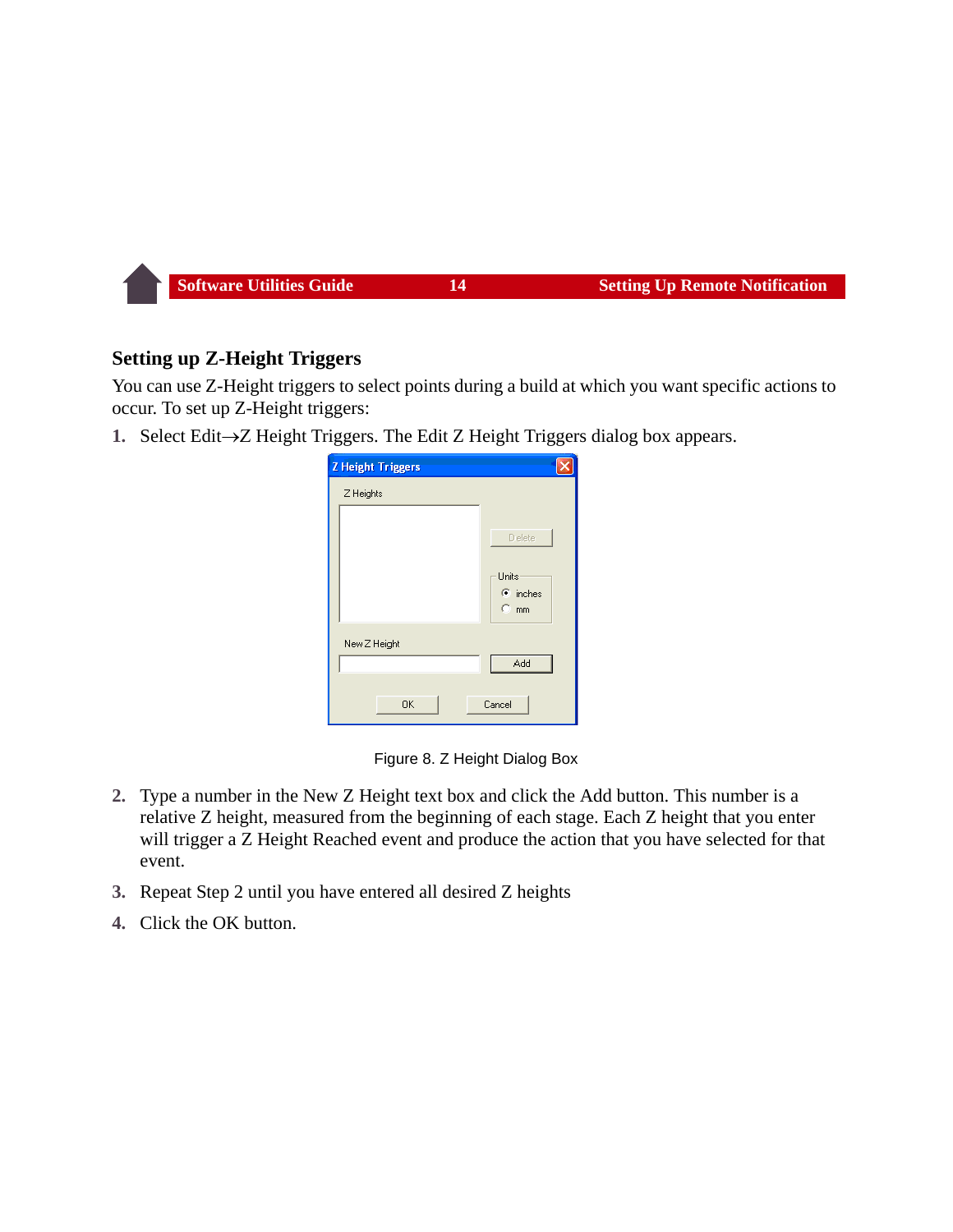## Setting up Z-Height Triggers

You can use Z-Height triggers to select points during a build at which you want specific actions to occur. To set up Z-Height triggers:

1. Select Edit→Z Height Triggers. The Edit Z Height Triggers dialog box appears.

Figure 8. Z Height Dialog Box

2. Type a number in the New Z Height text box and click the Add button. This number is a relative Z height, measured from the beginning of each stage. Each Z height that you enter will trigger a Z Height Reached event and produce the action that you have selected for that event.
3. Repeat Step 2 until you have entered all desired Z heights
4. Click the OK button.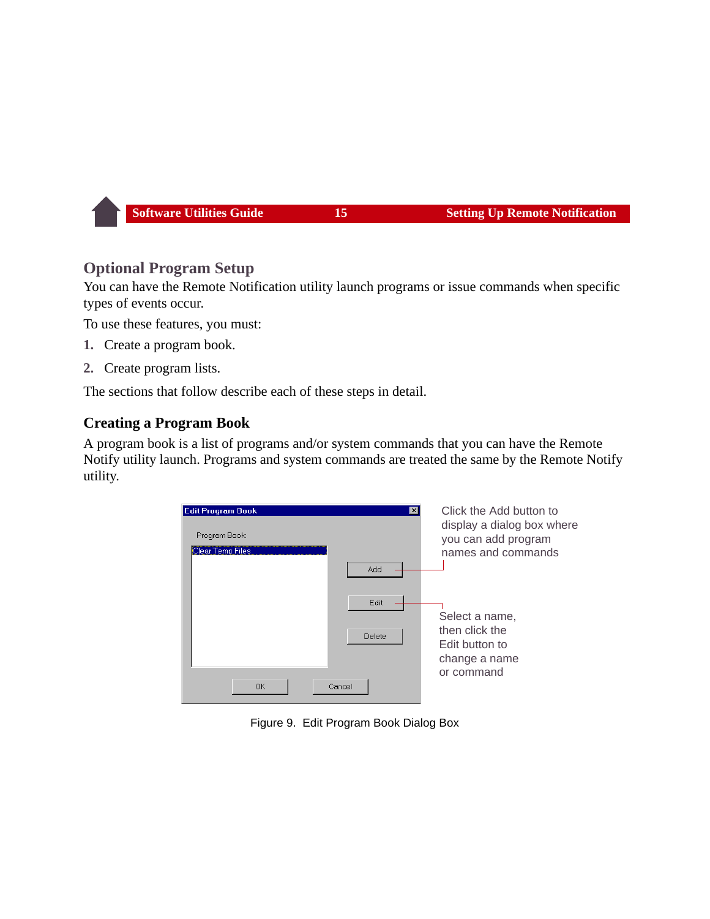## Optional Program Setup

You can have the Remote Notification utility launch programs or issue commands when specific types of events occur.

To use these features, you must:

1. Create a program book.
2. Create program lists.

The sections that follow describe each of these steps in detail.

### Creating a Program Book

A program book is a list of programs and/or system commands that you can have the Remote Notify utility launch. Programs and system commands are treated the same by the Remote Notify utility.

Click the Add button to display a dialog box where you can add program names and commands

Select a name, then click the Edit button to change a name or command

Figure 9. Edit Program Book Dialog Box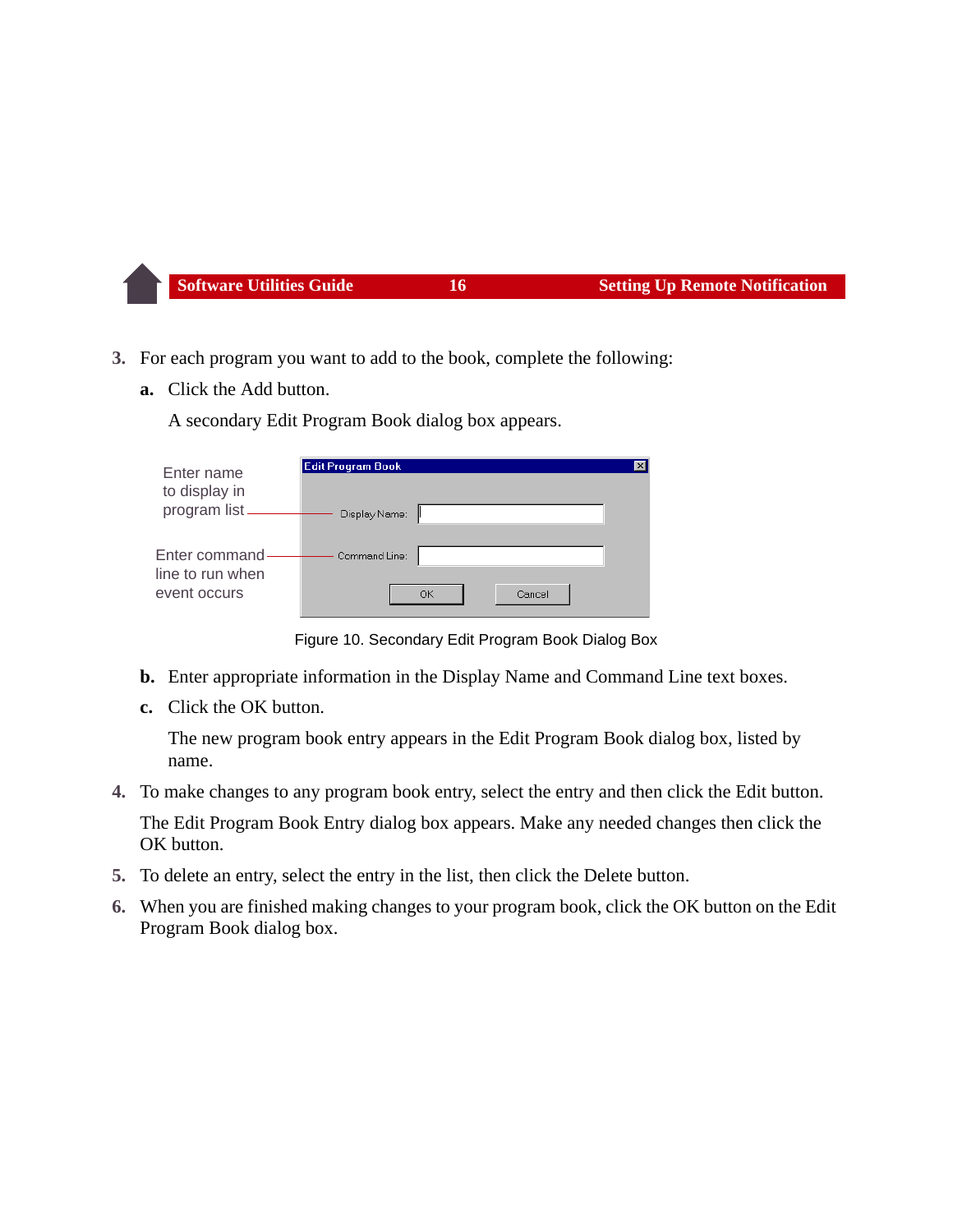3. For each program you want to add to the book, complete the following:

   **a.** Click the Add button.

   A secondary Edit Program Book dialog box appears.

   Figure 10. Secondary Edit Program Book Dialog Box

   **b.** Enter appropriate information in the Display Name and Command Line text boxes.

   **c.** Click the OK button.

   The new program book entry appears in the Edit Program Book dialog box, listed by name.

4. To make changes to any program book entry, select the entry and then click the Edit button.

   The Edit Program Book Entry dialog box appears. Make any needed changes then click the OK button.

5. To delete an entry, select the entry in the list, then click the Delete button.

6. When you are finished making changes to your program book, click the OK button on the Edit Program Book dialog box.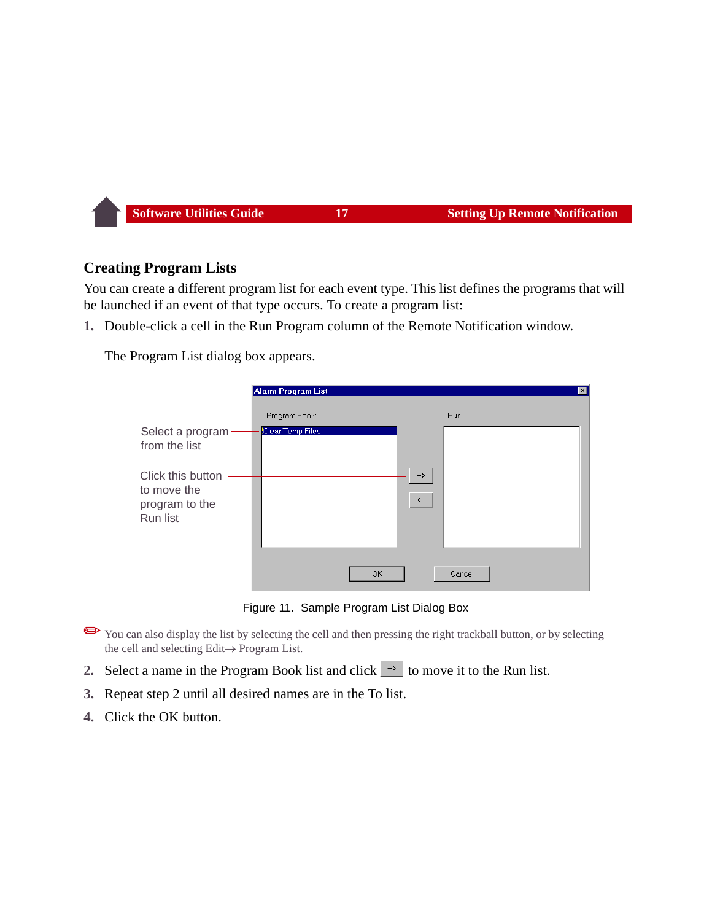## Creating Program Lists

You can create a different program list for each event type. This list defines the programs that will be launched if an event of that type occurs. To create a program list:

1. Double-click a cell in the Run Program column of the Remote Notification window.

   The Program List dialog box appears.

Figure 11. Sample Program List Dialog Box

✏ You can also display the list by selecting the cell and then pressing the right trackball button, or by selecting the cell and selecting Edit→ Program List.

2. Select a name in the Program Book list and click → to move it to the Run list.
3. Repeat step 2 until all desired names are in the To list.
4. Click the OK button.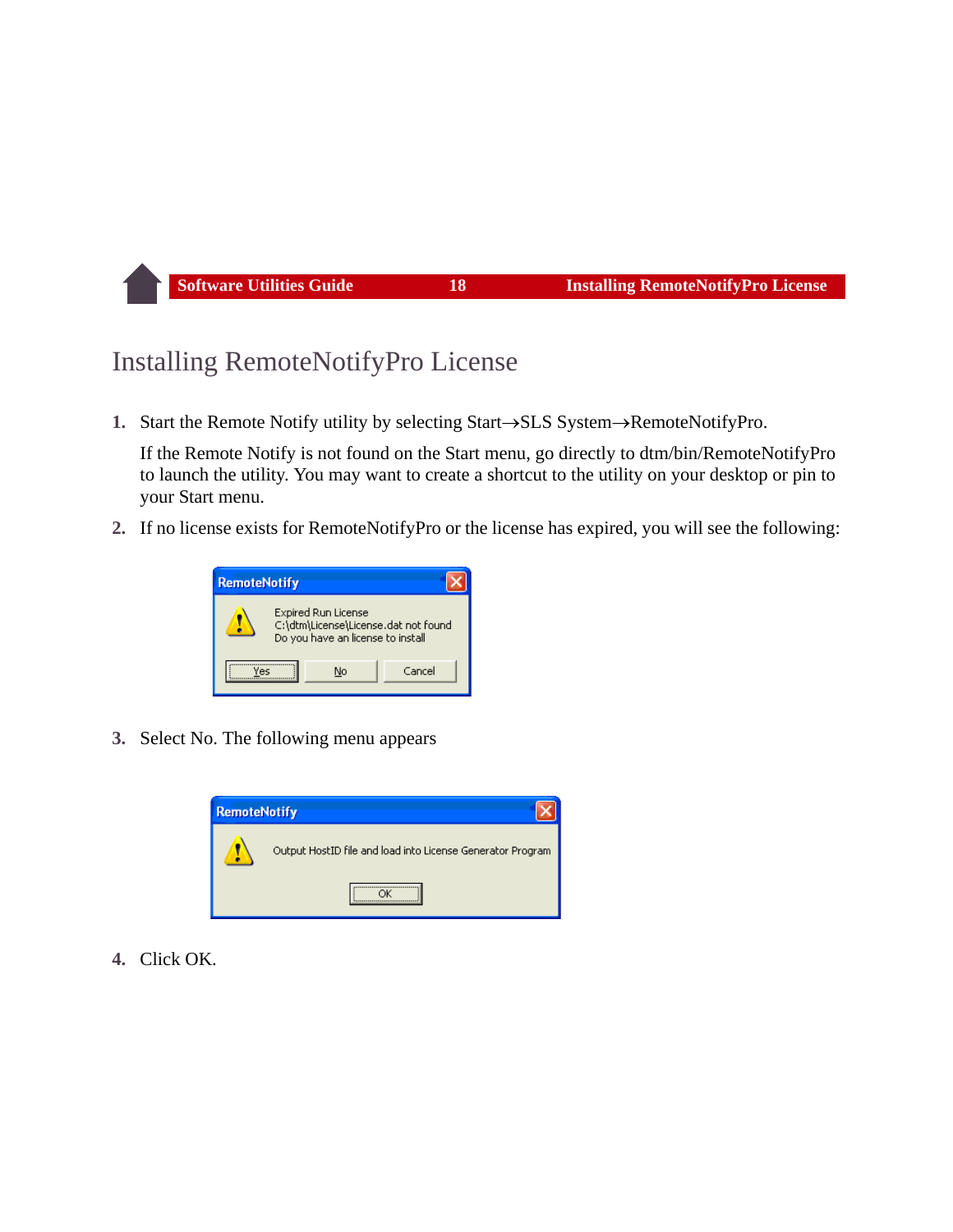# Installing RemoteNotifyPro License

1. Start the Remote Notify utility by selecting Start→SLS System→RemoteNotifyPro.

   If the Remote Notify is not found on the Start menu, go directly to dtm/bin/RemoteNotifyPro to launch the utility. You may want to create a shortcut to the utility on your desktop or pin to your Start menu.

2. If no license exists for RemoteNotifyPro or the license has expired, you will see the following:

3. Select No. The following menu appears

4. Click OK.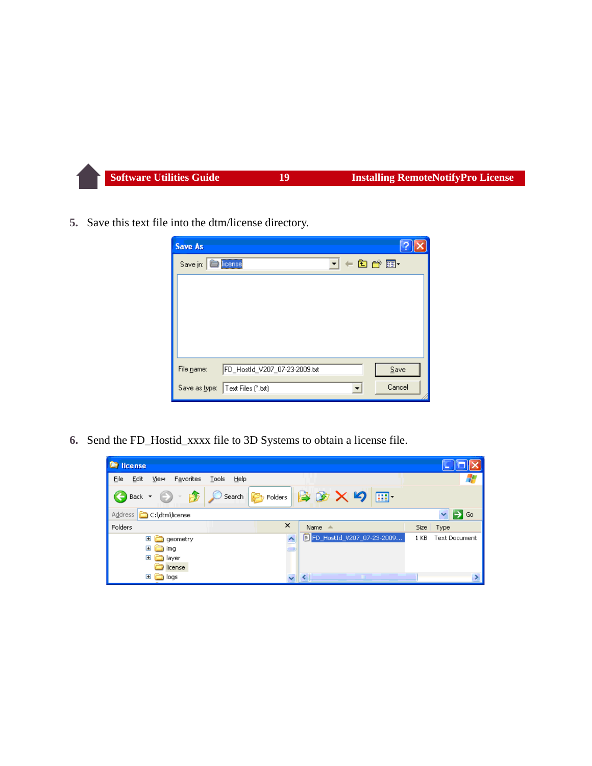5. Save this text file into the dtm/license directory.

6. Send the FD_Hostid_xxxx file to 3D Systems to obtain a license file.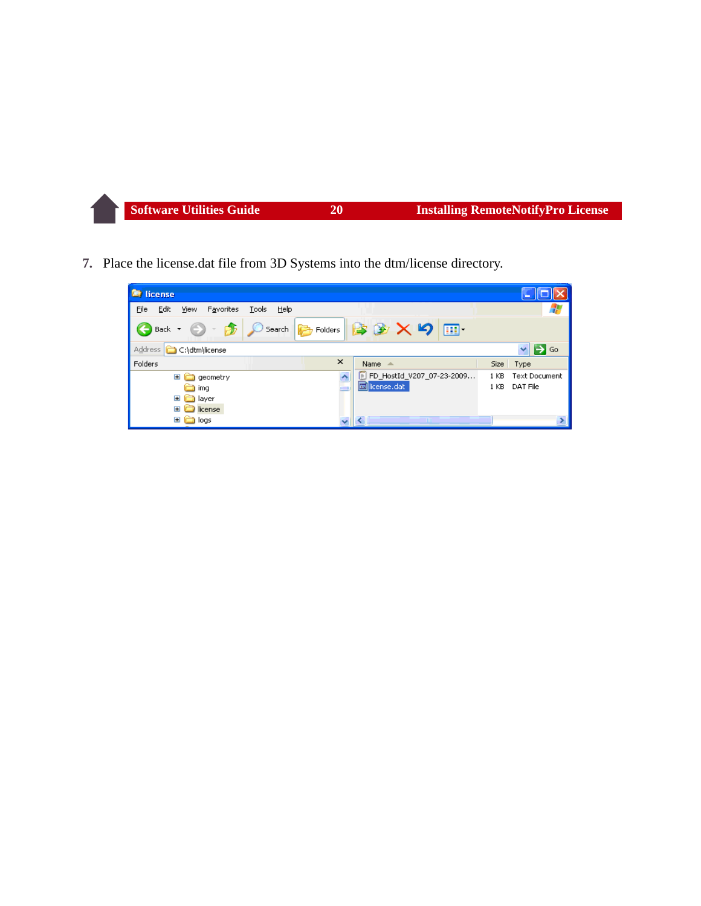7. Place the license.dat file from 3D Systems into the dtm/license directory.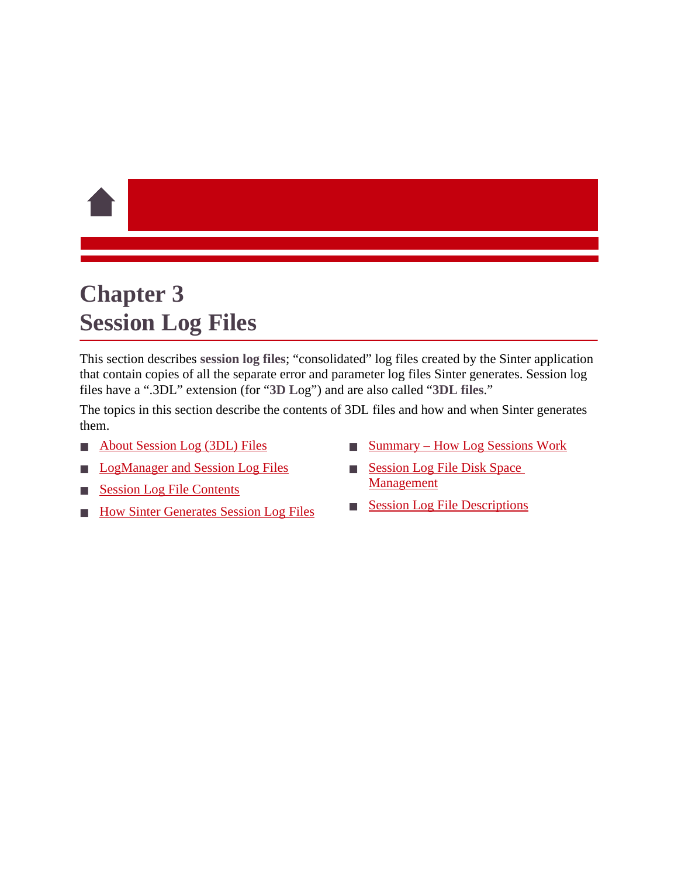# Chapter 3
# Session Log Files

This section describes **session log files**; “consolidated” log files created by the Sinter application that contain copies of all the separate error and parameter log files Sinter generates. Session log files have a “.3DL” extension (for “**3D L**og”) and are also called “**3DL files**.”

The topics in this section describe the contents of 3DL files and how and when Sinter generates them.

- About Session Log (3DL) Files
- LogManager and Session Log Files
- Session Log File Contents
- How Sinter Generates Session Log Files
- Summary – How Log Sessions Work
- Session Log File Disk Space Management
- Session Log File Descriptions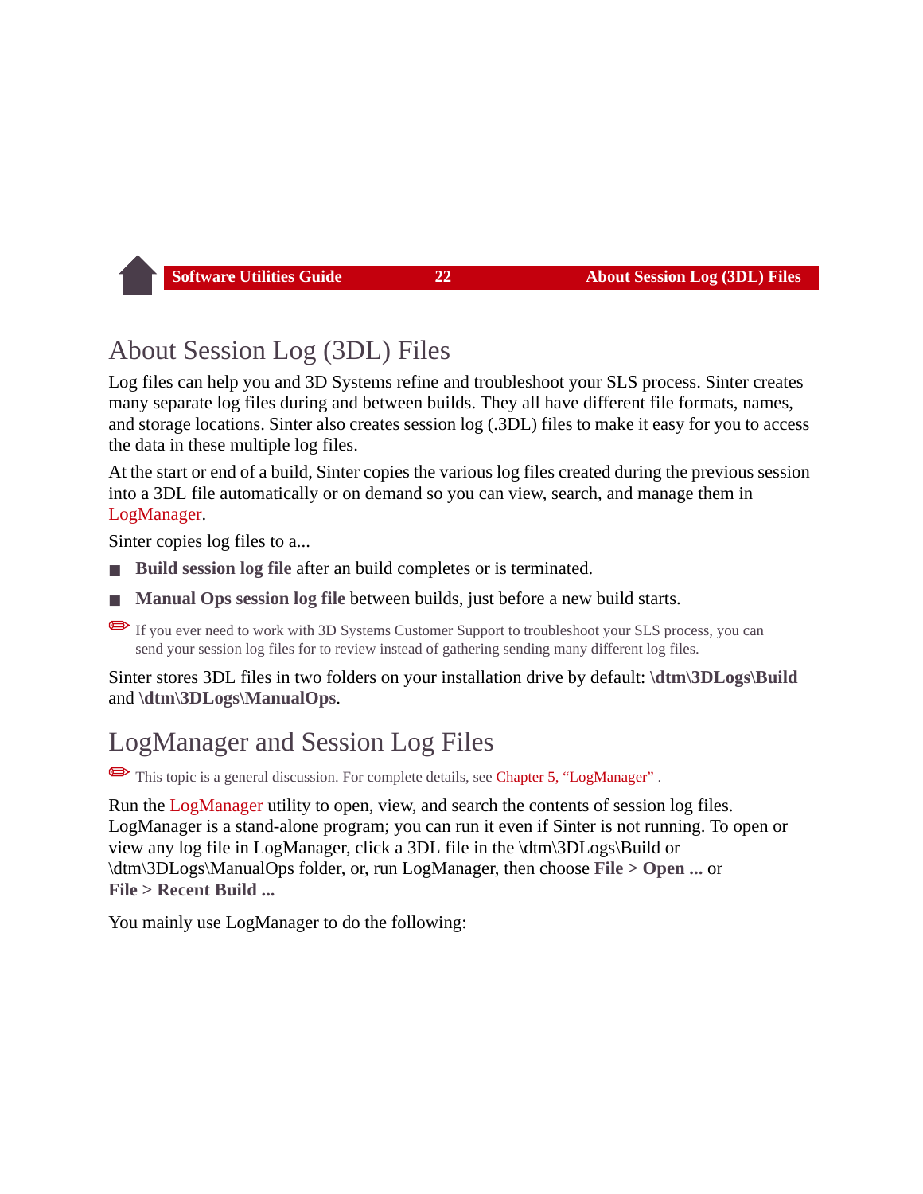# About Session Log (3DL) Files

Log files can help you and 3D Systems refine and troubleshoot your SLS process. Sinter creates many separate log files during and between builds. They all have different file formats, names, and storage locations. Sinter also creates session log (.3DL) files to make it easy for you to access the data in these multiple log files.

At the start or end of a build, Sinter copies the various log files created during the previous session into a 3DL file automatically or on demand so you can view, search, and manage them in LogManager.

Sinter copies log files to a...

- **Build session log file** after an build completes or is terminated.
- **Manual Ops session log file** between builds, just before a new build starts.

✏ If you ever need to work with 3D Systems Customer Support to troubleshoot your SLS process, you can send your session log files for to review instead of gathering sending many different log files.

Sinter stores 3DL files in two folders on your installation drive by default: **\dtm\3DLogs\Build** and **\dtm\3DLogs\ManualOps**.

# LogManager and Session Log Files

✏ This topic is a general discussion. For complete details, see Chapter 5, "LogManager" .

Run the LogManager utility to open, view, and search the contents of session log files. LogManager is a stand-alone program; you can run it even if Sinter is not running. To open or view any log file in LogManager, click a 3DL file in the \dtm\3DLogs\Build or \dtm\3DLogs\ManualOps folder, or, run LogManager, then choose **File > Open ...** or **File > Recent Build ...**

You mainly use LogManager to do the following: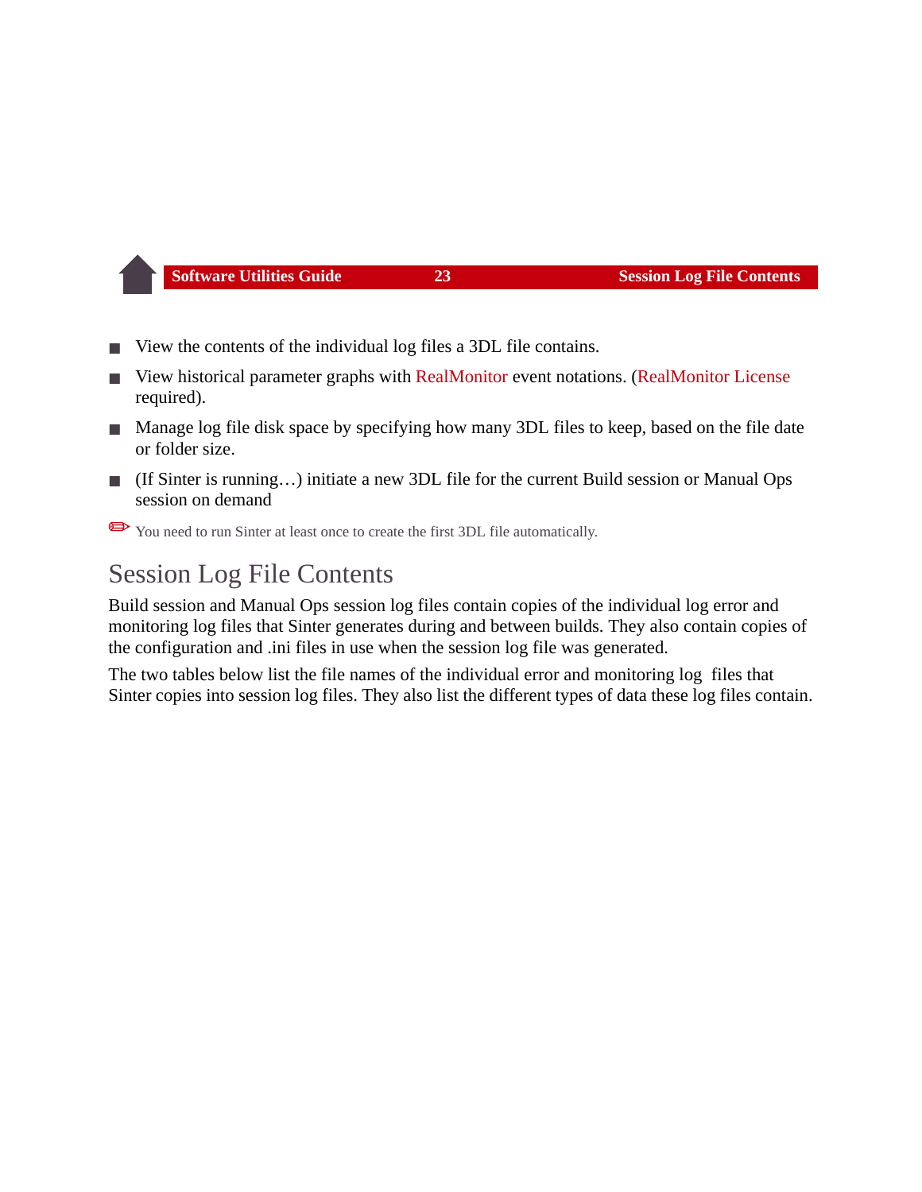- View the contents of the individual log files a 3DL file contains.
- View historical parameter graphs with RealMonitor event notations. (RealMonitor License required).
- Manage log file disk space by specifying how many 3DL files to keep, based on the file date or folder size.
- (If Sinter is running…) initiate a new 3DL file for the current Build session or Manual Ops session on demand

✏ You need to run Sinter at least once to create the first 3DL file automatically.

## Session Log File Contents

Build session and Manual Ops session log files contain copies of the individual log error and monitoring log files that Sinter generates during and between builds. They also contain copies of the configuration and .ini files in use when the session log file was generated.

The two tables below list the file names of the individual error and monitoring log files that Sinter copies into session log files. They also list the different types of data these log files contain.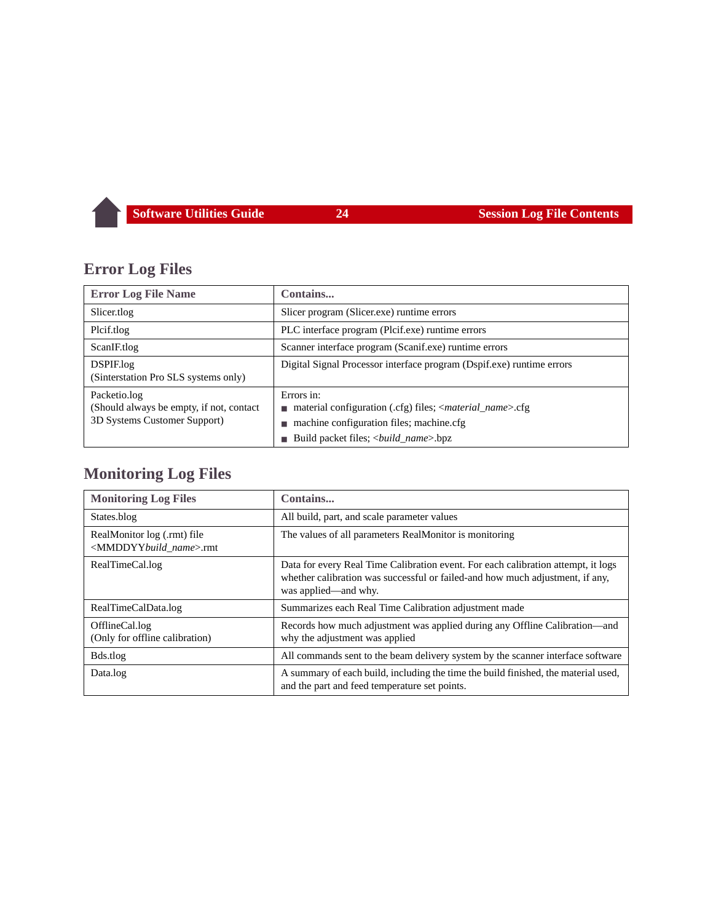## Error Log Files

| Error Log File Name | Contains... |
| --- | --- |
| Slicer.tlog | Slicer program (Slicer.exe) runtime errors |
| Plcif.tlog | PLC interface program (Plcif.exe) runtime errors |
| ScanIF.tlog | Scanner interface program (Scanif.exe) runtime errors |
| DSPIF.log<br>(Sinterstation Pro SLS systems only) | Digital Signal Processor interface program (Dspif.exe) runtime errors |
| Packetio.log<br>(Should always be empty, if not, contact 3D Systems Customer Support) | Errors in:<br>■ material configuration (.cfg) files; <*material_name*>.cfg<br>■ machine configuration files; machine.cfg<br>■ Build packet files; <*build_name*>.bpz |

## Monitoring Log Files

| Monitoring Log Files | Contains... |
| --- | --- |
| States.blog | All build, part, and scale parameter values |
| RealMonitor log (.rmt) file<br><MMDDYY*build_name*>.rmt | The values of all parameters RealMonitor is monitoring |
| RealTimeCal.log | Data for every Real Time Calibration event. For each calibration attempt, it logs whether calibration was successful or failed-and how much adjustment, if any, was applied—and why. |
| RealTimeCalData.log | Summarizes each Real Time Calibration adjustment made |
| OfflineCal.log<br>(Only for offline calibration) | Records how much adjustment was applied during any Offline Calibration—and why the adjustment was applied |
| Bds.tlog | All commands sent to the beam delivery system by the scanner interface software |
| Data.log | A summary of each build, including the time the build finished, the material used, and the part and feed temperature set points. |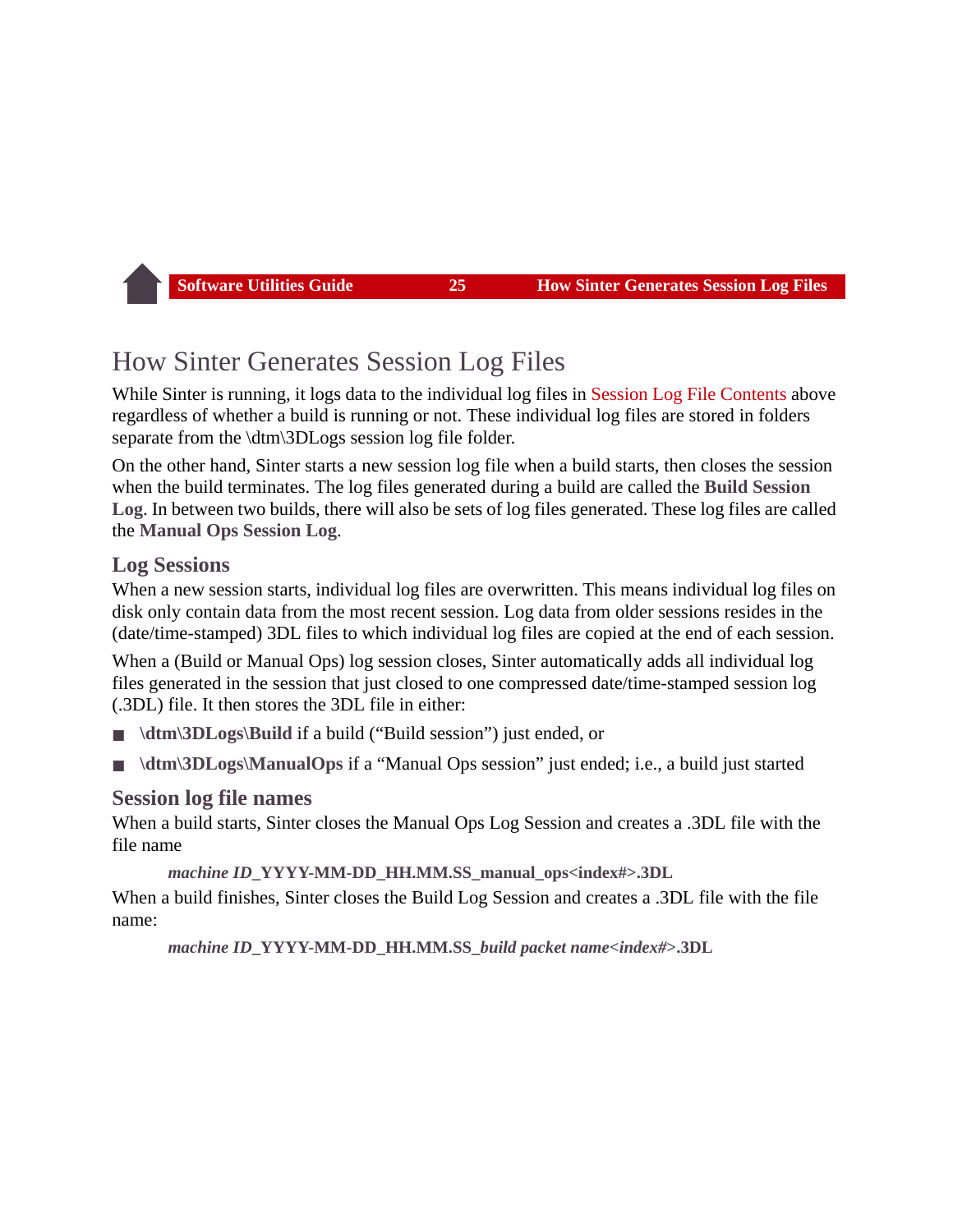# How Sinter Generates Session Log Files

While Sinter is running, it logs data to the individual log files in Session Log File Contents above regardless of whether a build is running or not. These individual log files are stored in folders separate from the \dtm\3DLogs session log file folder.

On the other hand, Sinter starts a new session log file when a build starts, then closes the session when the build terminates. The log files generated during a build are called the **Build Session Log**. In between two builds, there will also be sets of log files generated. These log files are called the **Manual Ops Session Log**.

## Log Sessions

When a new session starts, individual log files are overwritten. This means individual log files on disk only contain data from the most recent session. Log data from older sessions resides in the (date/time-stamped) 3DL files to which individual log files are copied at the end of each session.

When a (Build or Manual Ops) log session closes, Sinter automatically adds all individual log files generated in the session that just closed to one compressed date/time-stamped session log (.3DL) file. It then stores the 3DL file in either:

- **\dtm\3DLogs\Build** if a build (“Build session”) just ended, or
- **\dtm\3DLogs\ManualOps** if a “Manual Ops session” just ended; i.e., a build just started

## Session log file names

When a build starts, Sinter closes the Manual Ops Log Session and creates a .3DL file with the file name

> ***machine ID*****_YYYY-MM-DD_HH.MM.SS_manual_ops<index#>.3DL**

When a build finishes, Sinter closes the Build Log Session and creates a .3DL file with the file name:

> ***machine ID*****_YYYY-MM-DD_HH.MM.SS_*****build packet name<index#>*****.3DL**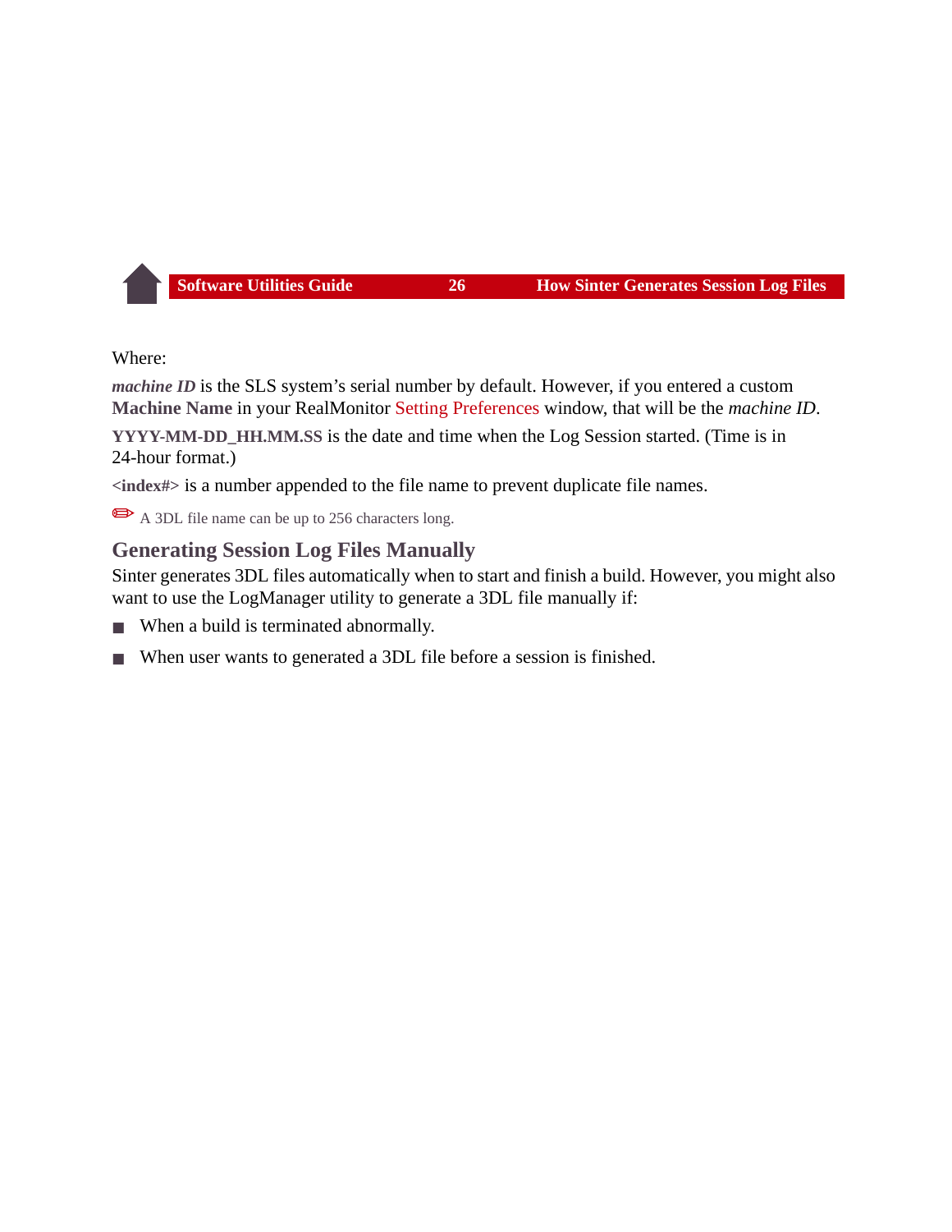Where:

***machine ID*** is the SLS system's serial number by default. However, if you entered a custom **Machine Name** in your RealMonitor Setting Preferences window, that will be the *machine ID*.

**YYYY-MM-DD_HH.MM.SS** is the date and time when the Log Session started. (Time is in 24-hour format.)

**<index#>** is a number appended to the file name to prevent duplicate file names.

✏ A 3DL file name can be up to 256 characters long.

## Generating Session Log Files Manually

Sinter generates 3DL files automatically when to start and finish a build. However, you might also want to use the LogManager utility to generate a 3DL file manually if:

- When a build is terminated abnormally.
- When user wants to generated a 3DL file before a session is finished.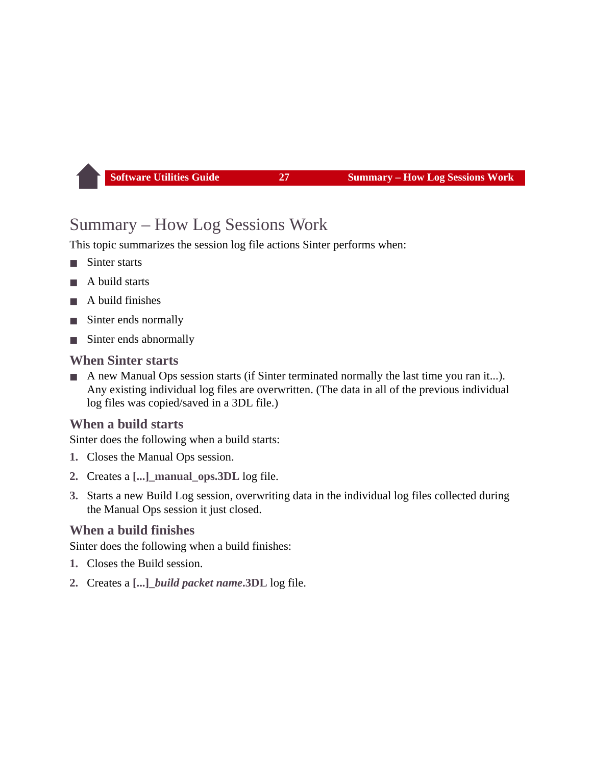# Summary – How Log Sessions Work

This topic summarizes the session log file actions Sinter performs when:

- Sinter starts
- A build starts
- A build finishes
- Sinter ends normally
- Sinter ends abnormally

## When Sinter starts

- A new Manual Ops session starts (if Sinter terminated normally the last time you ran it...). Any existing individual log files are overwritten. (The data in all of the previous individual log files was copied/saved in a 3DL file.)

## When a build starts

Sinter does the following when a build starts:

1. Closes the Manual Ops session.
2. Creates a **[...]_manual_ops.3DL** log file.
3. Starts a new Build Log session, overwriting data in the individual log files collected during the Manual Ops session it just closed.

## When a build finishes

Sinter does the following when a build finishes:

1. Closes the Build session.
2. Creates a **[...]_*build packet name*.3DL** log file.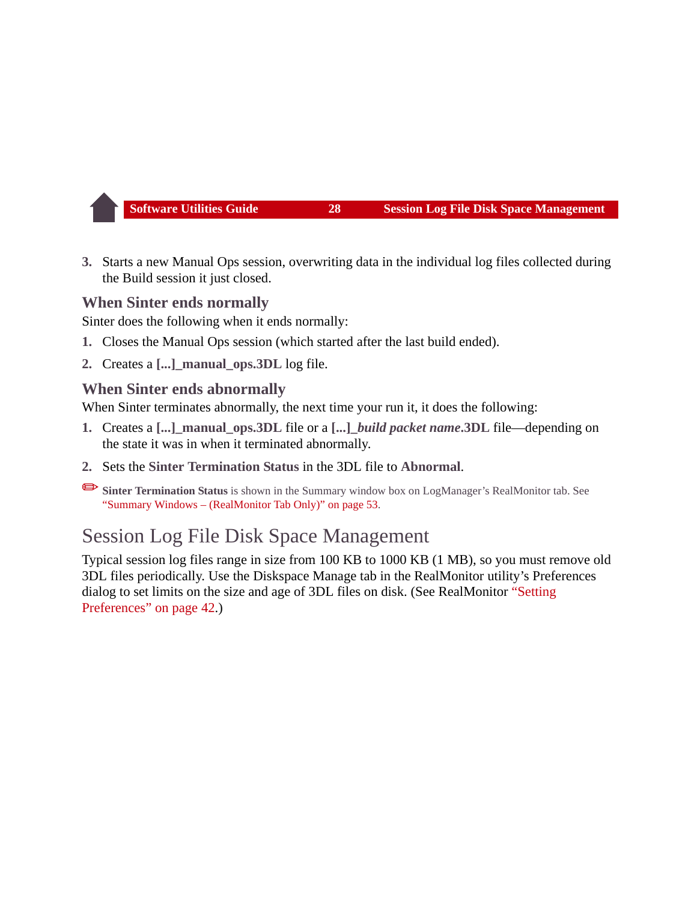3. Starts a new Manual Ops session, overwriting data in the individual log files collected during the Build session it just closed.

### When Sinter ends normally

Sinter does the following when it ends normally:

1. Closes the Manual Ops session (which started after the last build ended).
2. Creates a **[...]_manual_ops.3DL** log file.

### When Sinter ends abnormally

When Sinter terminates abnormally, the next time your run it, it does the following:

1. Creates a **[...]_manual_ops.3DL** file or a **[...]_*build packet name*.3DL** file—depending on the state it was in when it terminated abnormally.
2. Sets the **Sinter Termination Status** in the 3DL file to **Abnormal**.

✏ **Sinter Termination Status** is shown in the Summary window box on LogManager's RealMonitor tab. See "Summary Windows – (RealMonitor Tab Only)" on page 53.

## Session Log File Disk Space Management

Typical session log files range in size from 100 KB to 1000 KB (1 MB), so you must remove old 3DL files periodically. Use the Diskspace Manage tab in the RealMonitor utility's Preferences dialog to set limits on the size and age of 3DL files on disk. (See RealMonitor "Setting Preferences" on page 42.)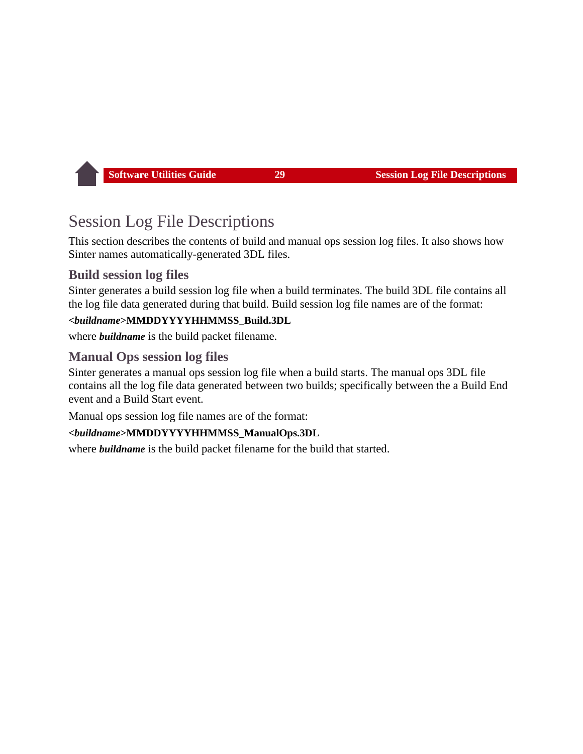# Session Log File Descriptions

This section describes the contents of build and manual ops session log files. It also shows how Sinter names automatically-generated 3DL files.

## Build session log files

Sinter generates a build session log file when a build terminates. The build 3DL file contains all the log file data generated during that build. Build session log file names are of the format:

**<*buildname*>MMDDYYYYHHMMSS_Build.3DL**

where ***buildname*** is the build packet filename.

## Manual Ops session log files

Sinter generates a manual ops session log file when a build starts. The manual ops 3DL file contains all the log file data generated between two builds; specifically between the a Build End event and a Build Start event.

Manual ops session log file names are of the format:

**<*buildname*>MMDDYYYYHHMMSS_ManualOps.3DL**

where ***buildname*** is the build packet filename for the build that started.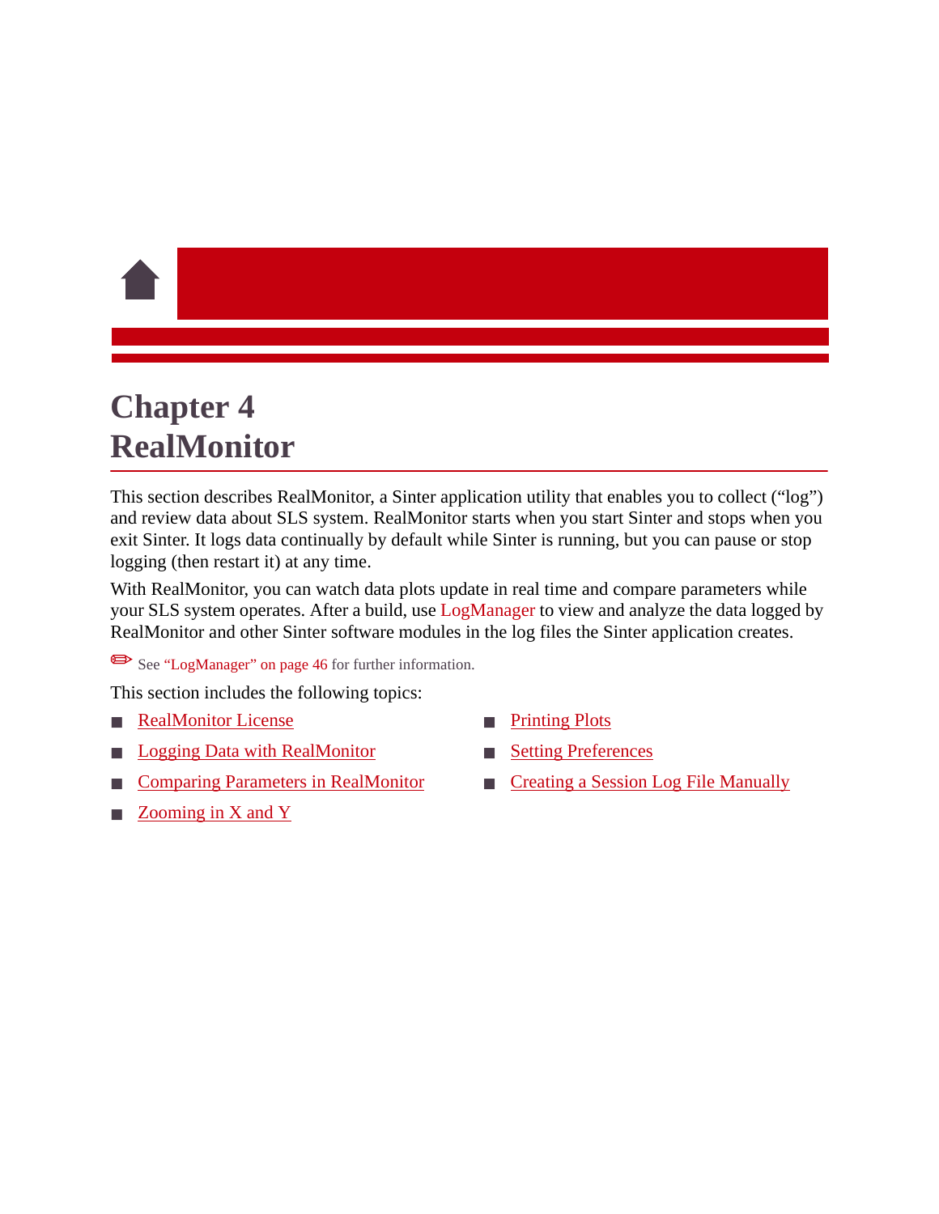# Chapter 4 RealMonitor

This section describes RealMonitor, a Sinter application utility that enables you to collect (“log”) and review data about SLS system. RealMonitor starts when you start Sinter and stops when you exit Sinter. It logs data continually by default while Sinter is running, but you can pause or stop logging (then restart it) at any time.

With RealMonitor, you can watch data plots update in real time and compare parameters while your SLS system operates. After a build, use LogManager to view and analyze the data logged by RealMonitor and other Sinter software modules in the log files the Sinter application creates.

✏ See “LogManager” on page 46 for further information.

This section includes the following topics:

- RealMonitor License
- Logging Data with RealMonitor
- Comparing Parameters in RealMonitor
- Zooming in X and Y
- Printing Plots
- Setting Preferences
- Creating a Session Log File Manually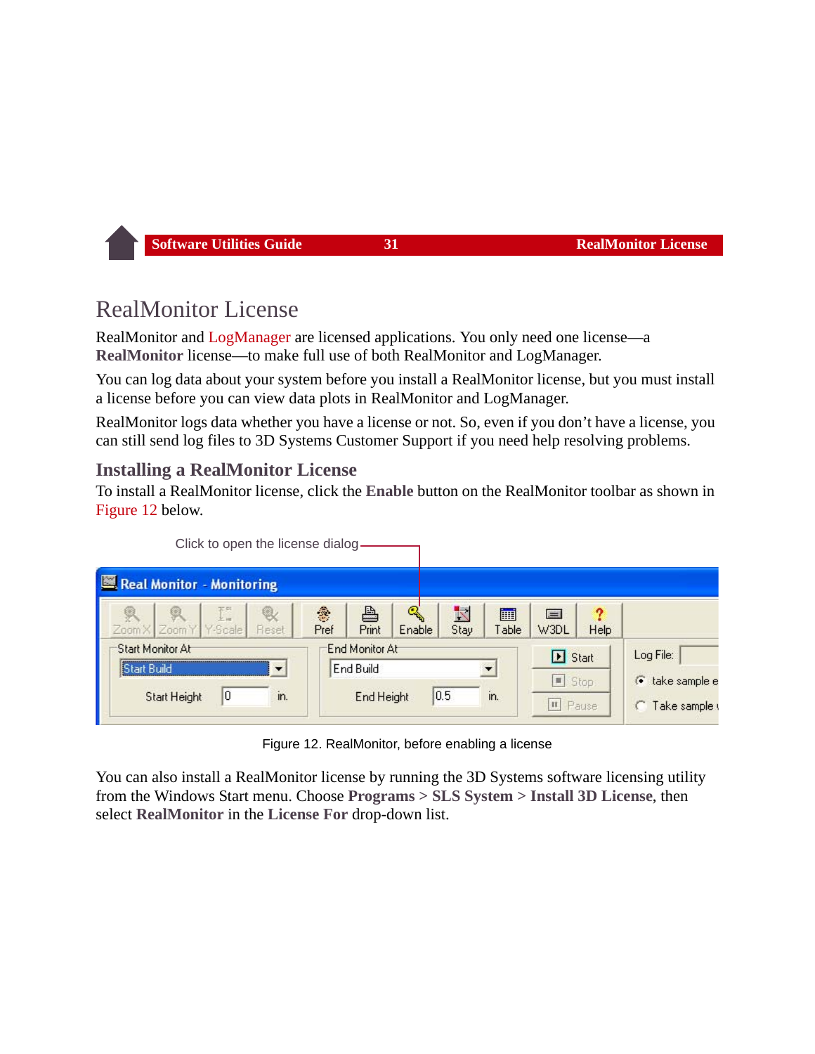# RealMonitor License

RealMonitor and LogManager are licensed applications. You only need one license—a **RealMonitor** license—to make full use of both RealMonitor and LogManager.

You can log data about your system before you install a RealMonitor license, but you must install a license before you can view data plots in RealMonitor and LogManager.

RealMonitor logs data whether you have a license or not. So, even if you don't have a license, you can still send log files to 3D Systems Customer Support if you need help resolving problems.

## Installing a RealMonitor License

To install a RealMonitor license, click the **Enable** button on the RealMonitor toolbar as shown in Figure 12 below.

Click to open the license dialog

Figure 12. RealMonitor, before enabling a license

You can also install a RealMonitor license by running the 3D Systems software licensing utility from the Windows Start menu. Choose **Programs** > **SLS System** > **Install 3D License**, then select **RealMonitor** in the **License For** drop-down list.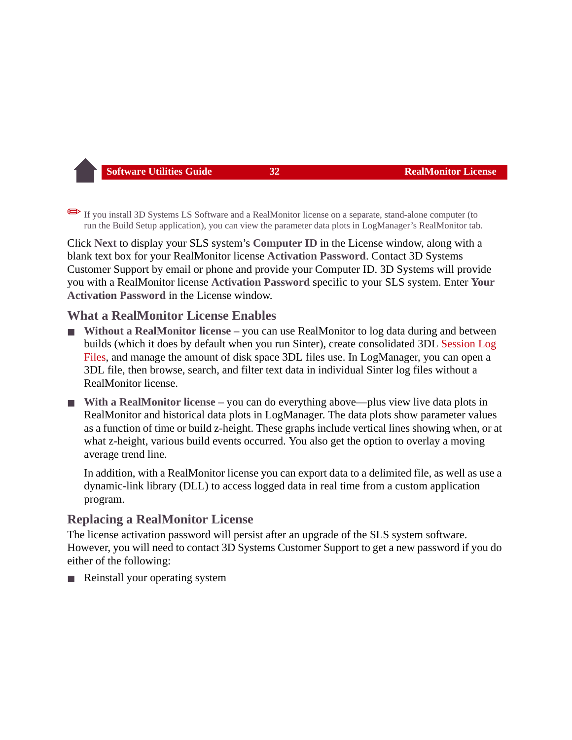✏ If you install 3D Systems LS Software and a RealMonitor license on a separate, stand-alone computer (to run the Build Setup application), you can view the parameter data plots in LogManager's RealMonitor tab.

Click **Next** to display your SLS system's **Computer ID** in the License window, along with a blank text box for your RealMonitor license **Activation Password**. Contact 3D Systems Customer Support by email or phone and provide your Computer ID. 3D Systems will provide you with a RealMonitor license **Activation Password** specific to your SLS system. Enter **Your Activation Password** in the License window.

## What a RealMonitor License Enables

- **Without a RealMonitor license** – you can use RealMonitor to log data during and between builds (which it does by default when you run Sinter), create consolidated 3DL Session Log Files, and manage the amount of disk space 3DL files use. In LogManager, you can open a 3DL file, then browse, search, and filter text data in individual Sinter log files without a RealMonitor license.
- **With a RealMonitor license** – you can do everything above—plus view live data plots in RealMonitor and historical data plots in LogManager. The data plots show parameter values as a function of time or build z-height. These graphs include vertical lines showing when, or at what z-height, various build events occurred. You also get the option to overlay a moving average trend line.

  In addition, with a RealMonitor license you can export data to a delimited file, as well as use a dynamic-link library (DLL) to access logged data in real time from a custom application program.

## Replacing a RealMonitor License

The license activation password will persist after an upgrade of the SLS system software. However, you will need to contact 3D Systems Customer Support to get a new password if you do either of the following:

- Reinstall your operating system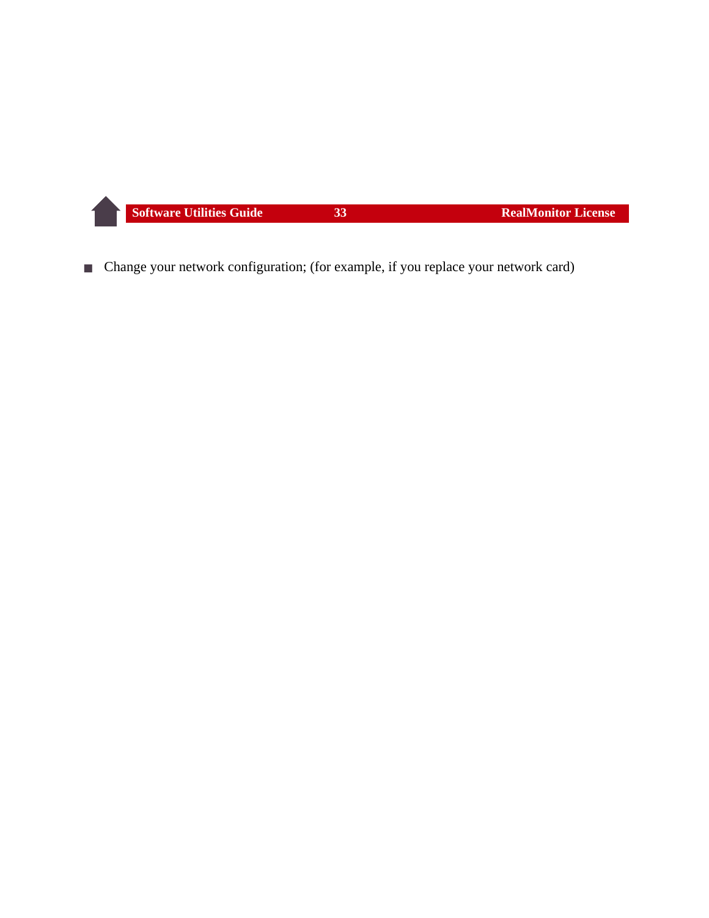- Change your network configuration; (for example, if you replace your network card)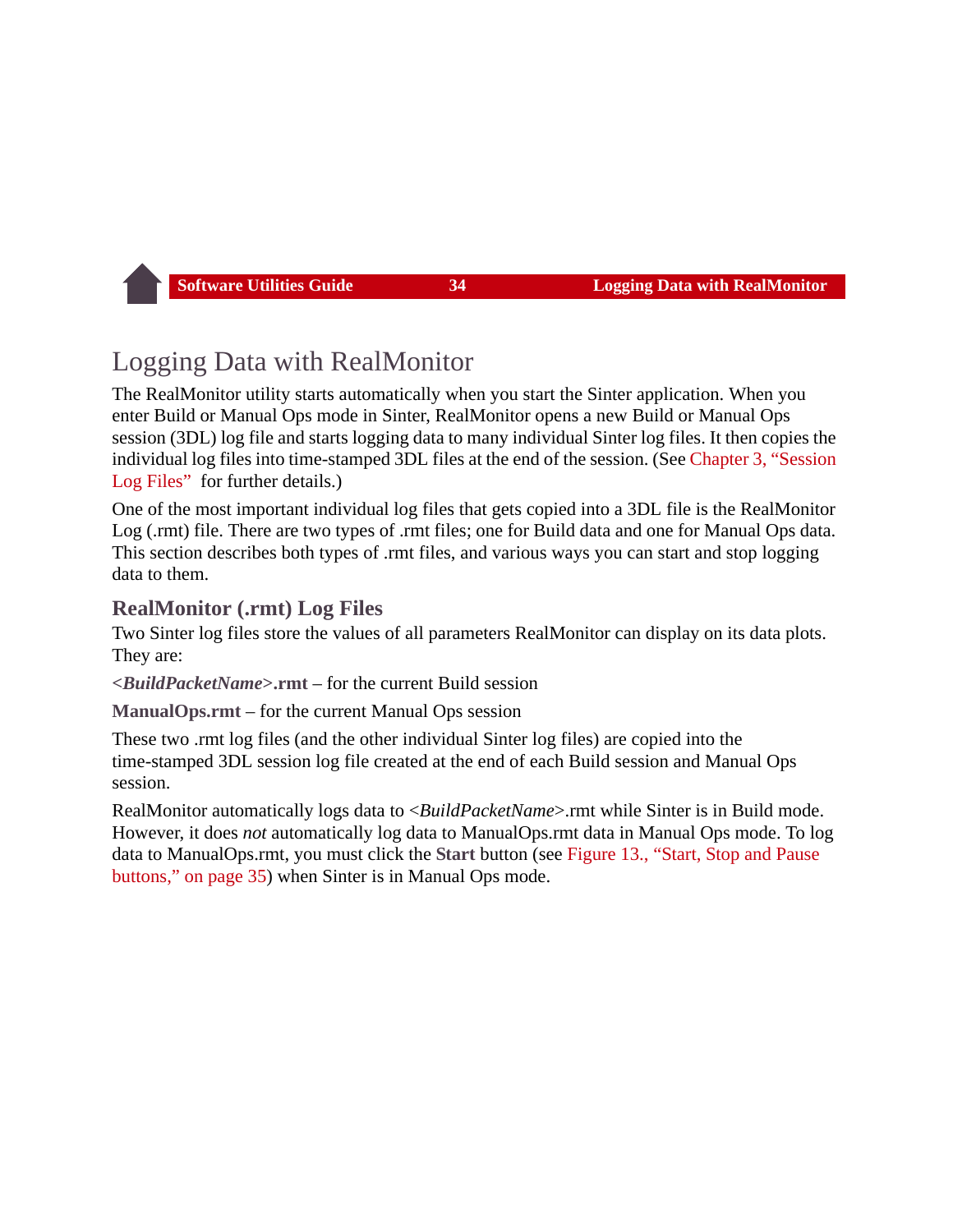# Logging Data with RealMonitor

The RealMonitor utility starts automatically when you start the Sinter application. When you enter Build or Manual Ops mode in Sinter, RealMonitor opens a new Build or Manual Ops session (3DL) log file and starts logging data to many individual Sinter log files. It then copies the individual log files into time-stamped 3DL files at the end of the session. (See Chapter 3, "Session Log Files" for further details.)

One of the most important individual log files that gets copied into a 3DL file is the RealMonitor Log (.rmt) file. There are two types of .rmt files; one for Build data and one for Manual Ops data. This section describes both types of .rmt files, and various ways you can start and stop logging data to them.

## RealMonitor (.rmt) Log Files

Two Sinter log files store the values of all parameters RealMonitor can display on its data plots. They are:

**<*BuildPacketName*>.rmt** – for the current Build session

**ManualOps.rmt** – for the current Manual Ops session

These two .rmt log files (and the other individual Sinter log files) are copied into the time-stamped 3DL session log file created at the end of each Build session and Manual Ops session.

RealMonitor automatically logs data to <*BuildPacketName*>.rmt while Sinter is in Build mode. However, it does *not* automatically log data to ManualOps.rmt data in Manual Ops mode. To log data to ManualOps.rmt, you must click the **Start** button (see Figure 13., "Start, Stop and Pause buttons," on page 35) when Sinter is in Manual Ops mode.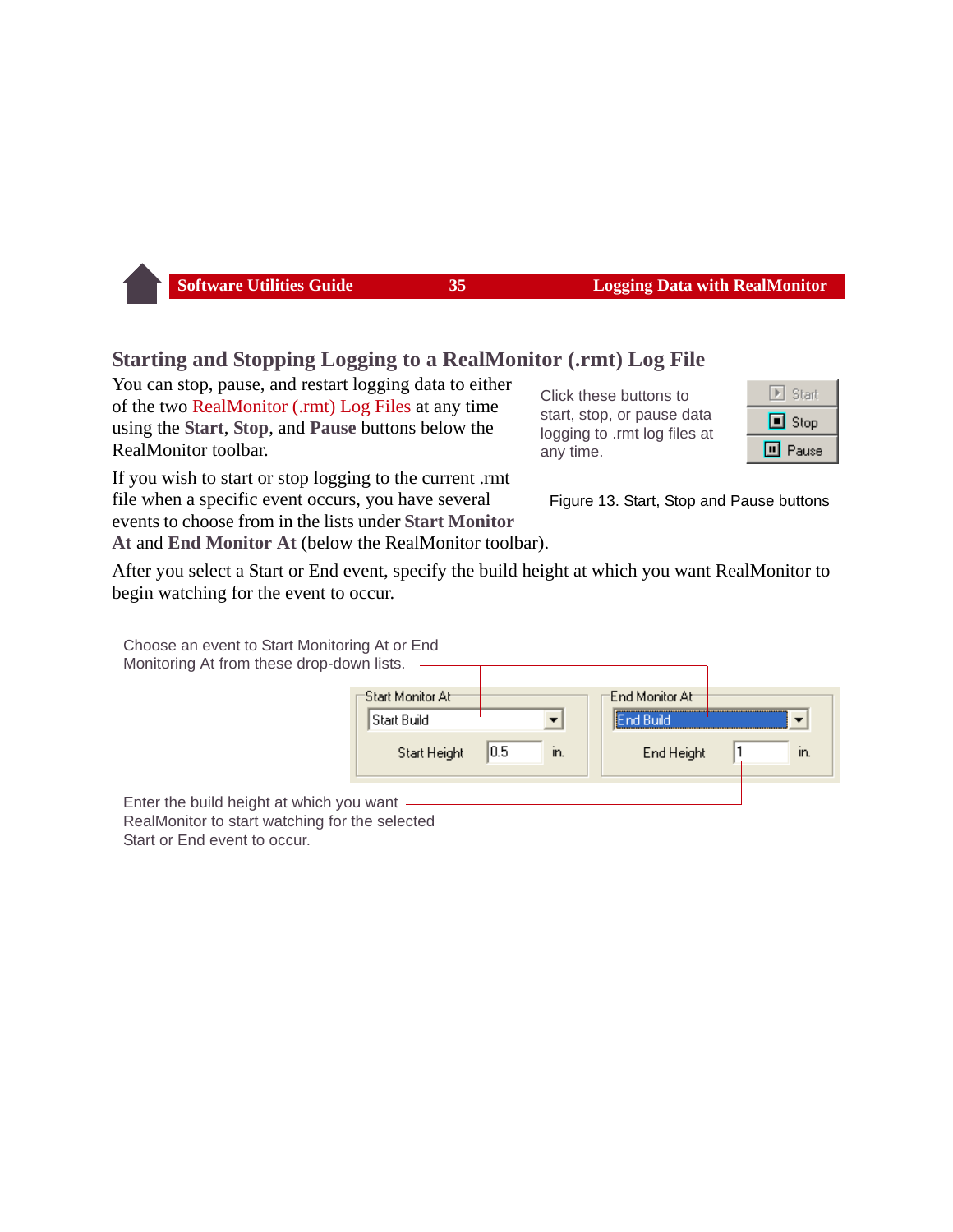## Starting and Stopping Logging to a RealMonitor (.rmt) Log File

You can stop, pause, and restart logging data to either of the two RealMonitor (.rmt) Log Files at any time using the **Start**, **Stop**, and **Pause** buttons below the RealMonitor toolbar.

Click these buttons to start, stop, or pause data logging to .rmt log files at any time.

Start
Stop
Pause

Figure 13. Start, Stop and Pause buttons

If you wish to start or stop logging to the current .rmt file when a specific event occurs, you have several events to choose from in the lists under **Start Monitor At** and **End Monitor At** (below the RealMonitor toolbar).

After you select a Start or End event, specify the build height at which you want RealMonitor to begin watching for the event to occur.

Choose an event to Start Monitoring At or End Monitoring At from these drop-down lists.

Start Monitor At: Start Build — Start Height 0.5 in.

End Monitor At: End Build — End Height 1 in.

Enter the build height at which you want RealMonitor to start watching for the selected Start or End event to occur.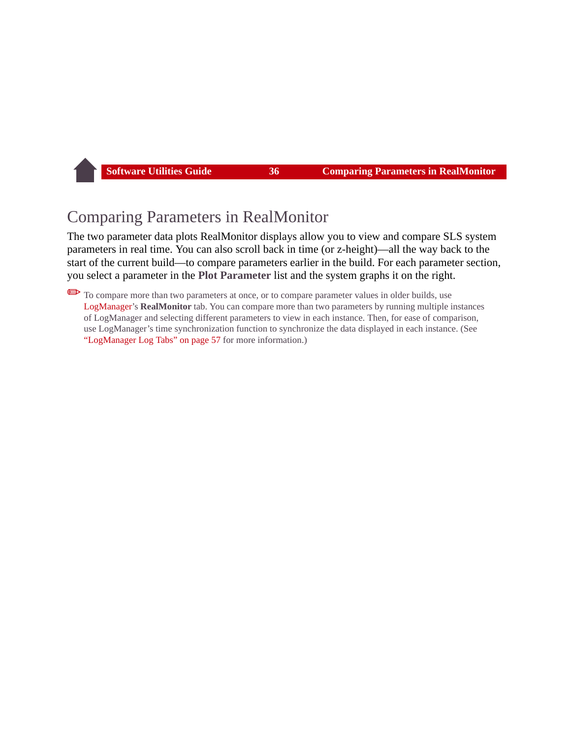# Comparing Parameters in RealMonitor

The two parameter data plots RealMonitor displays allow you to view and compare SLS system parameters in real time. You can also scroll back in time (or z-height)—all the way back to the start of the current build—to compare parameters earlier in the build. For each parameter section, you select a parameter in the **Plot Parameter** list and the system graphs it on the right.

✏ To compare more than two parameters at once, or to compare parameter values in older builds, use LogManager's **RealMonitor** tab. You can compare more than two parameters by running multiple instances of LogManager and selecting different parameters to view in each instance. Then, for ease of comparison, use LogManager's time synchronization function to synchronize the data displayed in each instance. (See "LogManager Log Tabs" on page 57 for more information.)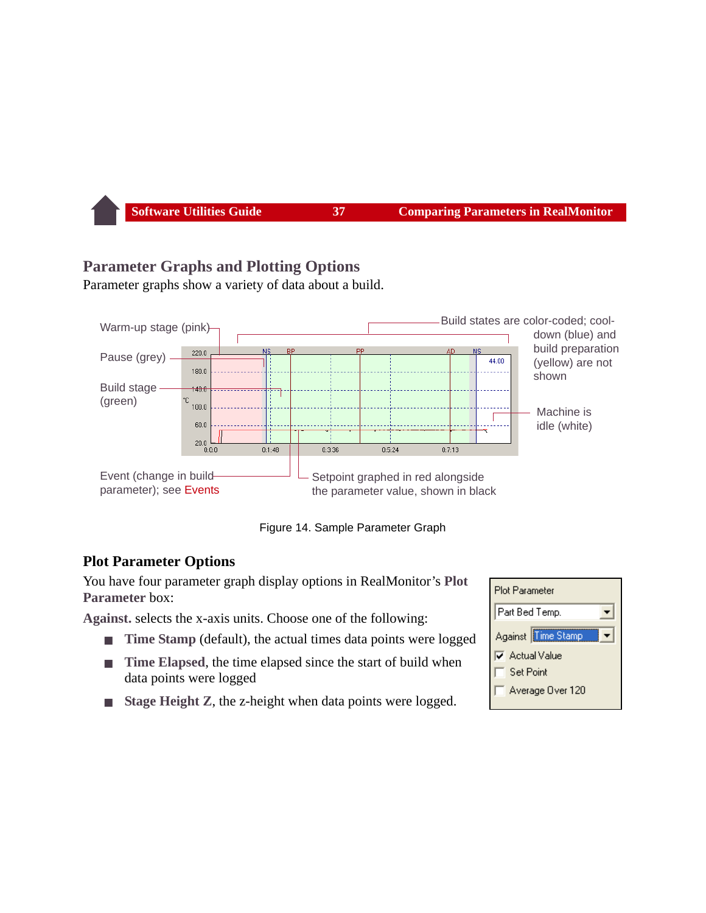## Parameter Graphs and Plotting Options

Parameter graphs show a variety of data about a build.

Warm-up stage (pink)

Pause (grey)

Build stage (green)

Build states are color-coded; cool-down (blue) and build preparation (yellow) are not shown

Machine is idle (white)

Event (change in build parameter); see Events

Setpoint graphed in red alongside the parameter value, shown in black

Figure 14. Sample Parameter Graph

### Plot Parameter Options

You have four parameter graph display options in RealMonitor's **Plot Parameter** box:

**Against.** selects the x-axis units. Choose one of the following:

- **Time Stamp** (default), the actual times data points were logged
- **Time Elapsed**, the time elapsed since the start of build when data points were logged
- **Stage Height Z**, the z-height when data points were logged.

Plot Parameter
Part Bed Temp.
Against Time Stamp
☑ Actual Value
☐ Set Point
☐ Average Over 120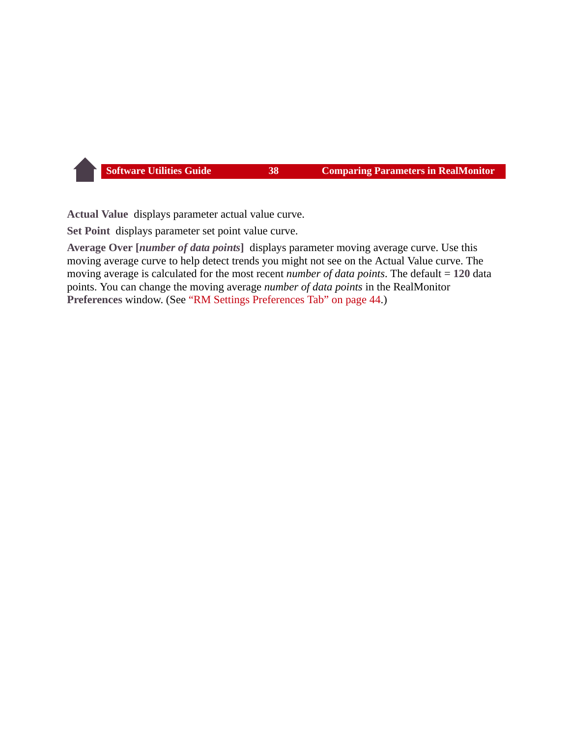**Actual Value** displays parameter actual value curve.

**Set Point** displays parameter set point value curve.

**Average Over [*number of data points*]** displays parameter moving average curve. Use this moving average curve to help detect trends you might not see on the Actual Value curve. The moving average is calculated for the most recent *number of data points*. The default = **120** data points. You can change the moving average *number of data points* in the RealMonitor **Preferences** window. (See "RM Settings Preferences Tab" on page 44.)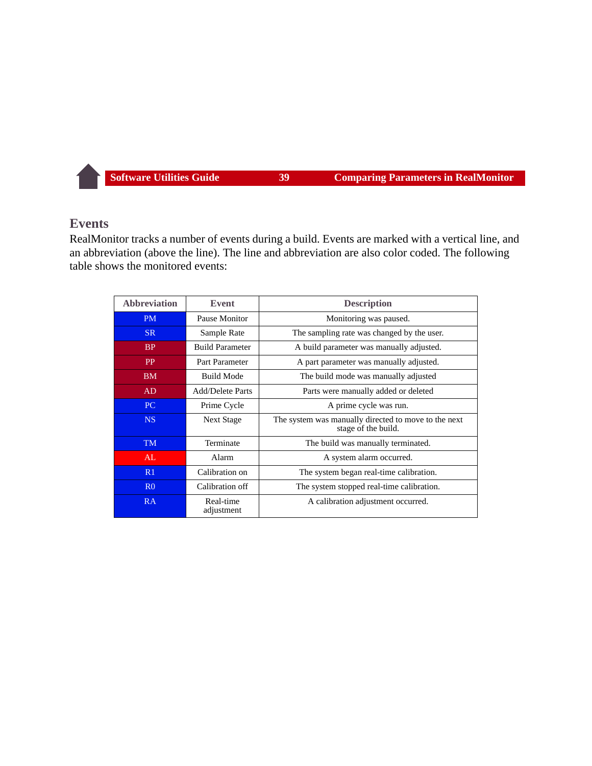## Events

RealMonitor tracks a number of events during a build. Events are marked with a vertical line, and an abbreviation (above the line). The line and abbreviation are also color coded. The following table shows the monitored events:

| Abbreviation | Event | Description |
|---|---|---|
| PM | Pause Monitor | Monitoring was paused. |
| SR | Sample Rate | The sampling rate was changed by the user. |
| BP | Build Parameter | A build parameter was manually adjusted. |
| PP | Part Parameter | A part parameter was manually adjusted. |
| BM | Build Mode | The build mode was manually adjusted |
| AD | Add/Delete Parts | Parts were manually added or deleted |
| PC | Prime Cycle | A prime cycle was run. |
| NS | Next Stage | The system was manually directed to move to the next stage of the build. |
| TM | Terminate | The build was manually terminated. |
| AL | Alarm | A system alarm occurred. |
| R1 | Calibration on | The system began real-time calibration. |
| R0 | Calibration off | The system stopped real-time calibration. |
| RA | Real-time adjustment | A calibration adjustment occurred. |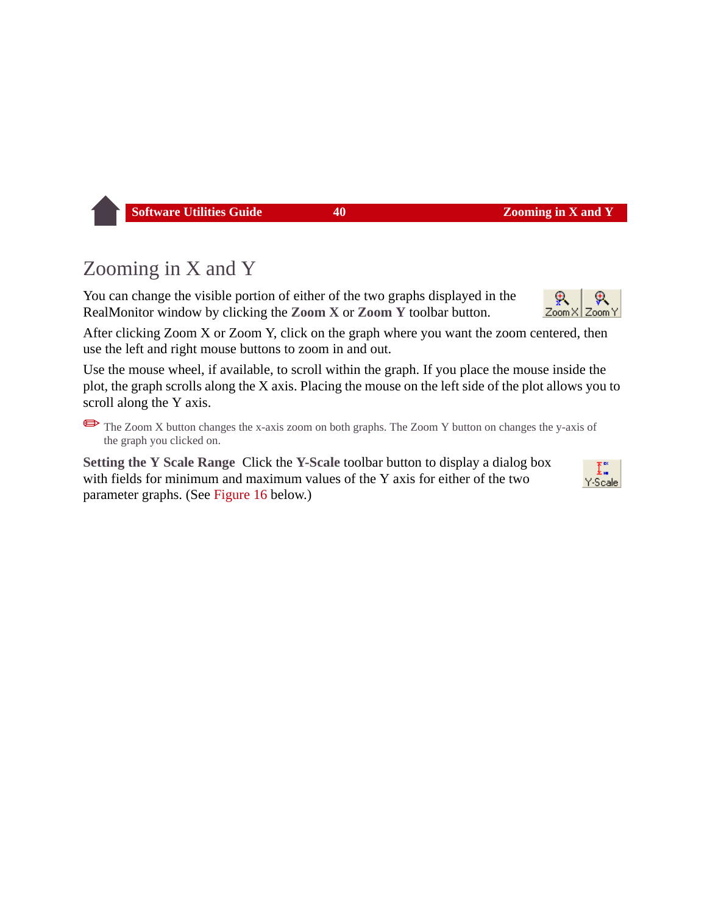# Zooming in X and Y

You can change the visible portion of either of the two graphs displayed in the RealMonitor window by clicking the **Zoom X** or **Zoom Y** toolbar button.

After clicking Zoom X or Zoom Y, click on the graph where you want the zoom centered, then use the left and right mouse buttons to zoom in and out.

Use the mouse wheel, if available, to scroll within the graph. If you place the mouse inside the plot, the graph scrolls along the X axis. Placing the mouse on the left side of the plot allows you to scroll along the Y axis.

✏ The Zoom X button changes the x-axis zoom on both graphs. The Zoom Y button on changes the y-axis of the graph you clicked on.

**Setting the Y Scale Range** Click the **Y-Scale** toolbar button to display a dialog box with fields for minimum and maximum values of the Y axis for either of the two parameter graphs. (See Figure 16 below.)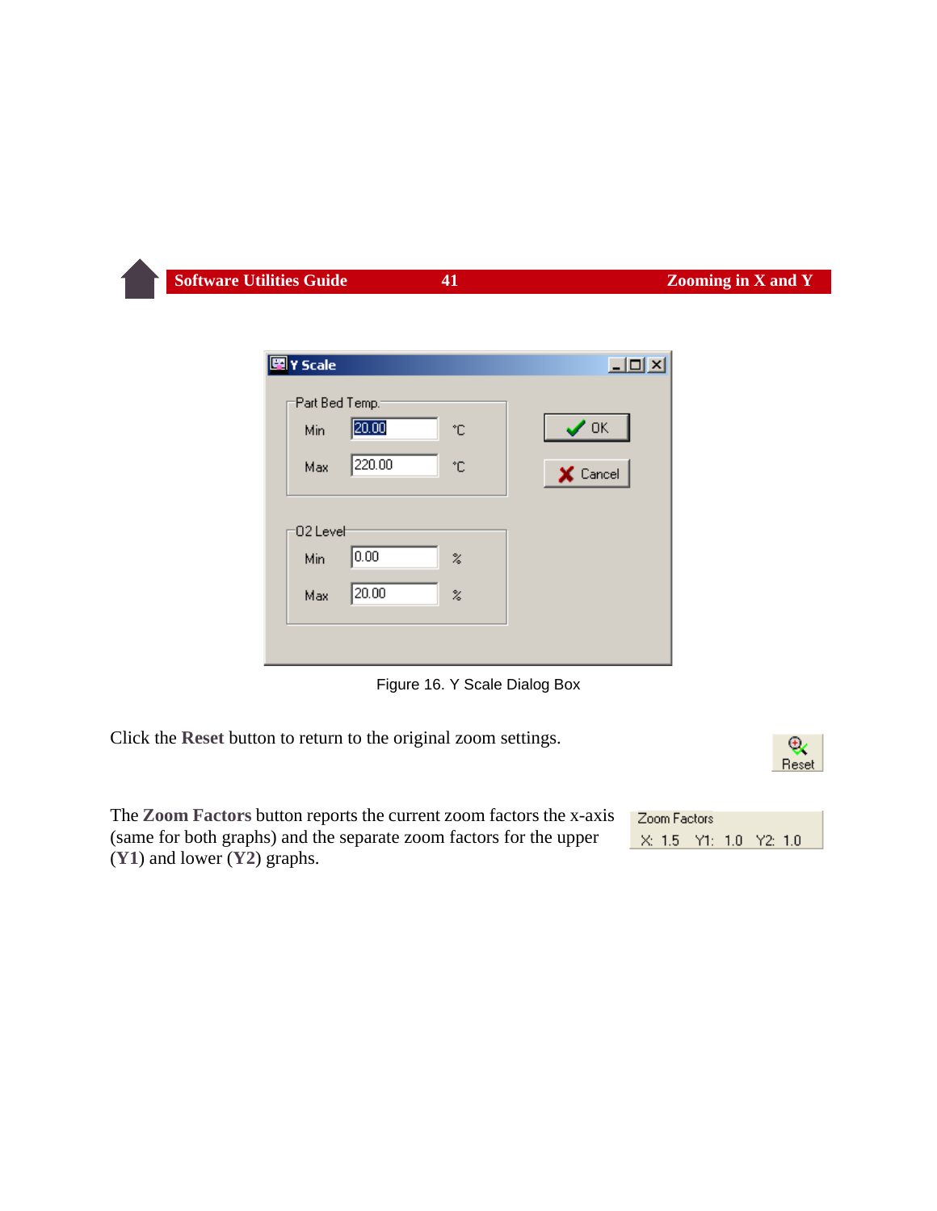Figure 16. Y Scale Dialog Box

Click the **Reset** button to return to the original zoom settings.

The **Zoom Factors** button reports the current zoom factors the x-axis (same for both graphs) and the separate zoom factors for the upper (**Y1**) and lower (**Y2**) graphs.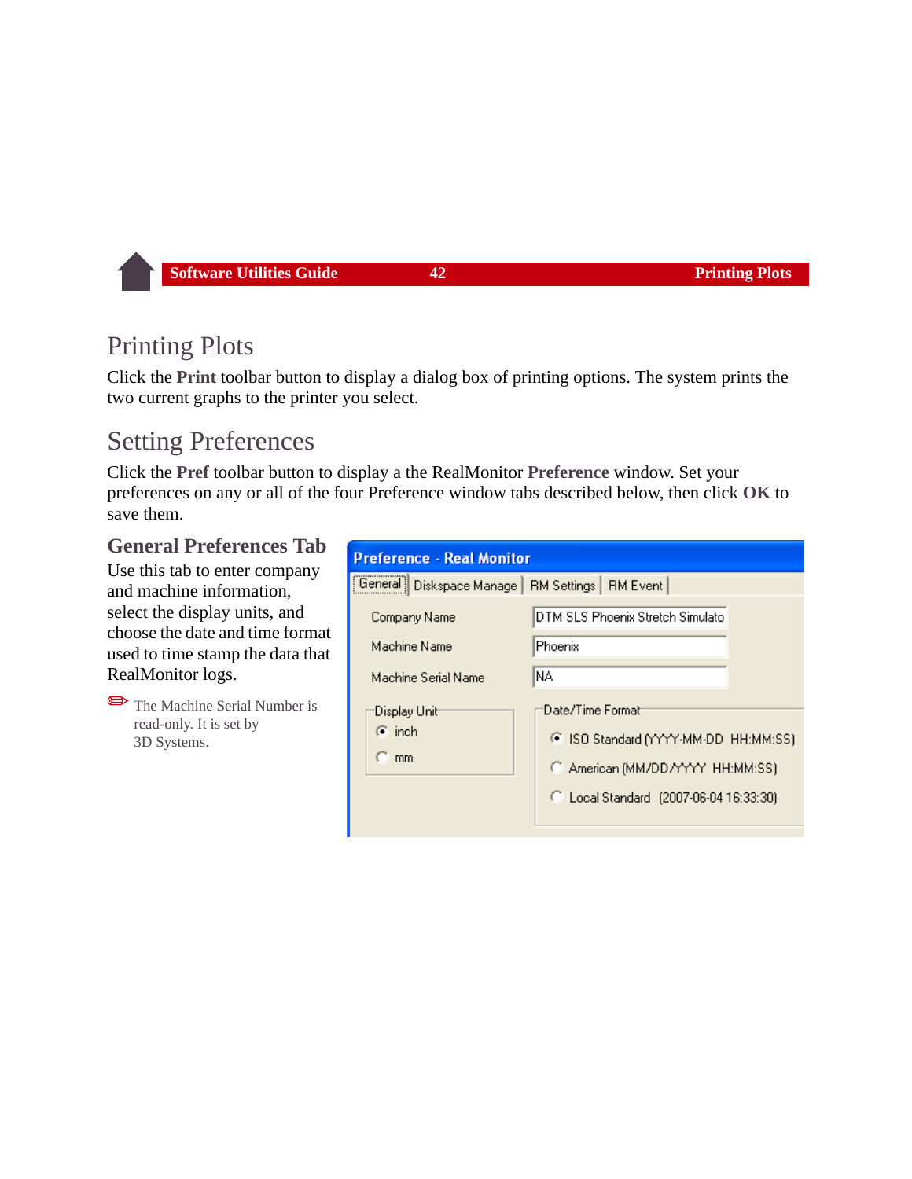# Printing Plots

Click the **Print** toolbar button to display a dialog box of printing options. The system prints the two current graphs to the printer you select.

# Setting Preferences

Click the **Pref** toolbar button to display a the RealMonitor **Preference** window. Set your preferences on any or all of the four Preference window tabs described below, then click **OK** to save them.

## General Preferences Tab

Use this tab to enter company and machine information, select the display units, and choose the date and time format used to time stamp the data that RealMonitor logs.

✏ The Machine Serial Number is read-only. It is set by 3D Systems.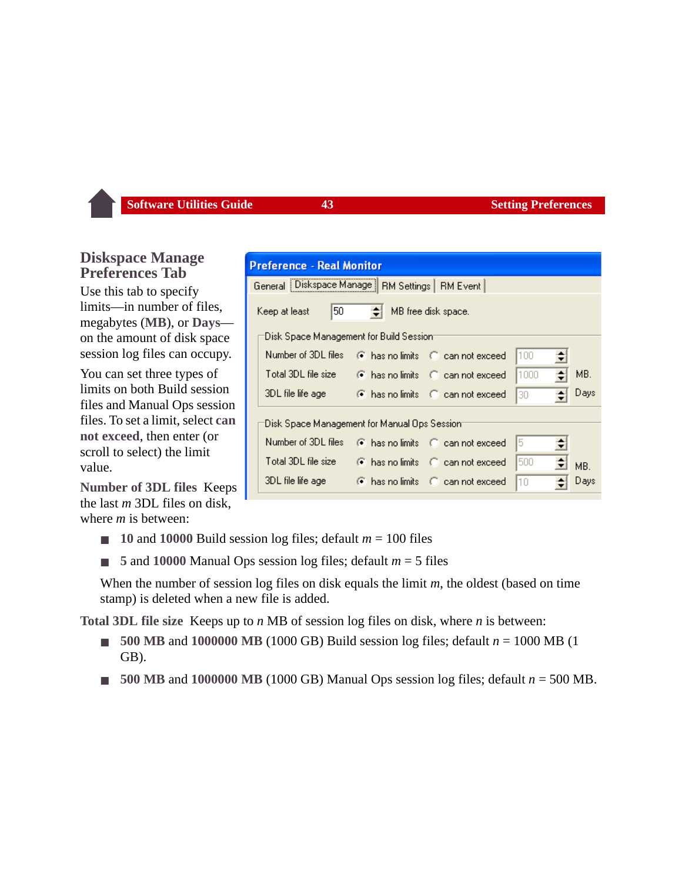## Diskspace Manage Preferences Tab

Use this tab to specify limits—in number of files, megabytes (**MB**), or **Days**—on the amount of disk space session log files can occupy.

You can set three types of limits on both Build session files and Manual Ops session files. To set a limit, select **can not exceed**, then enter (or scroll to select) the limit value.

**Number of 3DL files** Keeps the last *m* 3DL files on disk, where *m* is between:

- **10** and **10000** Build session log files; default *m* = 100 files
- **5** and **10000** Manual Ops session log files; default *m* = 5 files

When the number of session log files on disk equals the limit *m*, the oldest (based on time stamp) is deleted when a new file is added.

**Total 3DL file size** Keeps up to *n* MB of session log files on disk, where *n* is between:

- **500 MB** and **1000000 MB** (1000 GB) Build session log files; default *n* = 1000 MB (1 GB).
- **500 MB** and **1000000 MB** (1000 GB) Manual Ops session log files; default *n* = 500 MB.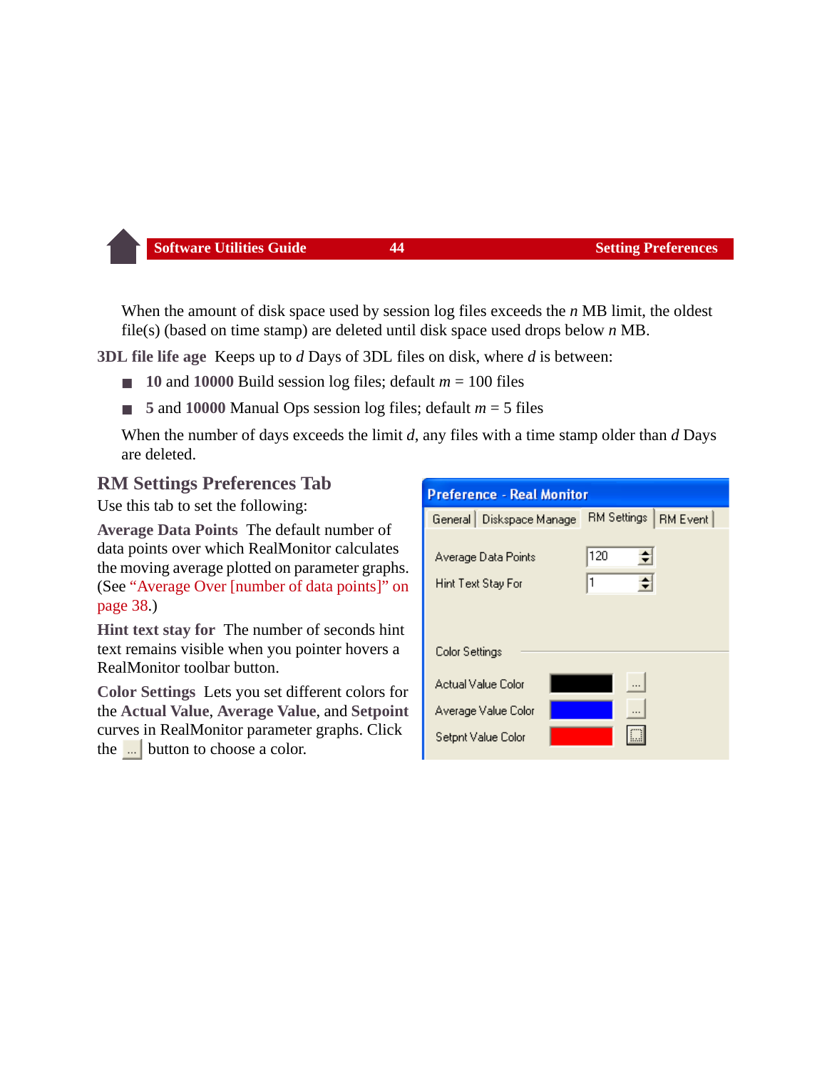When the amount of disk space used by session log files exceeds the *n* MB limit, the oldest file(s) (based on time stamp) are deleted until disk space used drops below *n* MB.

**3DL file life age** Keeps up to *d* Days of 3DL files on disk, where *d* is between:

- **10** and **10000** Build session log files; default *m* = 100 files
- **5** and **10000** Manual Ops session log files; default *m* = 5 files

When the number of days exceeds the limit *d*, any files with a time stamp older than *d* Days are deleted.

## RM Settings Preferences Tab

Use this tab to set the following:

**Average Data Points** The default number of data points over which RealMonitor calculates the moving average plotted on parameter graphs. (See “Average Over [number of data points]” on page 38.)

**Hint text stay for** The number of seconds hint text remains visible when you pointer hovers a RealMonitor toolbar button.

**Color Settings** Lets you set different colors for the **Actual Value**, **Average Value**, and **Setpoint** curves in RealMonitor parameter graphs. Click the ... button to choose a color.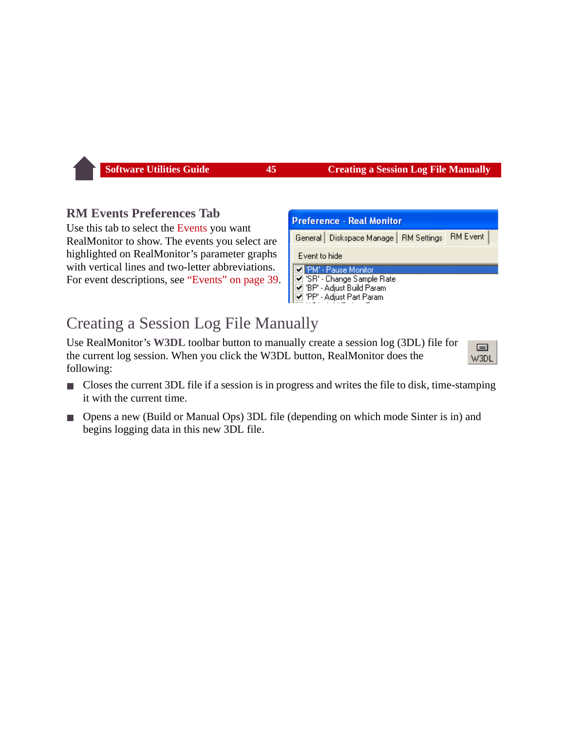### RM Events Preferences Tab

Use this tab to select the Events you want RealMonitor to show. The events you select are highlighted on RealMonitor's parameter graphs with vertical lines and two-letter abbreviations. For event descriptions, see "Events" on page 39.

## Creating a Session Log File Manually

Use RealMonitor's **W3DL** toolbar button to manually create a session log (3DL) file for the current log session. When you click the W3DL button, RealMonitor does the following:

- Closes the current 3DL file if a session is in progress and writes the file to disk, time-stamping it with the current time.
- Opens a new (Build or Manual Ops) 3DL file (depending on which mode Sinter is in) and begins logging data in this new 3DL file.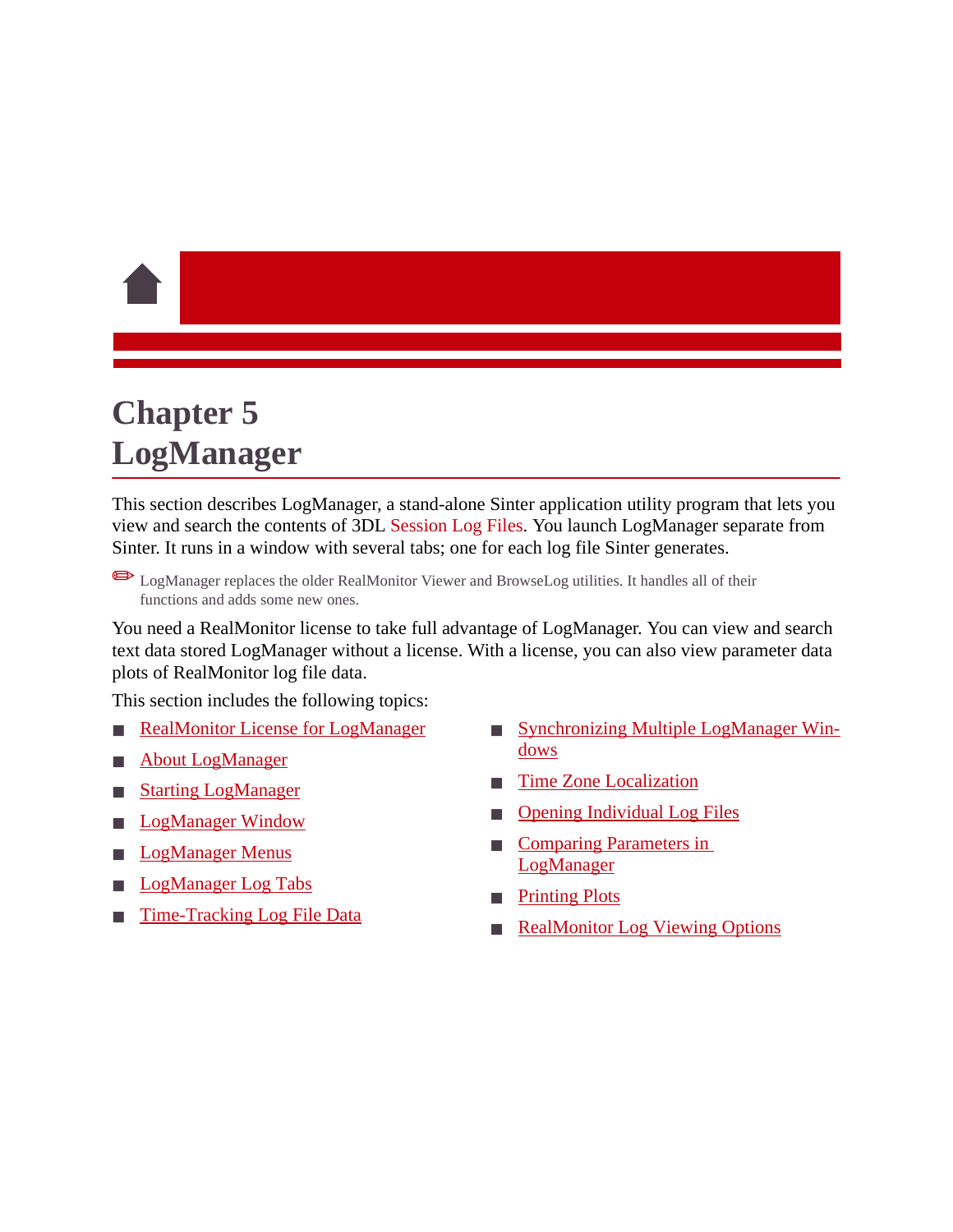# Chapter 5
# LogManager

This section describes LogManager, a stand-alone Sinter application utility program that lets you view and search the contents of 3DL Session Log Files. You launch LogManager separate from Sinter. It runs in a window with several tabs; one for each log file Sinter generates.

✏ LogManager replaces the older RealMonitor Viewer and BrowseLog utilities. It handles all of their functions and adds some new ones.

You need a RealMonitor license to take full advantage of LogManager. You can view and search text data stored LogManager without a license. With a license, you can also view parameter data plots of RealMonitor log file data.

This section includes the following topics:

- RealMonitor License for LogManager
- About LogManager
- Starting LogManager
- LogManager Window
- LogManager Menus
- LogManager Log Tabs
- Time-Tracking Log File Data
- Synchronizing Multiple LogManager Windows
- Time Zone Localization
- Opening Individual Log Files
- Comparing Parameters in LogManager
- Printing Plots
- RealMonitor Log Viewing Options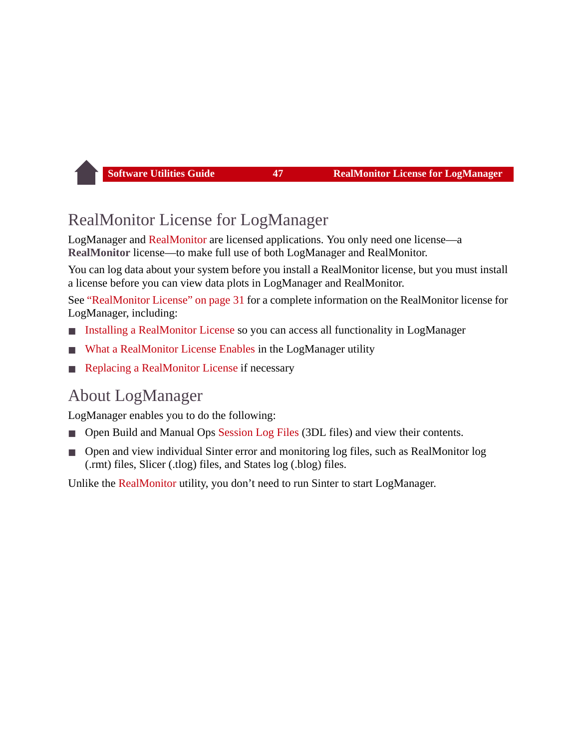# RealMonitor License for LogManager

LogManager and RealMonitor are licensed applications. You only need one license—a **RealMonitor** license—to make full use of both LogManager and RealMonitor.

You can log data about your system before you install a RealMonitor license, but you must install a license before you can view data plots in LogManager and RealMonitor.

See "RealMonitor License" on page 31 for a complete information on the RealMonitor license for LogManager, including:

- Installing a RealMonitor License so you can access all functionality in LogManager
- What a RealMonitor License Enables in the LogManager utility
- Replacing a RealMonitor License if necessary

# About LogManager

LogManager enables you to do the following:

- Open Build and Manual Ops Session Log Files (3DL files) and view their contents.
- Open and view individual Sinter error and monitoring log files, such as RealMonitor log (.rmt) files, Slicer (.tlog) files, and States log (.blog) files.

Unlike the RealMonitor utility, you don't need to run Sinter to start LogManager.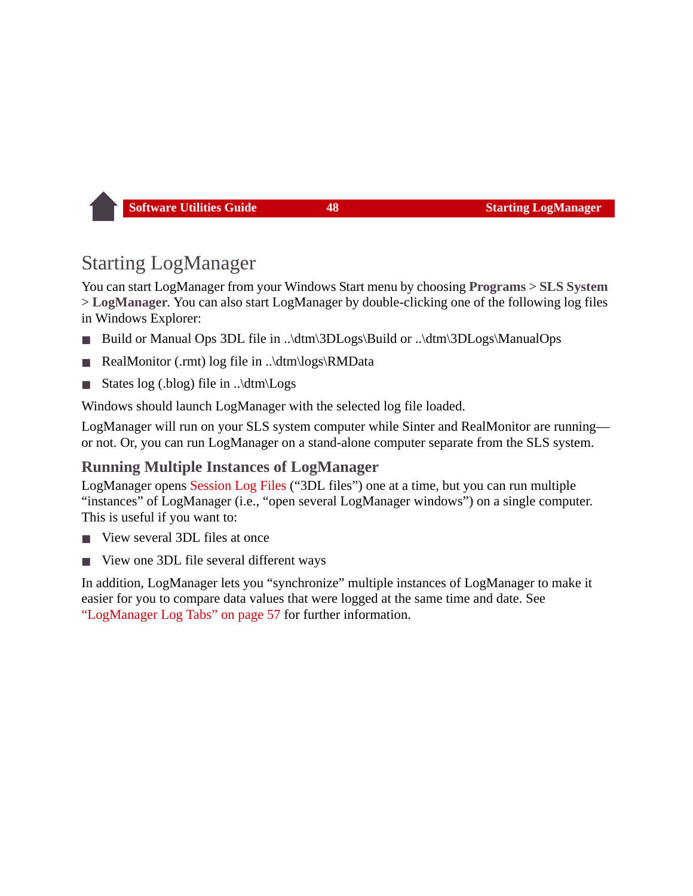# Starting LogManager

You can start LogManager from your Windows Start menu by choosing **Programs** > **SLS System** > **LogManager**. You can also start LogManager by double-clicking one of the following log files in Windows Explorer:

- Build or Manual Ops 3DL file in ..\dtm\3DLogs\Build or ..\dtm\3DLogs\ManualOps
- RealMonitor (.rmt) log file in ..\dtm\logs\RMData
- States log (.blog) file in ..\dtm\Logs

Windows should launch LogManager with the selected log file loaded.

LogManager will run on your SLS system computer while Sinter and RealMonitor are running—or not. Or, you can run LogManager on a stand-alone computer separate from the SLS system.

## Running Multiple Instances of LogManager

LogManager opens Session Log Files (“3DL files”) one at a time, but you can run multiple “instances” of LogManager (i.e., “open several LogManager windows”) on a single computer. This is useful if you want to:

- View several 3DL files at once
- View one 3DL file several different ways

In addition, LogManager lets you “synchronize” multiple instances of LogManager to make it easier for you to compare data values that were logged at the same time and date. See “LogManager Log Tabs” on page 57 for further information.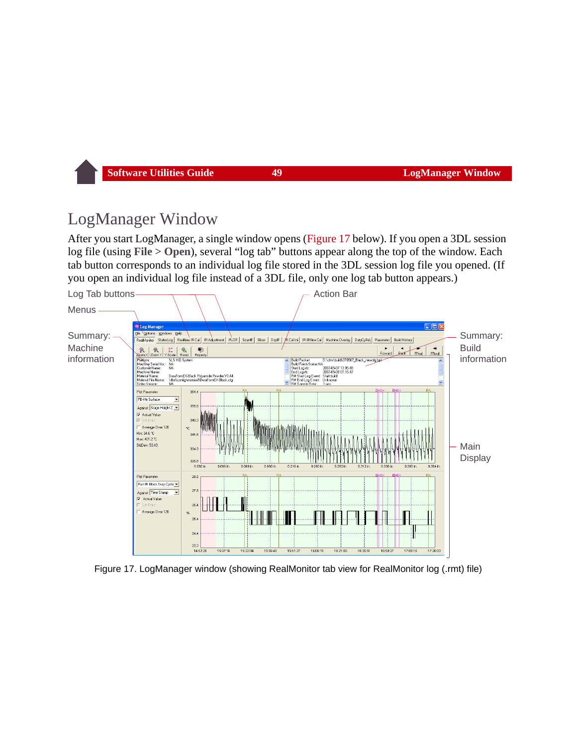# LogManager Window

After you start LogManager, a single window opens (Figure 17 below). If you open a 3DL session log file (using **File** > **Open**), several “log tab” buttons appear along the top of the window. Each tab button corresponds to an individual log file stored in the 3DL session log file you opened. (If you open an individual log file instead of a 3DL file, only one log tab button appears.)

Figure 17. LogManager window (showing RealMonitor tab view for RealMonitor log (.rmt) file)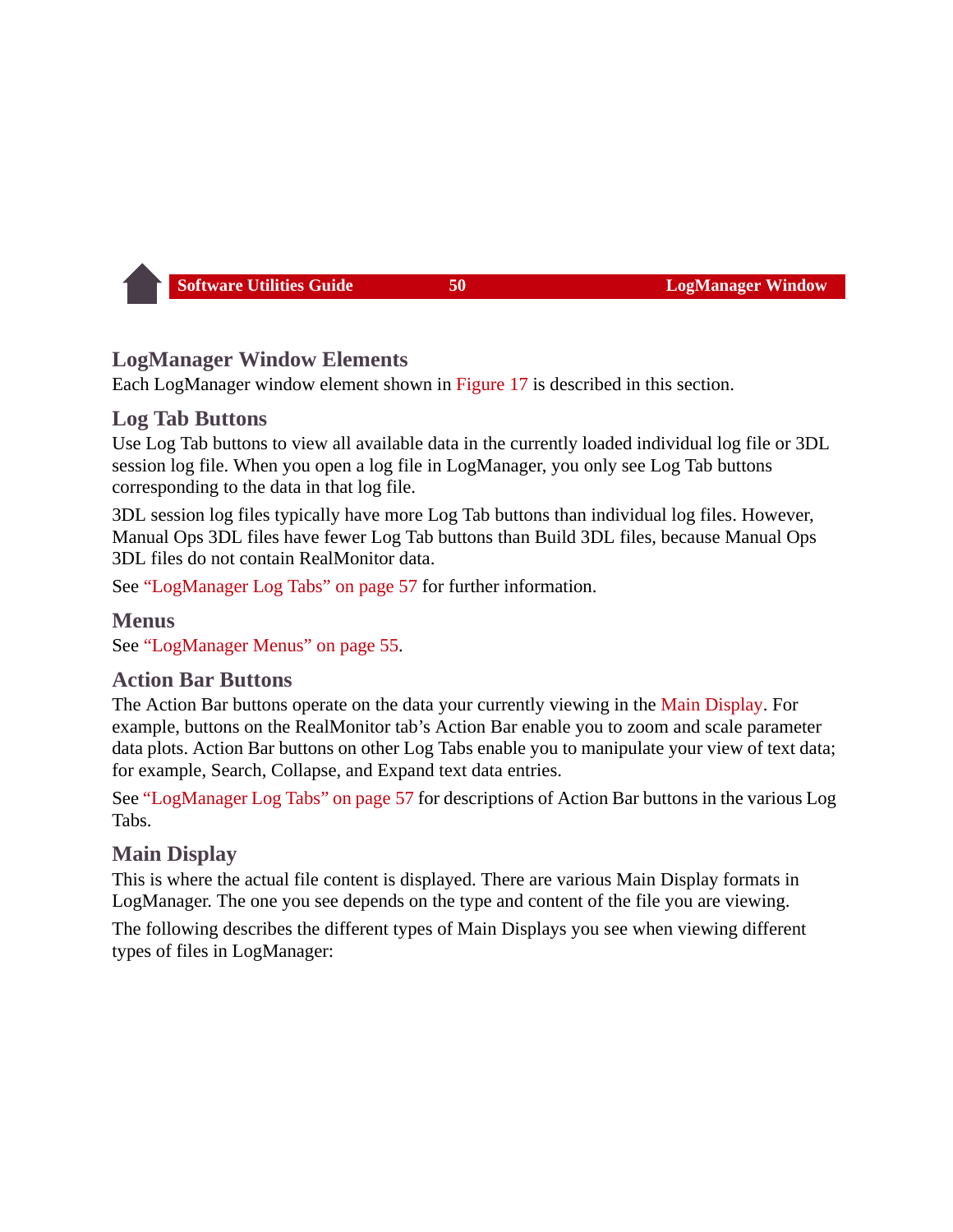## LogManager Window Elements

Each LogManager window element shown in Figure 17 is described in this section.

### Log Tab Buttons

Use Log Tab buttons to view all available data in the currently loaded individual log file or 3DL session log file. When you open a log file in LogManager, you only see Log Tab buttons corresponding to the data in that log file.

3DL session log files typically have more Log Tab buttons than individual log files. However, Manual Ops 3DL files have fewer Log Tab buttons than Build 3DL files, because Manual Ops 3DL files do not contain RealMonitor data.

See "LogManager Log Tabs" on page 57 for further information.

### Menus

See "LogManager Menus" on page 55.

### Action Bar Buttons

The Action Bar buttons operate on the data your currently viewing in the Main Display. For example, buttons on the RealMonitor tab's Action Bar enable you to zoom and scale parameter data plots. Action Bar buttons on other Log Tabs enable you to manipulate your view of text data; for example, Search, Collapse, and Expand text data entries.

See "LogManager Log Tabs" on page 57 for descriptions of Action Bar buttons in the various Log Tabs.

### Main Display

This is where the actual file content is displayed. There are various Main Display formats in LogManager. The one you see depends on the type and content of the file you are viewing.

The following describes the different types of Main Displays you see when viewing different types of files in LogManager: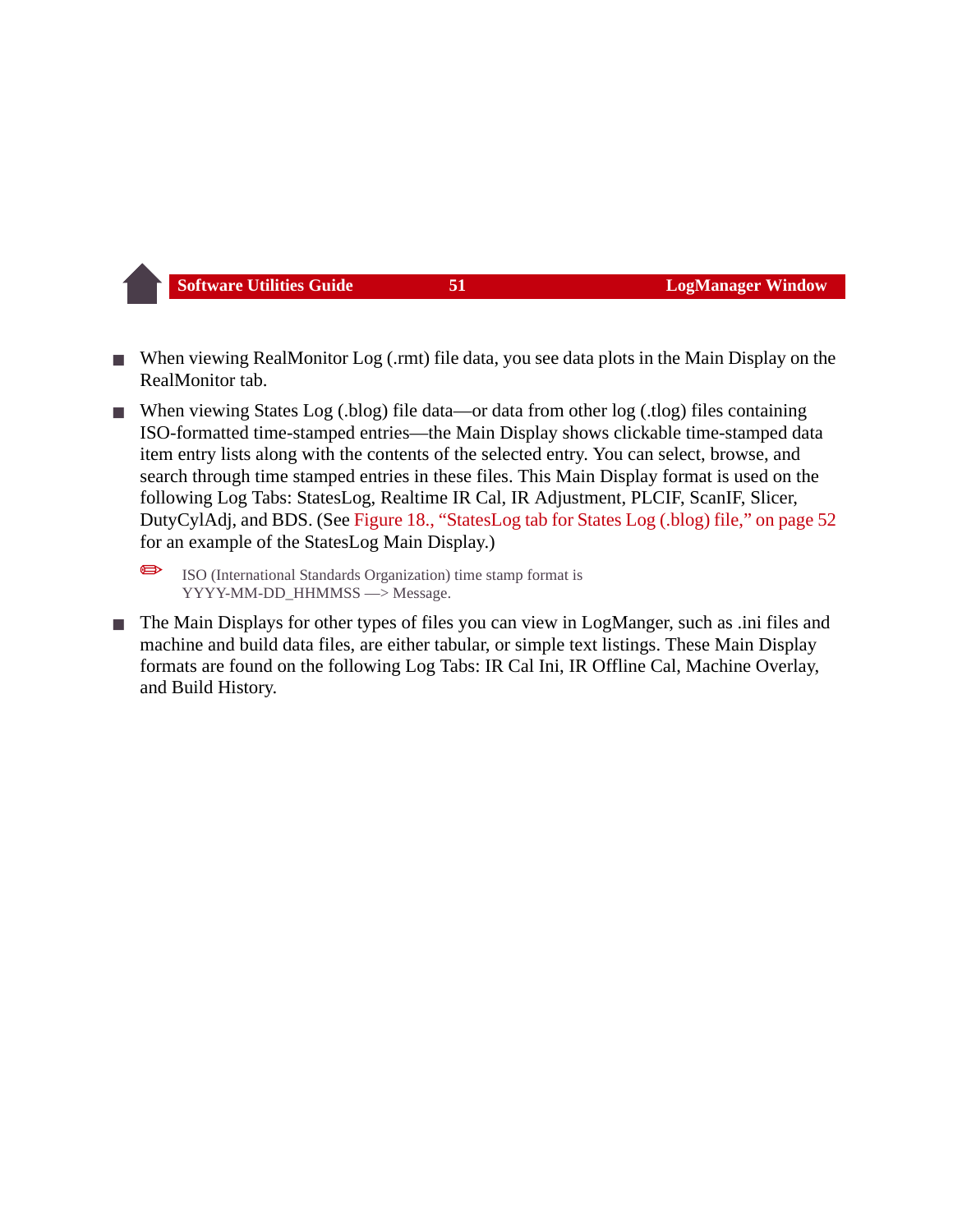- When viewing RealMonitor Log (.rmt) file data, you see data plots in the Main Display on the RealMonitor tab.
- When viewing States Log (.blog) file data—or data from other log (.tlog) files containing ISO-formatted time-stamped entries—the Main Display shows clickable time-stamped data item entry lists along with the contents of the selected entry. You can select, browse, and search through time stamped entries in these files. This Main Display format is used on the following Log Tabs: StatesLog, Realtime IR Cal, IR Adjustment, PLCIF, ScanIF, Slicer, DutyCylAdj, and BDS. (See Figure 18., “StatesLog tab for States Log (.blog) file,” on page 52 for an example of the StatesLog Main Display.)

  ✏ ISO (International Standards Organization) time stamp format is YYYY-MM-DD_HHMMSS —> Message.

- The Main Displays for other types of files you can view in LogManger, such as .ini files and machine and build data files, are either tabular, or simple text listings. These Main Display formats are found on the following Log Tabs: IR Cal Ini, IR Offline Cal, Machine Overlay, and Build History.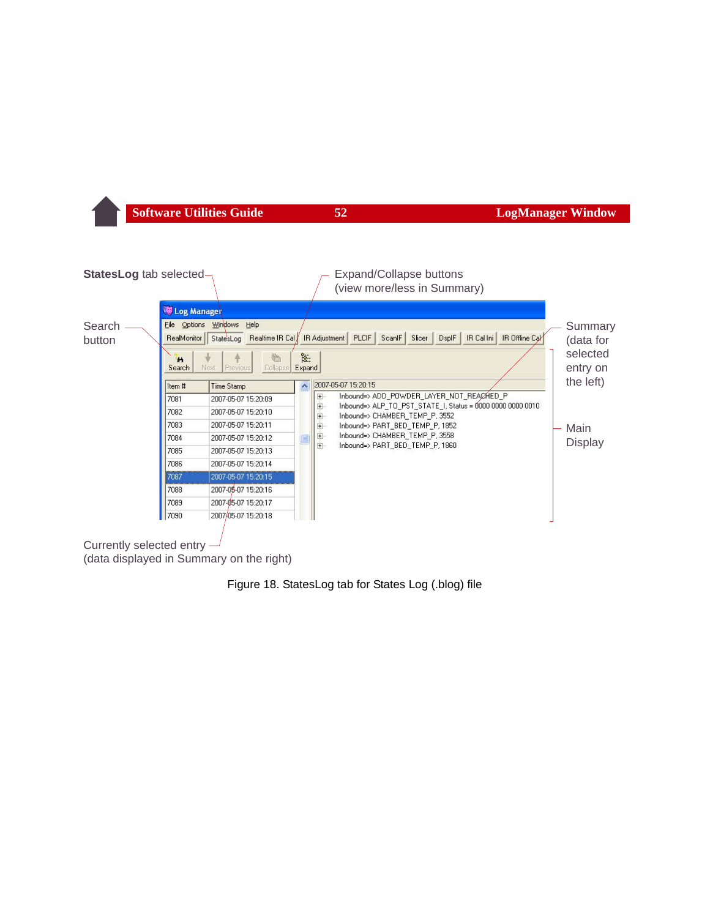**StatesLog** tab selected

Expand/Collapse buttons
(view more/less in Summary)

Search button

Summary (data for selected entry on the left)

Main Display

| Item # | Time Stamp |
| --- | --- |
| 7081 | 2007-05-07 15:20:09 |
| 7082 | 2007-05-07 15:20:10 |
| 7083 | 2007-05-07 15:20:11 |
| 7084 | 2007-05-07 15:20:12 |
| 7085 | 2007-05-07 15:20:13 |
| 7086 | 2007-05-07 15:20:14 |
| 7087 | 2007-05-07 15:20:15 |
| 7088 | 2007-05-07 15:20:16 |
| 7089 | 2007-05-07 15:20:17 |
| 7090 | 2007-05-07 15:20:18 |

2007-05-07 15:20:15

- Inbound=> ADD_POWDER_LAYER_NOT_REACHED_P
- Inbound=> ALP_TO_PST_STATE_I, Status = 0000 0000 0000 0010
- Inbound=> CHAMBER_TEMP_P, 3552
- Inbound=> PART_BED_TEMP_P, 1852
- Inbound=> CHAMBER_TEMP_P, 3558
- Inbound=> PART_BED_TEMP_P, 1860

Currently selected entry
(data displayed in Summary on the right)

Figure 18. StatesLog tab for States Log (.blog) file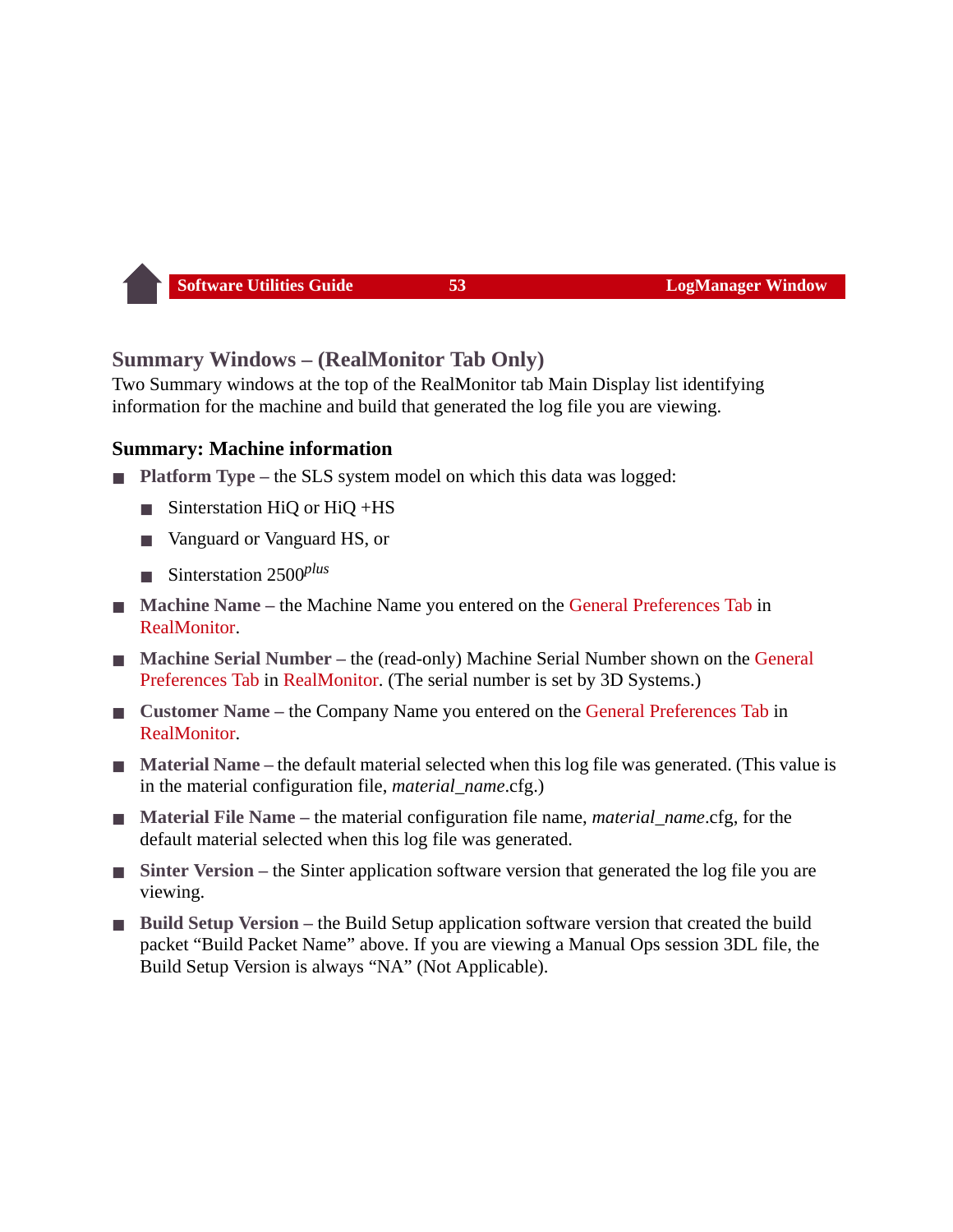## Summary Windows – (RealMonitor Tab Only)

Two Summary windows at the top of the RealMonitor tab Main Display list identifying information for the machine and build that generated the log file you are viewing.

### Summary: Machine information

- **Platform Type** – the SLS system model on which this data was logged:
  - Sinterstation HiQ or HiQ +HS
  - Vanguard or Vanguard HS, or
  - Sinterstation 2500*plus*
- **Machine Name** – the Machine Name you entered on the General Preferences Tab in RealMonitor.
- **Machine Serial Number** – the (read-only) Machine Serial Number shown on the General Preferences Tab in RealMonitor. (The serial number is set by 3D Systems.)
- **Customer Name** – the Company Name you entered on the General Preferences Tab in RealMonitor.
- **Material Name** – the default material selected when this log file was generated. (This value is in the material configuration file, *material_name*.cfg.)
- **Material File Name** – the material configuration file name, *material_name*.cfg, for the default material selected when this log file was generated.
- **Sinter Version** – the Sinter application software version that generated the log file you are viewing.
- **Build Setup Version** – the Build Setup application software version that created the build packet "Build Packet Name" above. If you are viewing a Manual Ops session 3DL file, the Build Setup Version is always "NA" (Not Applicable).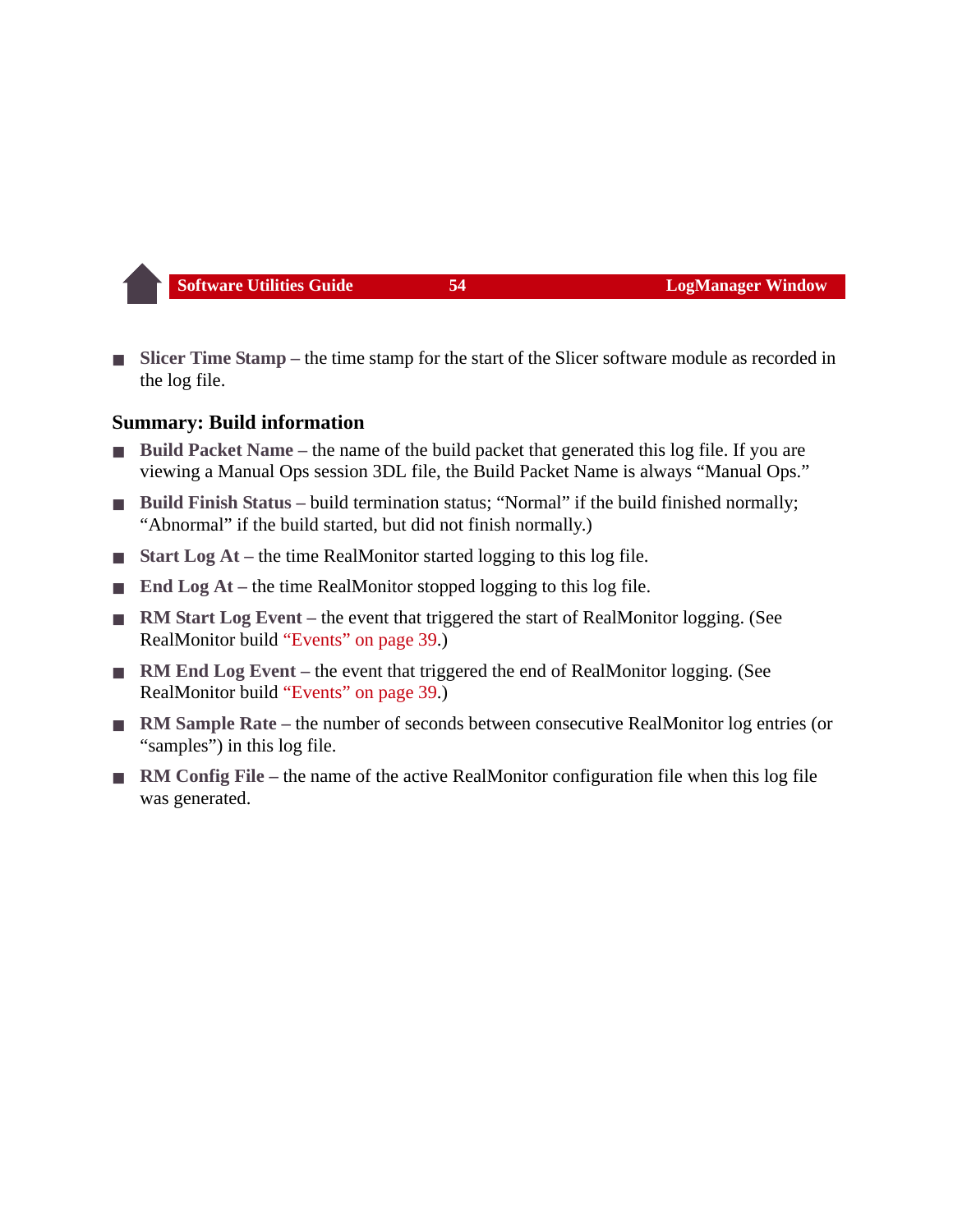- **Slicer Time Stamp** – the time stamp for the start of the Slicer software module as recorded in the log file.

## Summary: Build information

- **Build Packet Name** – the name of the build packet that generated this log file. If you are viewing a Manual Ops session 3DL file, the Build Packet Name is always “Manual Ops.”
- **Build Finish Status** – build termination status; “Normal” if the build finished normally; “Abnormal” if the build started, but did not finish normally.)
- **Start Log At** – the time RealMonitor started logging to this log file.
- **End Log At** – the time RealMonitor stopped logging to this log file.
- **RM Start Log Event** – the event that triggered the start of RealMonitor logging. (See RealMonitor build “Events” on page 39.)
- **RM End Log Event** – the event that triggered the end of RealMonitor logging. (See RealMonitor build “Events” on page 39.)
- **RM Sample Rate** – the number of seconds between consecutive RealMonitor log entries (or “samples”) in this log file.
- **RM Config File** – the name of the active RealMonitor configuration file when this log file was generated.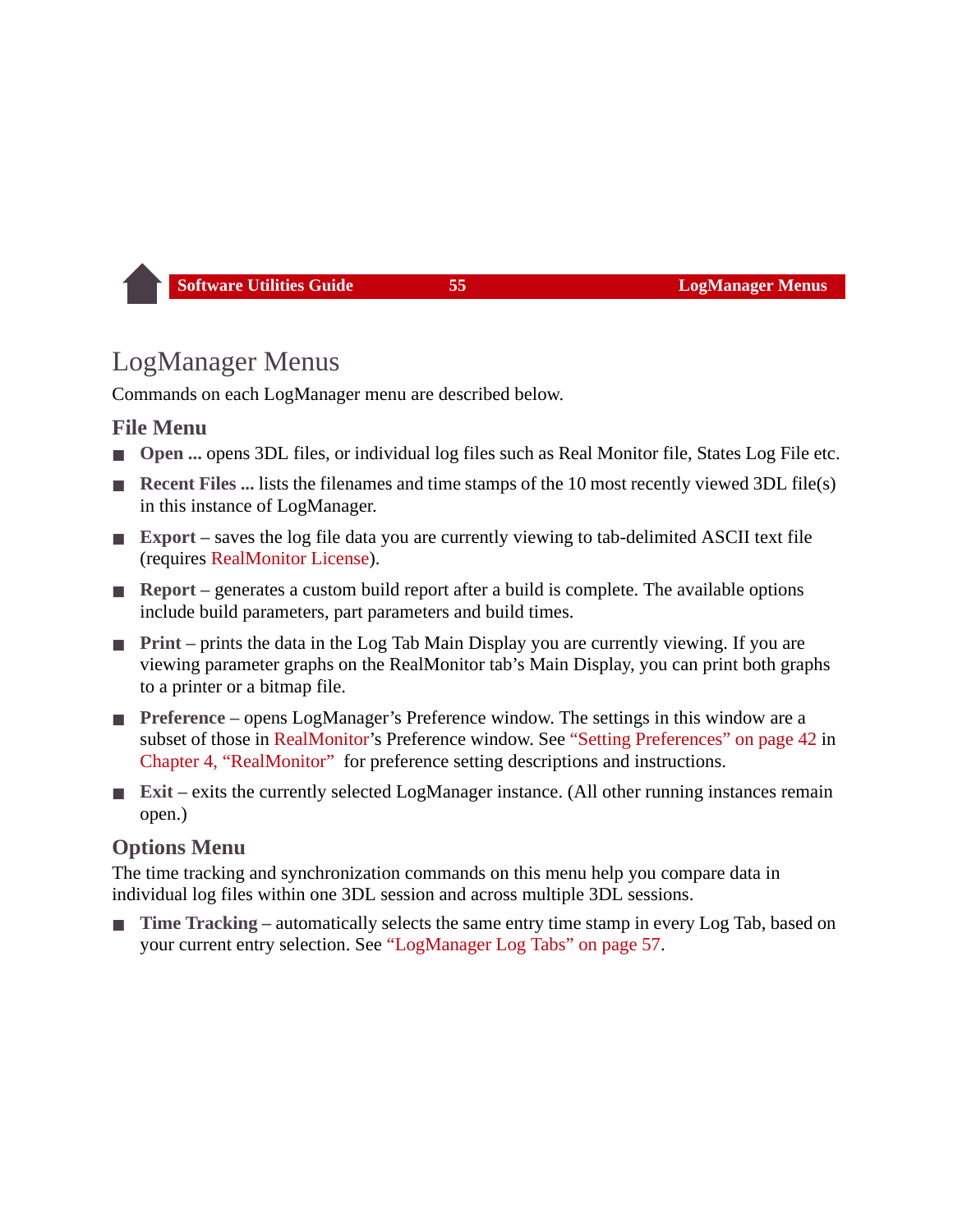# LogManager Menus

Commands on each LogManager menu are described below.

## File Menu

- **Open ...** opens 3DL files, or individual log files such as Real Monitor file, States Log File etc.
- **Recent Files ...** lists the filenames and time stamps of the 10 most recently viewed 3DL file(s) in this instance of LogManager.
- **Export** – saves the log file data you are currently viewing to tab-delimited ASCII text file (requires RealMonitor License).
- **Report** – generates a custom build report after a build is complete. The available options include build parameters, part parameters and build times.
- **Print** – prints the data in the Log Tab Main Display you are currently viewing. If you are viewing parameter graphs on the RealMonitor tab's Main Display, you can print both graphs to a printer or a bitmap file.
- **Preference** – opens LogManager's Preference window. The settings in this window are a subset of those in RealMonitor's Preference window. See "Setting Preferences" on page 42 in Chapter 4, "RealMonitor" for preference setting descriptions and instructions.
- **Exit** – exits the currently selected LogManager instance. (All other running instances remain open.)

## Options Menu

The time tracking and synchronization commands on this menu help you compare data in individual log files within one 3DL session and across multiple 3DL sessions.

- **Time Tracking** – automatically selects the same entry time stamp in every Log Tab, based on your current entry selection. See "LogManager Log Tabs" on page 57.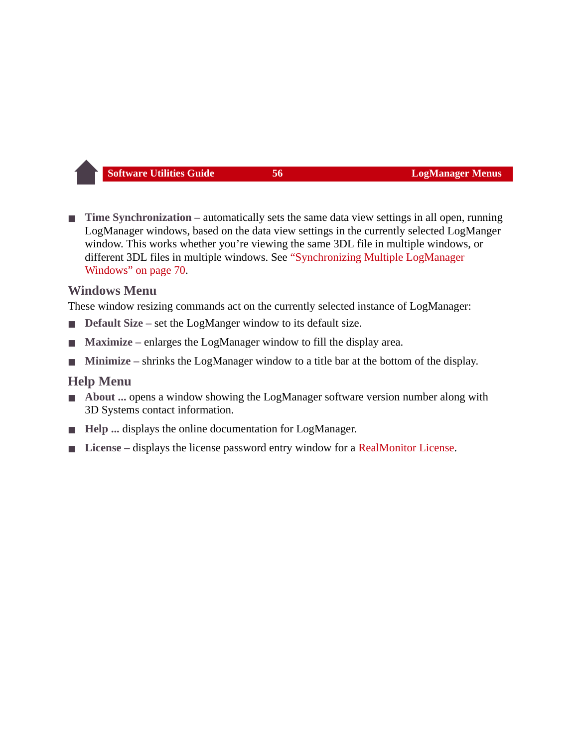- **Time Synchronization** – automatically sets the same data view settings in all open, running LogManager windows, based on the data view settings in the currently selected LogManger window. This works whether you're viewing the same 3DL file in multiple windows, or different 3DL files in multiple windows. See "Synchronizing Multiple LogManager Windows" on page 70.

## Windows Menu

These window resizing commands act on the currently selected instance of LogManager:

- **Default Size** – set the LogManger window to its default size.
- **Maximize** – enlarges the LogManager window to fill the display area.
- **Minimize** – shrinks the LogManager window to a title bar at the bottom of the display.

## Help Menu

- **About ...** opens a window showing the LogManager software version number along with 3D Systems contact information.
- **Help ...** displays the online documentation for LogManager.
- **License** – displays the license password entry window for a RealMonitor License.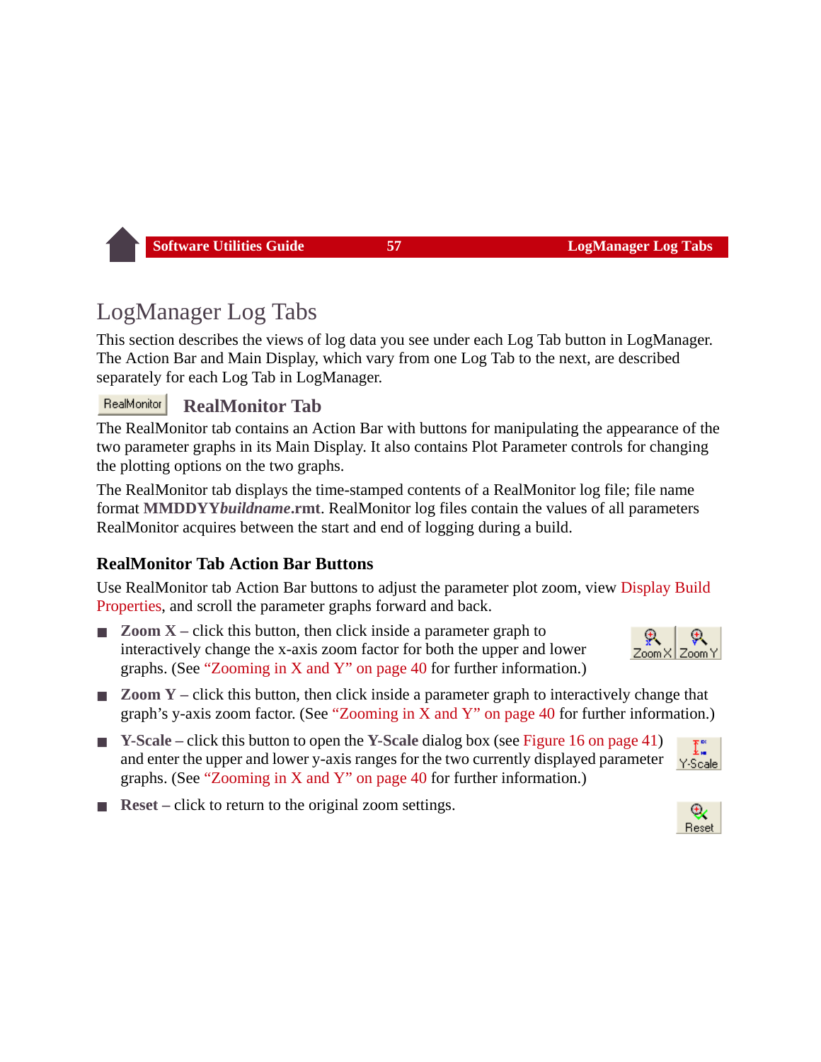# LogManager Log Tabs

This section describes the views of log data you see under each Log Tab button in LogManager. The Action Bar and Main Display, which vary from one Log Tab to the next, are described separately for each Log Tab in LogManager.

## RealMonitor Tab

The RealMonitor tab contains an Action Bar with buttons for manipulating the appearance of the two parameter graphs in its Main Display. It also contains Plot Parameter controls for changing the plotting options on the two graphs.

The RealMonitor tab displays the time-stamped contents of a RealMonitor log file; file name format **MMDDYY*buildname*.rmt**. RealMonitor log files contain the values of all parameters RealMonitor acquires between the start and end of logging during a build.

### RealMonitor Tab Action Bar Buttons

Use RealMonitor tab Action Bar buttons to adjust the parameter plot zoom, view Display Build Properties, and scroll the parameter graphs forward and back.

- **Zoom X** – click this button, then click inside a parameter graph to interactively change the x-axis zoom factor for both the upper and lower graphs. (See "Zooming in X and Y" on page 40 for further information.)
- **Zoom Y** – click this button, then click inside a parameter graph to interactively change that graph's y-axis zoom factor. (See "Zooming in X and Y" on page 40 for further information.)
- **Y-Scale** – click this button to open the **Y-Scale** dialog box (see Figure 16 on page 41) and enter the upper and lower y-axis ranges for the two currently displayed parameter graphs. (See "Zooming in X and Y" on page 40 for further information.)
- **Reset** – click to return to the original zoom settings.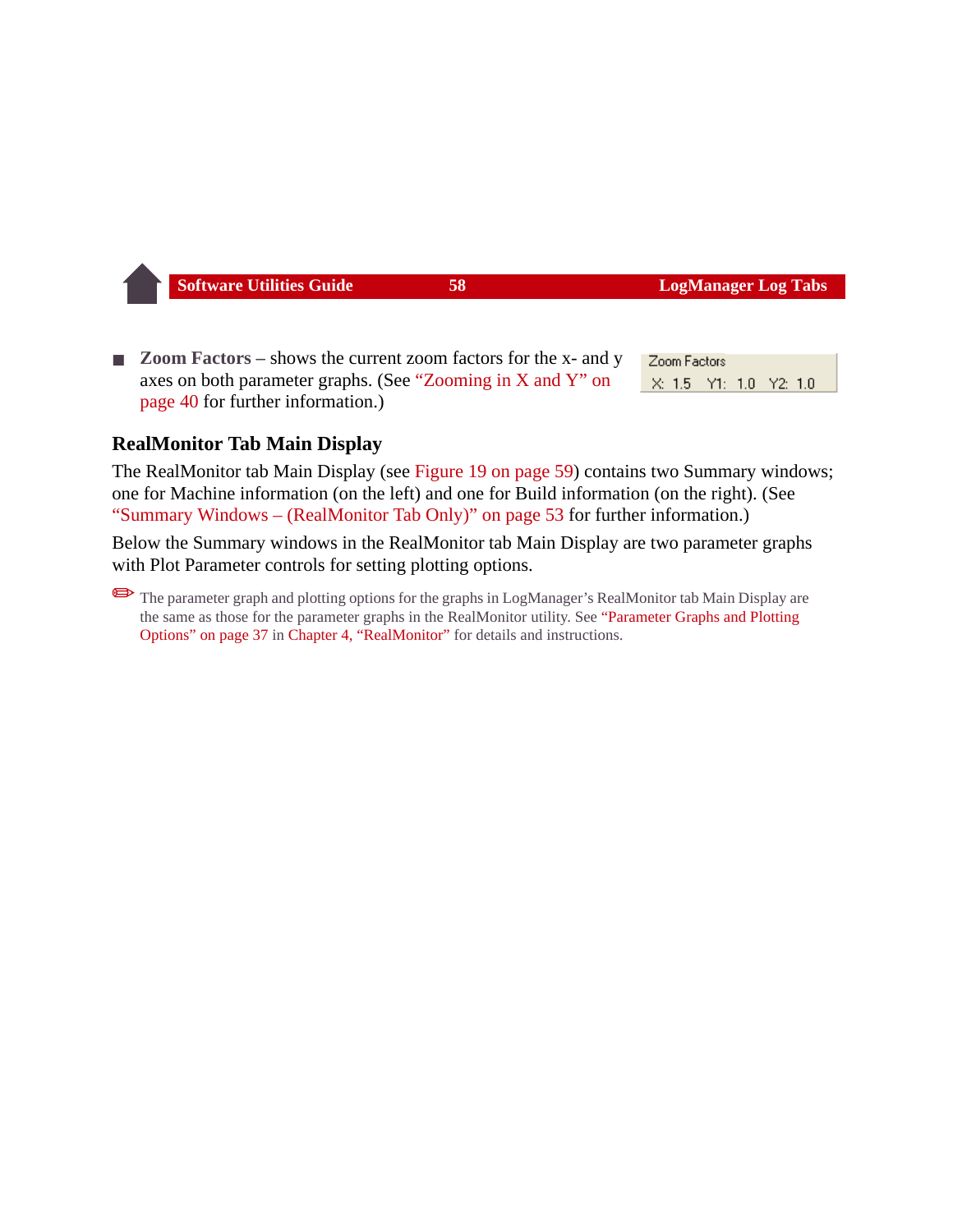- **Zoom Factors** – shows the current zoom factors for the x- and y axes on both parameter graphs. (See "Zooming in X and Y" on page 40 for further information.)

Zoom Factors

X: 1.5 Y1: 1.0 Y2: 1.0

### RealMonitor Tab Main Display

The RealMonitor tab Main Display (see Figure 19 on page 59) contains two Summary windows; one for Machine information (on the left) and one for Build information (on the right). (See "Summary Windows – (RealMonitor Tab Only)" on page 53 for further information.)

Below the Summary windows in the RealMonitor tab Main Display are two parameter graphs with Plot Parameter controls for setting plotting options.

✏ The parameter graph and plotting options for the graphs in LogManager's RealMonitor tab Main Display are the same as those for the parameter graphs in the RealMonitor utility. See "Parameter Graphs and Plotting Options" on page 37 in Chapter 4, "RealMonitor" for details and instructions.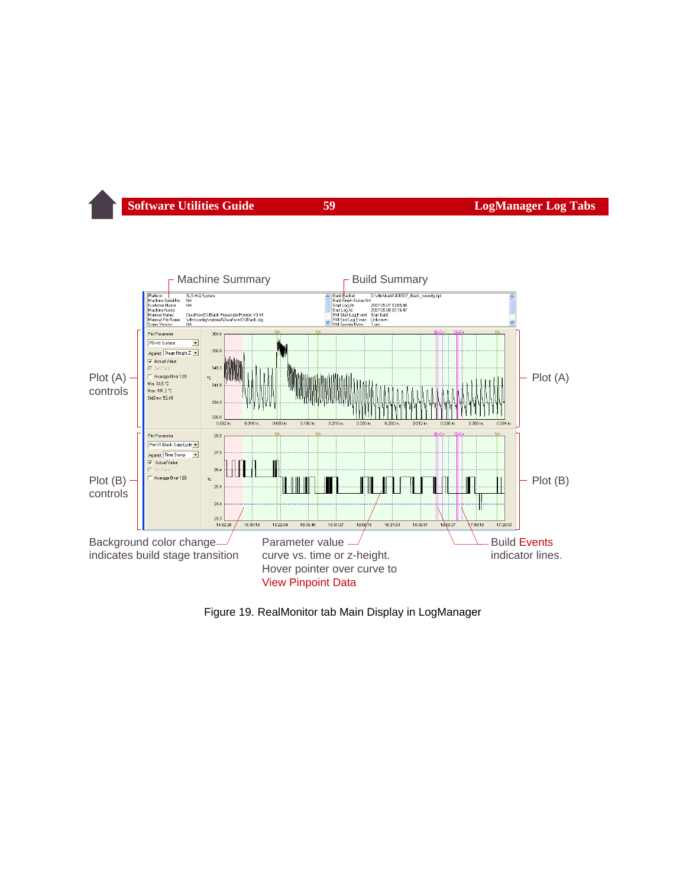Machine Summary

Build Summary

Plot (A) controls

Plot (A)

Plot (B) controls

Plot (B)

Background color change indicates build stage transition

Parameter value curve vs. time or z-height. Hover pointer over curve to View Pinpoint Data

Build Events indicator lines.

Figure 19. RealMonitor tab Main Display in LogManager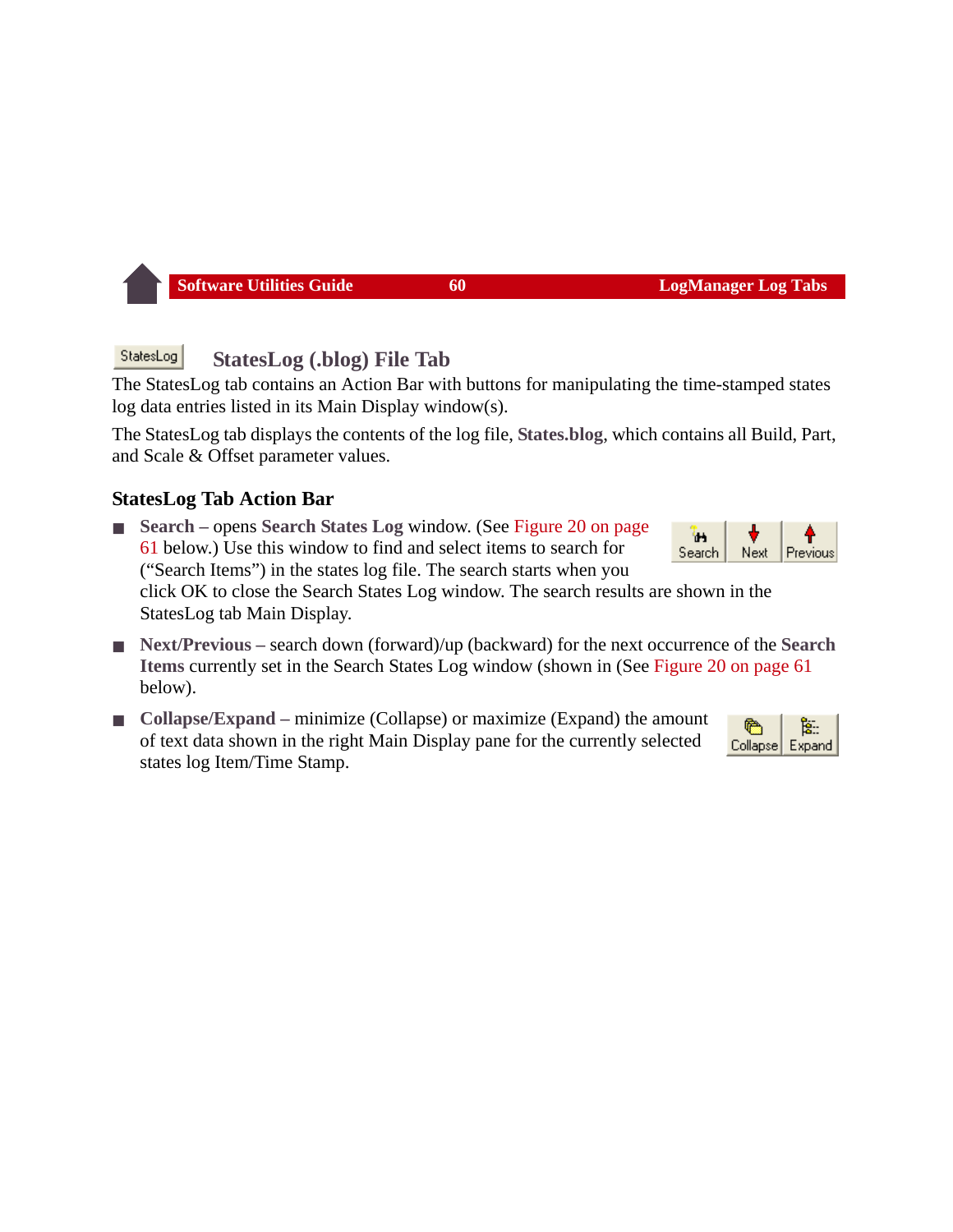StatesLog

## StatesLog (.blog) File Tab

The StatesLog tab contains an Action Bar with buttons for manipulating the time-stamped states log data entries listed in its Main Display window(s).

The StatesLog tab displays the contents of the log file, **States.blog**, which contains all Build, Part, and Scale & Offset parameter values.

### StatesLog Tab Action Bar

- **Search** – opens **Search States Log** window. (See Figure 20 on page 61 below.) Use this window to find and select items to search for ("Search Items") in the states log file. The search starts when you click OK to close the Search States Log window. The search results are shown in the StatesLog tab Main Display.
- **Next/Previous** – search down (forward)/up (backward) for the next occurrence of the **Search Items** currently set in the Search States Log window (shown in (See Figure 20 on page 61 below).
- **Collapse/Expand** – minimize (Collapse) or maximize (Expand) the amount of text data shown in the right Main Display pane for the currently selected states log Item/Time Stamp.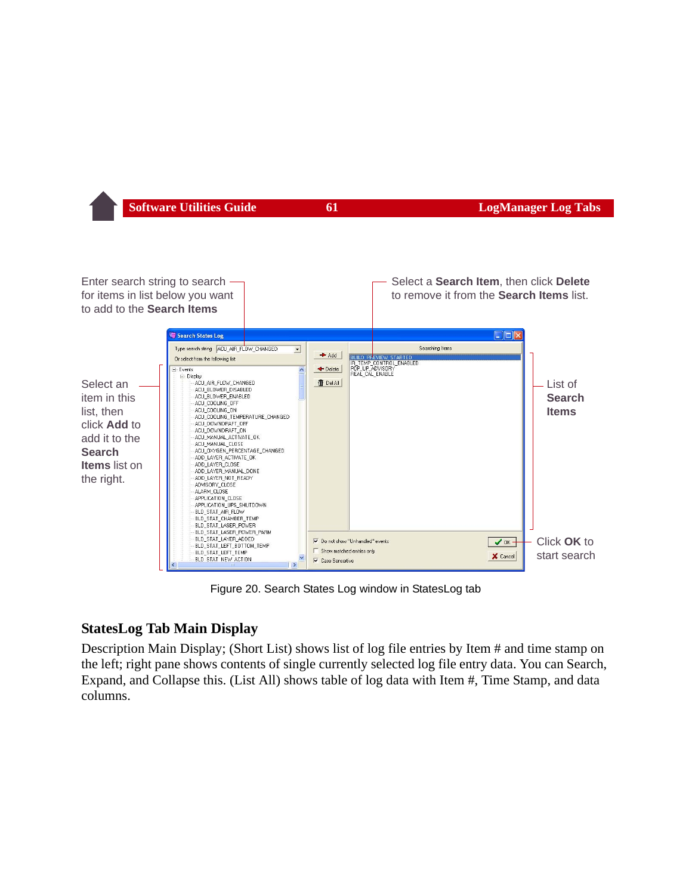Enter search string to search for items in list below you want to add to the **Search Items**

Select a **Search Item**, then click **Delete** to remove it from the **Search Items** list.

Select an item in this list, then click **Add** to add it to the **Search Items** list on the right.

List of **Search Items**

Click **OK** to start search

Figure 20. Search States Log window in StatesLog tab

## StatesLog Tab Main Display

Description Main Display; (Short List) shows list of log file entries by Item # and time stamp on the left; right pane shows contents of single currently selected log file entry data. You can Search, Expand, and Collapse this. (List All) shows table of log data with Item #, Time Stamp, and data columns.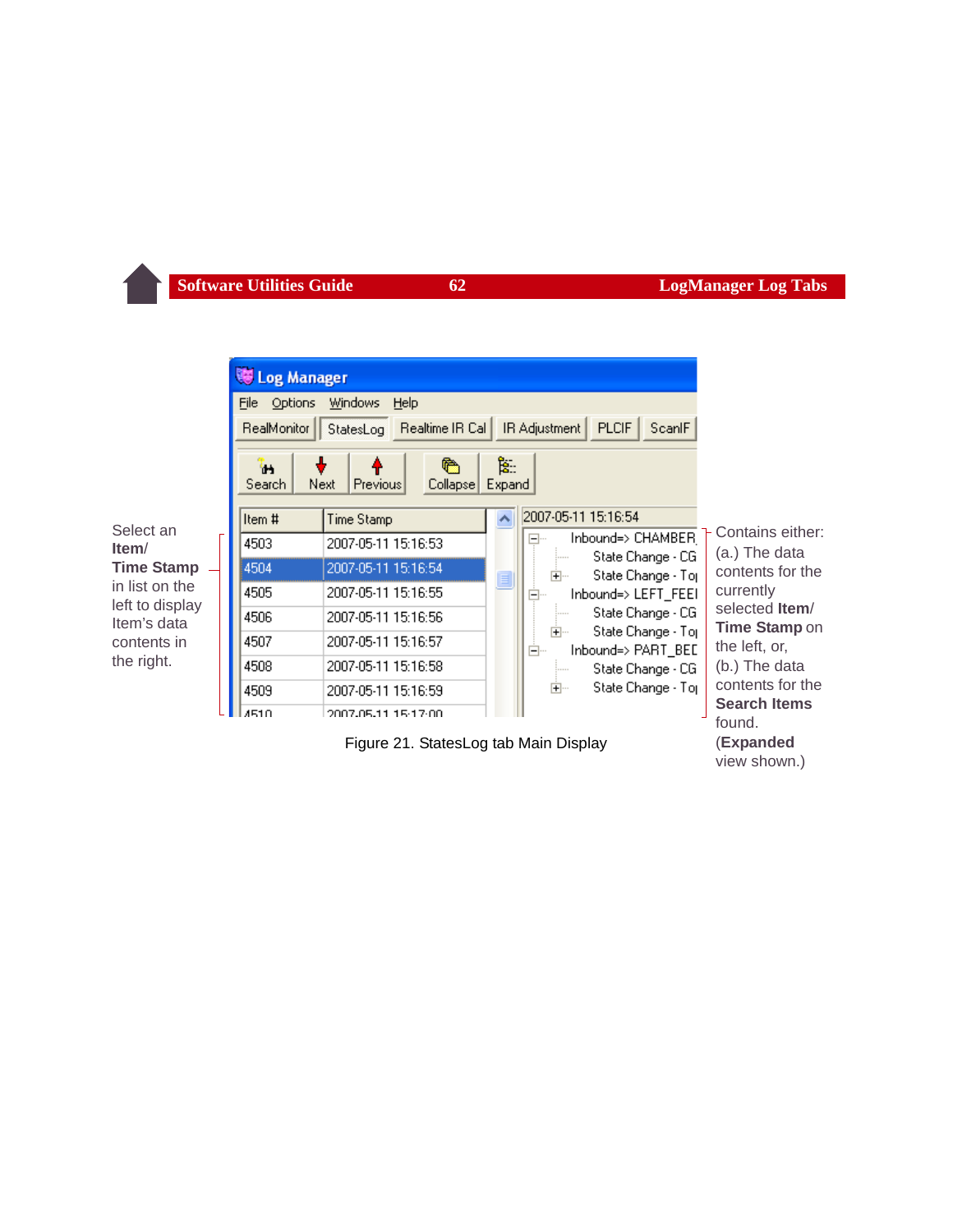Select an **Item**/ **Time Stamp** in list on the left to display Item's data contents in the right.

Contains either: (a.) The data contents for the currently selected **Item**/ **Time Stamp** on the left, or, (b.) The data contents for the **Search Items** found. (**Expanded** view shown.)

Figure 21. StatesLog tab Main Display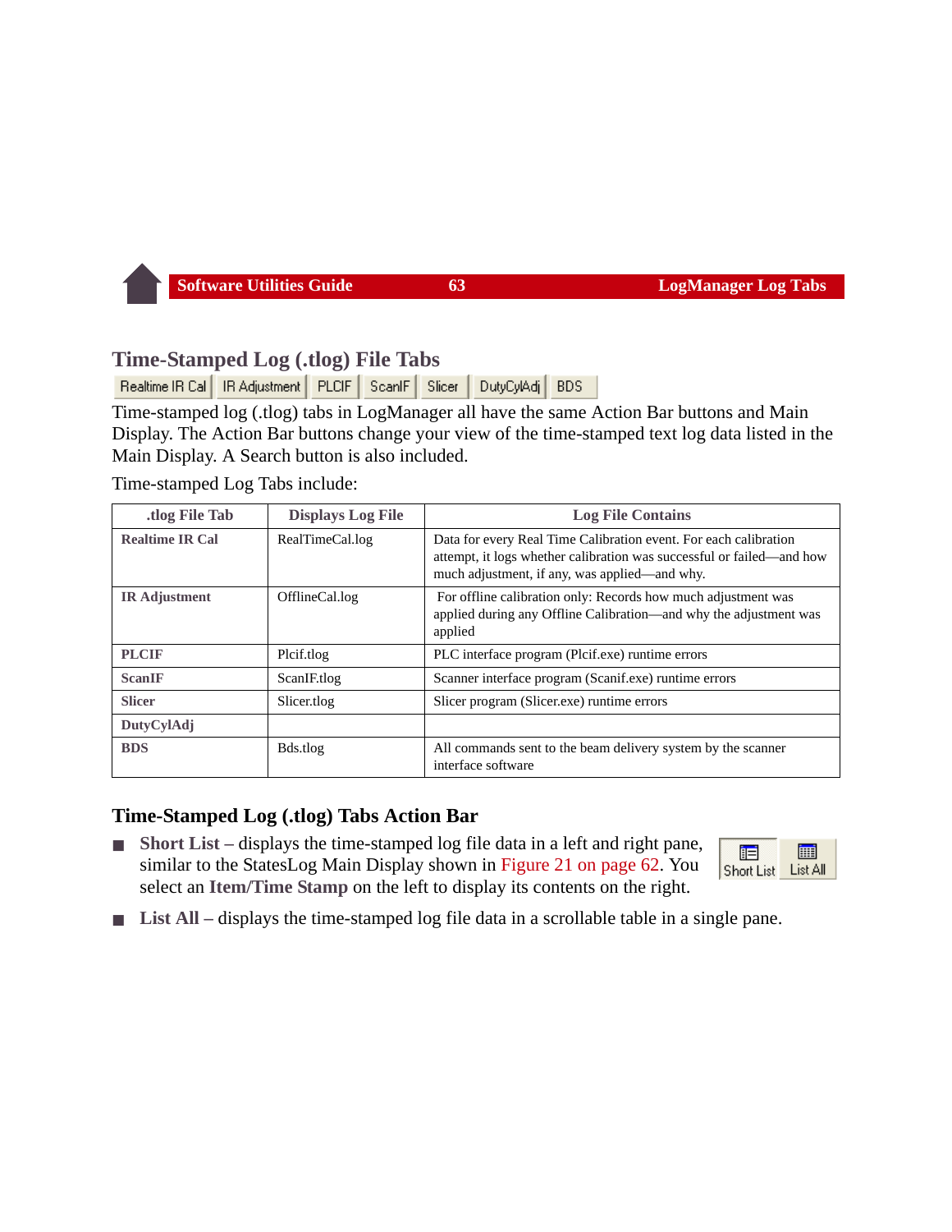## Time-Stamped Log (.tlog) File Tabs

Realtime IR Cal | IR Adjustment | PLCIF | ScanIF | Slicer | DutyCylAdj | BDS

Time-stamped log (.tlog) tabs in LogManager all have the same Action Bar buttons and Main Display. The Action Bar buttons change your view of the time-stamped text log data listed in the Main Display. A Search button is also included.

Time-stamped Log Tabs include:

| .tlog File Tab | Displays Log File | Log File Contains |
|---|---|---|
| **Realtime IR Cal** | RealTimeCal.log | Data for every Real Time Calibration event. For each calibration attempt, it logs whether calibration was successful or failed—and how much adjustment, if any, was applied—and why. |
| **IR Adjustment** | OfflineCal.log | For offline calibration only: Records how much adjustment was applied during any Offline Calibration—and why the adjustment was applied |
| **PLCIF** | Plcif.tlog | PLC interface program (Plcif.exe) runtime errors |
| **ScanIF** | ScanIF.tlog | Scanner interface program (Scanif.exe) runtime errors |
| **Slicer** | Slicer.tlog | Slicer program (Slicer.exe) runtime errors |
| **DutyCylAdj** | | |
| **BDS** | Bds.tlog | All commands sent to the beam delivery system by the scanner interface software |

### Time-Stamped Log (.tlog) Tabs Action Bar

Short List | List All

- **Short List** – displays the time-stamped log file data in a left and right pane, similar to the StatesLog Main Display shown in Figure 21 on page 62. You select an **Item/Time Stamp** on the left to display its contents on the right.
- **List All** – displays the time-stamped log file data in a scrollable table in a single pane.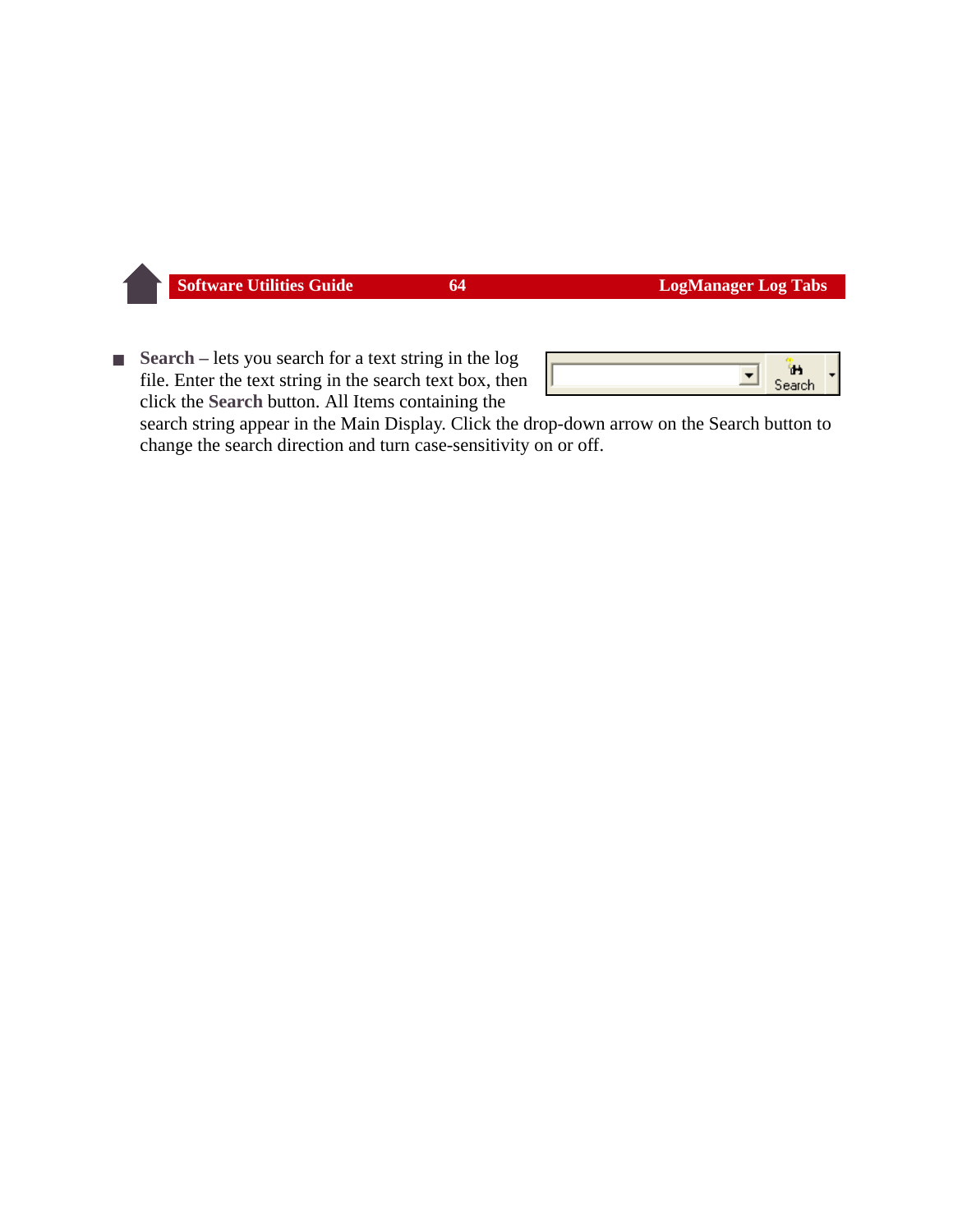- **Search** – lets you search for a text string in the log file. Enter the text string in the search text box, then click the **Search** button. All Items containing the search string appear in the Main Display. Click the drop-down arrow on the Search button to change the search direction and turn case-sensitivity on or off.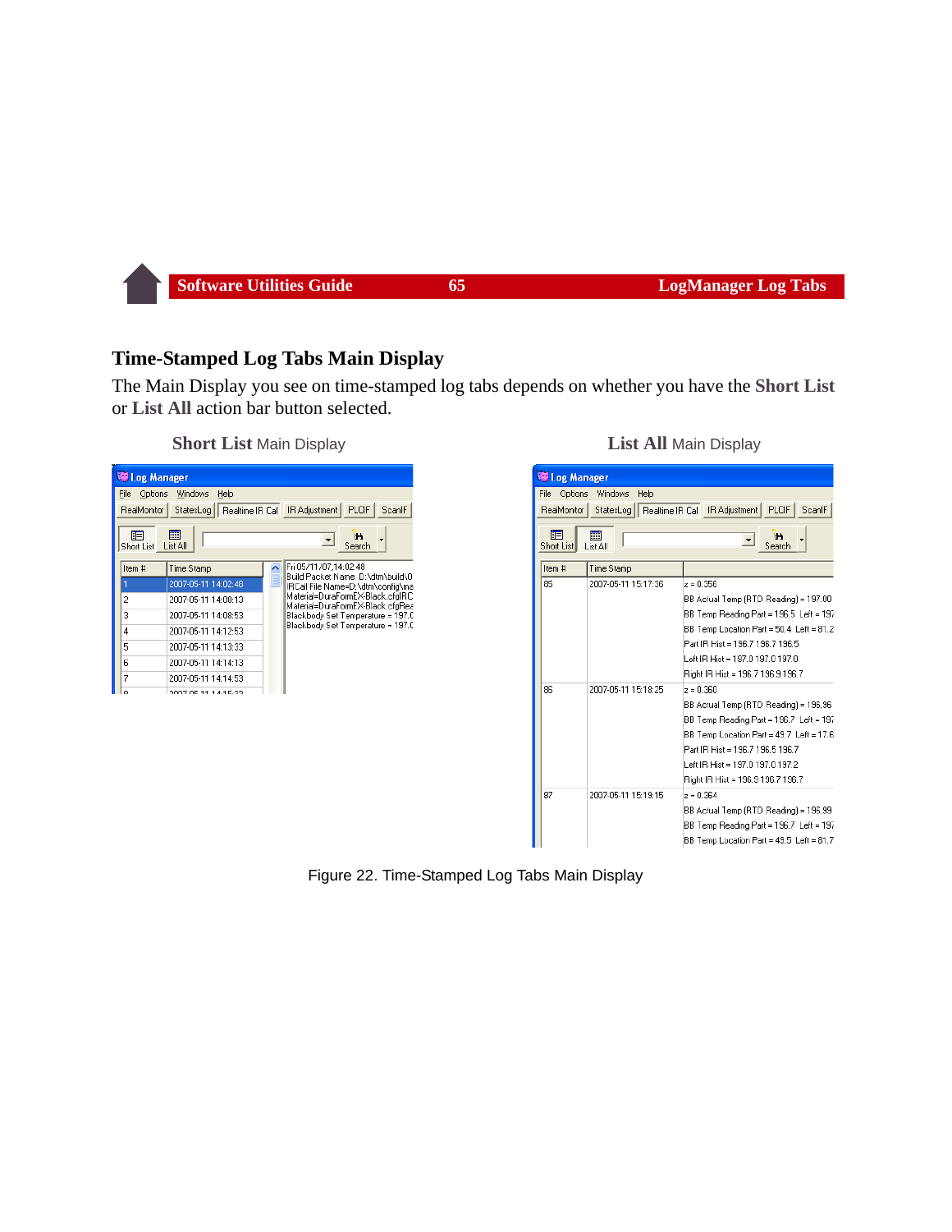## Time-Stamped Log Tabs Main Display

The Main Display you see on time-stamped log tabs depends on whether you have the **Short List** or **List All** action bar button selected.

**Short List** Main Display

**List All** Main Display

Figure 22. Time-Stamped Log Tabs Main Display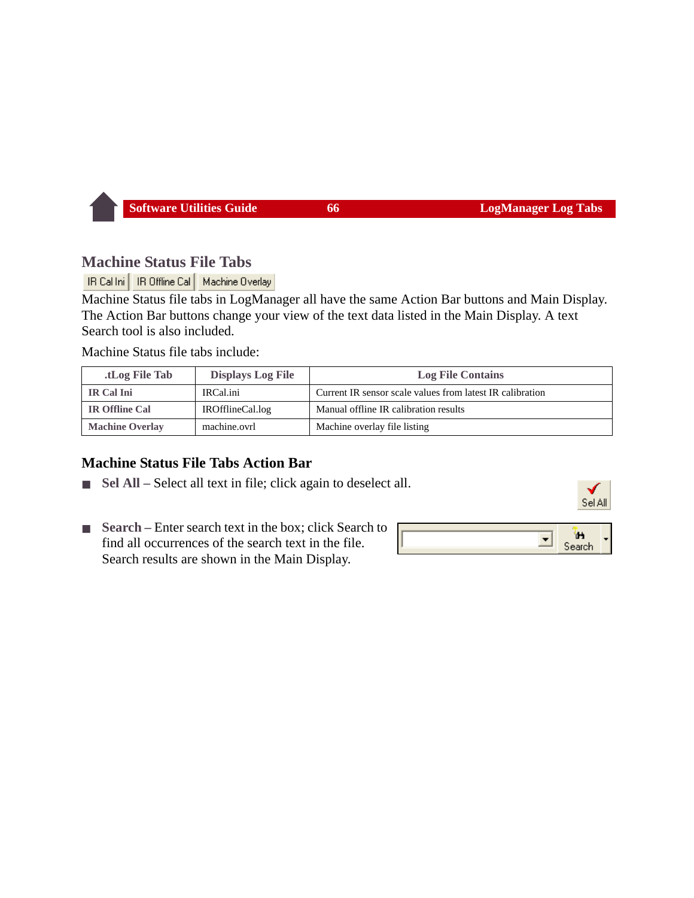## Machine Status File Tabs

IR Cal Ini | IR Offline Cal | Machine Overlay

Machine Status file tabs in LogManager all have the same Action Bar buttons and Main Display. The Action Bar buttons change your view of the text data listed in the Main Display. A text Search tool is also included.

Machine Status file tabs include:

| .tLog File Tab | Displays Log File | Log File Contains |
|---|---|---|
| **IR Cal Ini** | IRCal.ini | Current IR sensor scale values from latest IR calibration |
| **IR Offline Cal** | IROfflineCal.log | Manual offline IR calibration results |
| **Machine Overlay** | machine.ovrl | Machine overlay file listing |

### Machine Status File Tabs Action Bar

- **Sel All** – Select all text in file; click again to deselect all.
- **Search** – Enter search text in the box; click Search to find all occurrences of the search text in the file. Search results are shown in the Main Display.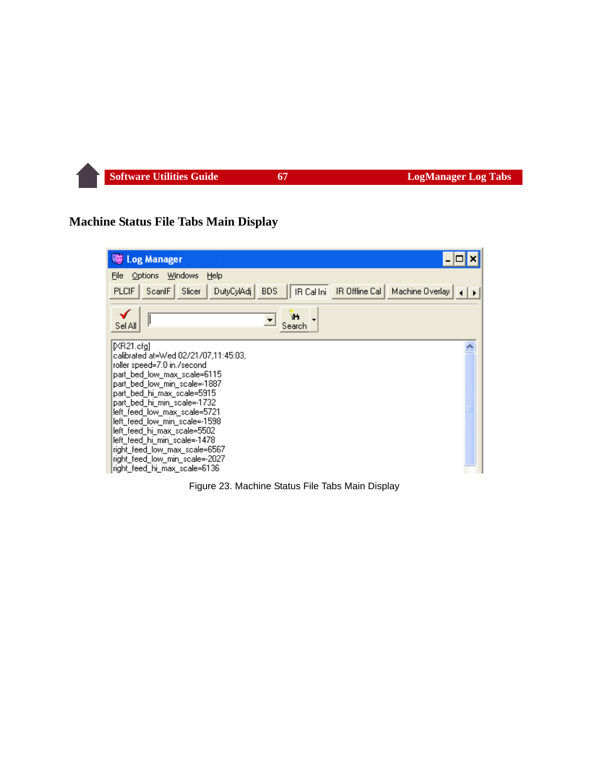## Machine Status File Tabs Main Display

Figure 23. Machine Status File Tabs Main Display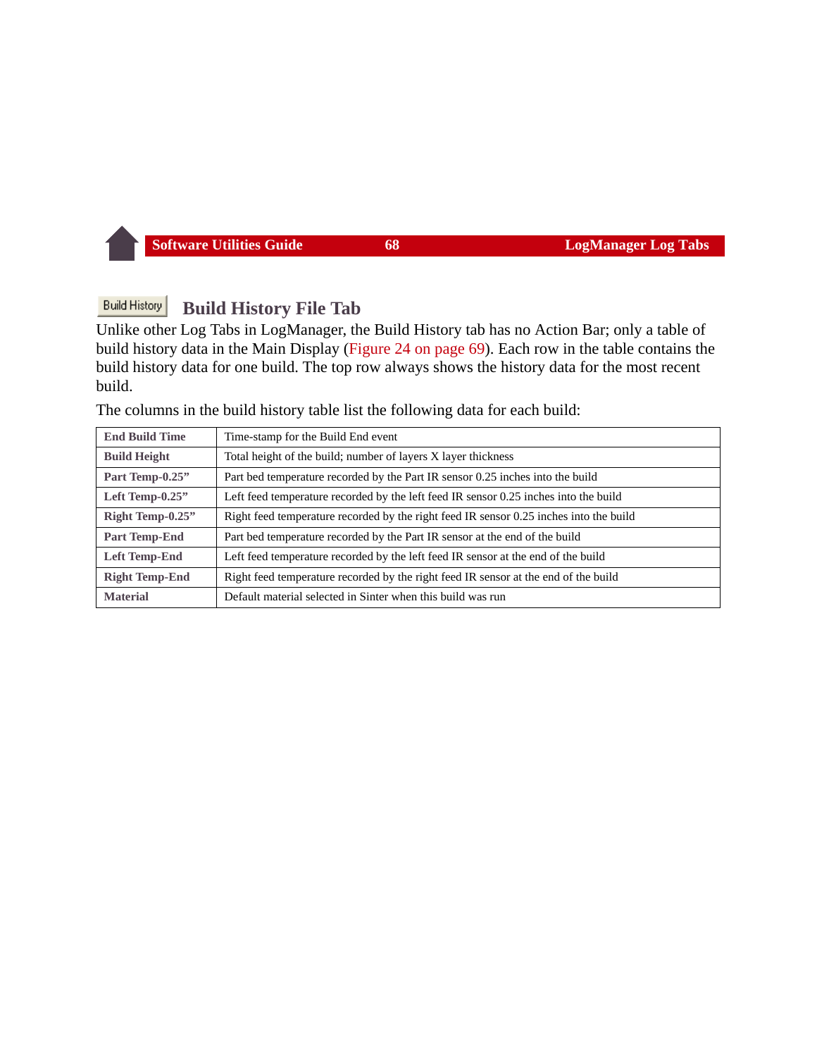## Build History File Tab

Unlike other Log Tabs in LogManager, the Build History tab has no Action Bar; only a table of build history data in the Main Display (Figure 24 on page 69). Each row in the table contains the build history data for one build. The top row always shows the history data for the most recent build.

The columns in the build history table list the following data for each build:

| | |
|---|---|
| **End Build Time** | Time-stamp for the Build End event |
| **Build Height** | Total height of the build; number of layers X layer thickness |
| **Part Temp-0.25”** | Part bed temperature recorded by the Part IR sensor 0.25 inches into the build |
| **Left Temp-0.25”** | Left feed temperature recorded by the left feed IR sensor 0.25 inches into the build |
| **Right Temp-0.25”** | Right feed temperature recorded by the right feed IR sensor 0.25 inches into the build |
| **Part Temp-End** | Part bed temperature recorded by the Part IR sensor at the end of the build |
| **Left Temp-End** | Left feed temperature recorded by the left feed IR sensor at the end of the build |
| **Right Temp-End** | Right feed temperature recorded by the right feed IR sensor at the end of the build |
| **Material** | Default material selected in Sinter when this build was run |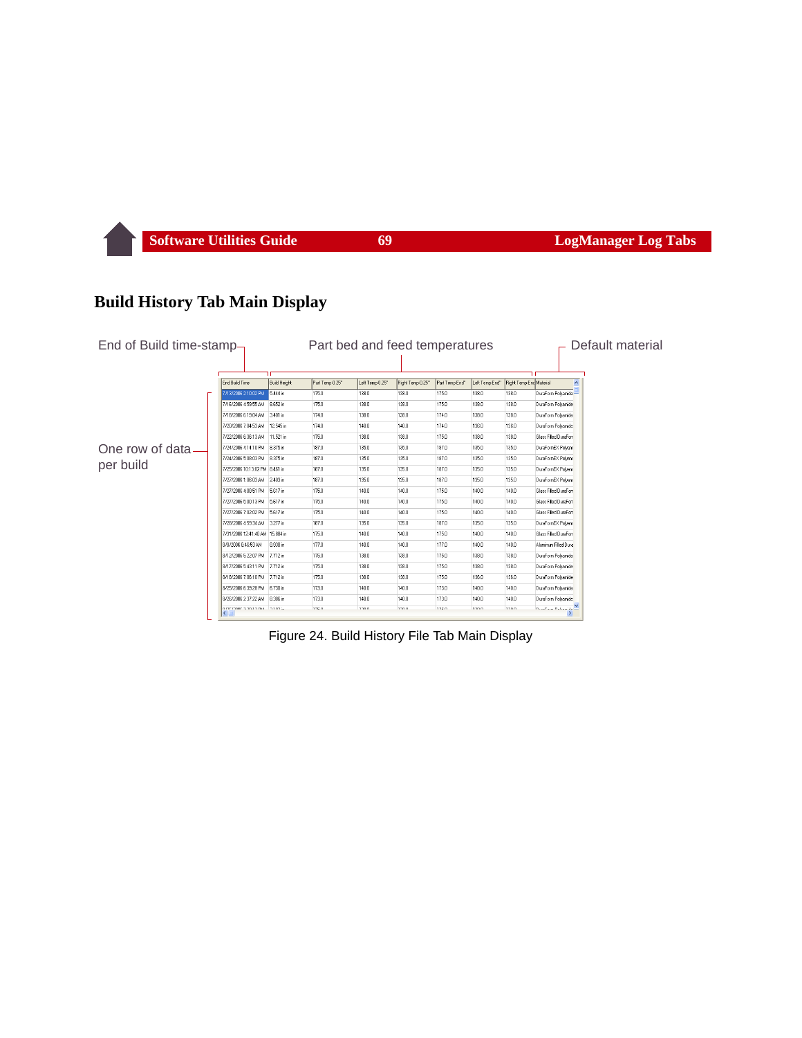## Build History Tab Main Display

End of Build time-stamp

Part bed and feed temperatures

Default material

One row of data per build

| End Build Time | Build Height | Part Temp-0.25" | Left Temp-0.25" | Right Temp-0.25" | Part Temp-End" | Left Temp-End" | Right Temp-End | Material |
|---|---|---|---|---|---|---|---|---|
| 7/13/2006 2:10:02 PM | 5.444 in | 175.0 | 138.0 | 138.0 | 175.0 | 138.0 | 138.0 | DuraForm Polyamide |
| 7/16/2006 4:59:55 AM | 8.652 in | 175.0 | 138.0 | 138.0 | 175.0 | 138.0 | 138.0 | DuraForm Polyamide |
| 7/18/2006 6:19:04 AM | 3.401 in | 174.0 | 138.0 | 138.0 | 174.0 | 138.0 | 138.0 | DuraForm Polyamide |
| 7/20/2006 7:04:53 AM | 12.545 in | 174.0 | 140.0 | 140.0 | 174.0 | 136.0 | 136.0 | DuraForm Polyamide |
| 7/22/2006 8:38:13 AM | 11.521 in | 175.0 | 138.0 | 138.0 | 175.0 | 138.0 | 138.0 | Glass Filled DuraForm |
| 7/24/2006 4:14:10 PM | 8.375 in | 187.0 | 135.0 | 135.0 | 187.0 | 135.0 | 135.0 | DuraFormEX Polyam |
| 7/24/2006 5:08:03 PM | 8.375 in | 187.0 | 135.0 | 135.0 | 187.0 | 135.0 | 135.0 | DuraFormEX Polyam |
| 7/25/2006 10:13:02 PM | 8.461 in | 187.0 | 135.0 | 135.0 | 187.0 | 135.0 | 135.0 | DuraFormEX Polyam |
| 7/27/2006 1:06:03 AM | 2.403 in | 187.0 | 135.0 | 135.0 | 187.0 | 135.0 | 135.0 | DuraFormEX Polyam |
| 7/27/2006 4:08:51 PM | 5.617 in | 175.0 | 140.0 | 140.0 | 175.0 | 140.0 | 140.0 | Glass Filled DuraForm |
| 7/27/2006 5:00:13 PM | 5.617 in | 175.0 | 140.0 | 140.0 | 175.0 | 140.0 | 140.0 | Glass Filled DuraForm |
| 7/27/2006 7:02:02 PM | 5.617 in | 175.0 | 140.0 | 140.0 | 175.0 | 140.0 | 140.0 | Glass Filled DuraForm |
| 7/28/2006 4:59:34 AM | 3.277 in | 187.0 | 135.0 | 135.0 | 187.0 | 135.0 | 135.0 | DuraFormEX Polyam |
| 7/31/2006 12:41:40 AM | 15.884 in | 175.0 | 140.0 | 140.0 | 175.0 | 140.0 | 140.0 | Glass Filled DuraForm |
| 8/4/2006 6:46:53 AM | 8.598 in | 177.0 | 140.0 | 140.0 | 177.0 | 140.0 | 140.0 | Aluminum Filled Dura |
| 8/12/2006 5:22:07 PM | 7.712 in | 175.0 | 138.0 | 138.0 | 175.0 | 138.0 | 138.0 | DuraForm Polyamide |
| 8/17/2006 5:43:11 PM | 7.712 in | 175.0 | 138.0 | 138.0 | 175.0 | 138.0 | 138.0 | DuraForm Polyamide |
| 8/18/2006 7:05:10 PM | 7.712 in | 175.0 | 138.0 | 138.0 | 175.0 | 136.0 | 136.0 | DuraForm Polyamide |
| 8/25/2006 6:39:28 PM | 6.730 in | 173.0 | 140.0 | 140.0 | 173.0 | 140.0 | 140.0 | DuraForm Polyamide |
| 8/26/2006 2:37:22 AM | 8.386 in | 173.0 | 140.0 | 140.0 | 173.0 | 140.0 | 140.0 | DuraForm Polyamide |

Figure 24. Build History File Tab Main Display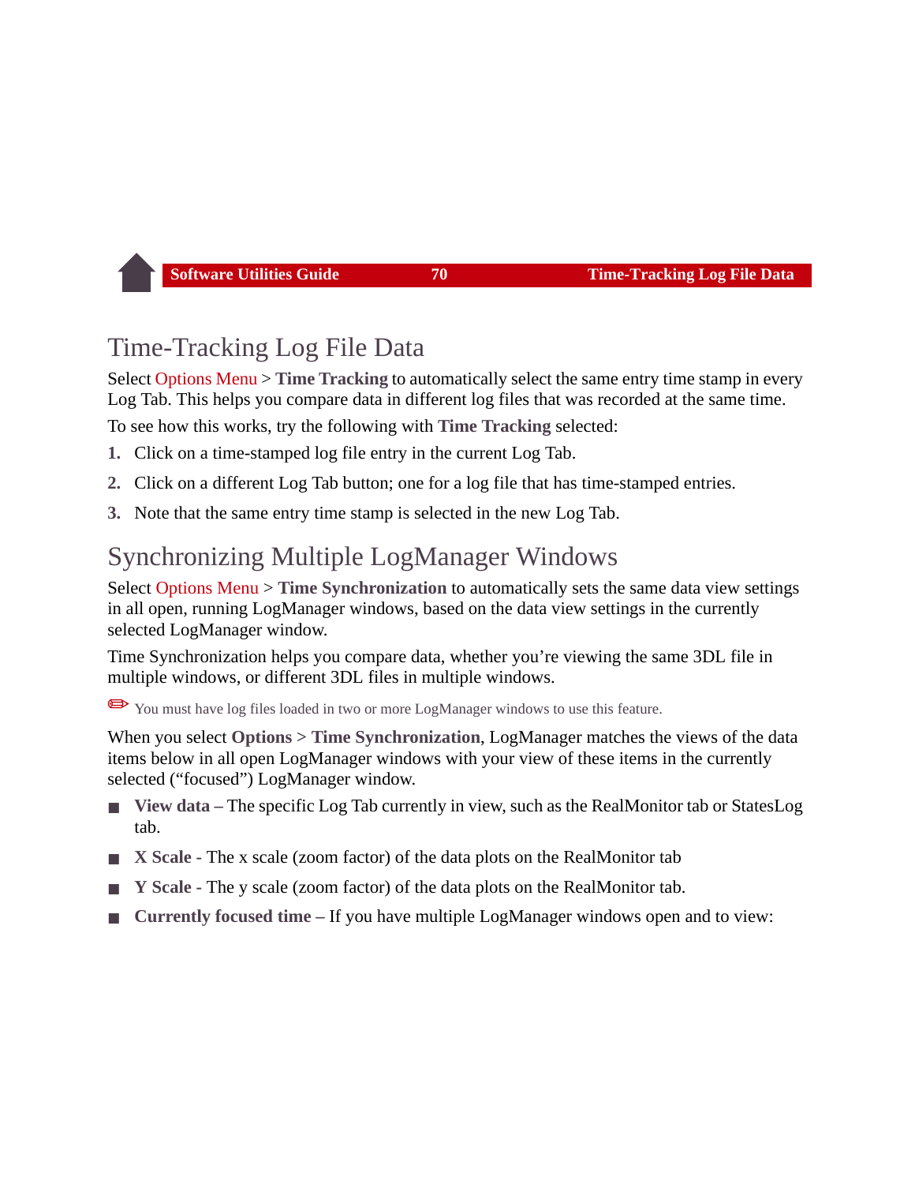## Time-Tracking Log File Data

Select Options Menu > **Time Tracking** to automatically select the same entry time stamp in every Log Tab. This helps you compare data in different log files that was recorded at the same time.

To see how this works, try the following with **Time Tracking** selected:

1. Click on a time-stamped log file entry in the current Log Tab.
2. Click on a different Log Tab button; one for a log file that has time-stamped entries.
3. Note that the same entry time stamp is selected in the new Log Tab.

## Synchronizing Multiple LogManager Windows

Select Options Menu > **Time Synchronization** to automatically sets the same data view settings in all open, running LogManager windows, based on the data view settings in the currently selected LogManager window.

Time Synchronization helps you compare data, whether you're viewing the same 3DL file in multiple windows, or different 3DL files in multiple windows.

✏ You must have log files loaded in two or more LogManager windows to use this feature.

When you select **Options** > **Time Synchronization**, LogManager matches the views of the data items below in all open LogManager windows with your view of these items in the currently selected ("focused") LogManager window.

- **View data –** The specific Log Tab currently in view, such as the RealMonitor tab or StatesLog tab.
- **X Scale** - The x scale (zoom factor) of the data plots on the RealMonitor tab
- **Y Scale** - The y scale (zoom factor) of the data plots on the RealMonitor tab.
- **Currently focused time –** If you have multiple LogManager windows open and to view: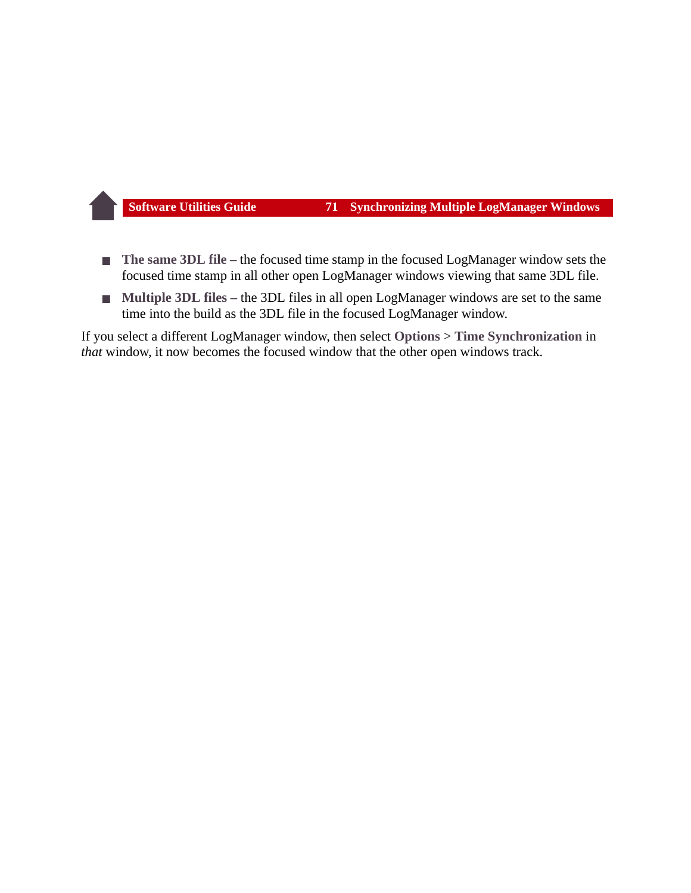- **The same 3DL file** – the focused time stamp in the focused LogManager window sets the focused time stamp in all other open LogManager windows viewing that same 3DL file.
- **Multiple 3DL files** – the 3DL files in all open LogManager windows are set to the same time into the build as the 3DL file in the focused LogManager window.

If you select a different LogManager window, then select **Options > Time Synchronization** in *that* window, it now becomes the focused window that the other open windows track.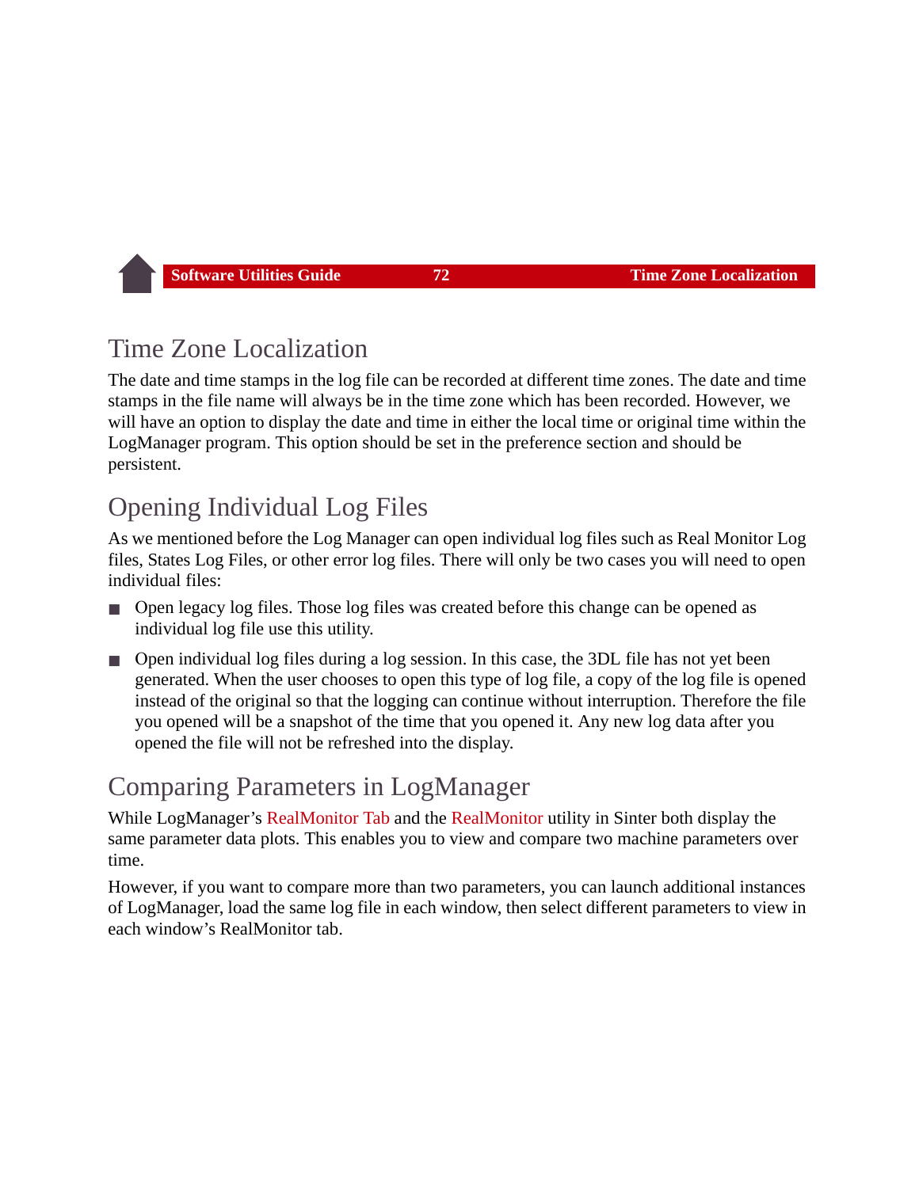## Time Zone Localization

The date and time stamps in the log file can be recorded at different time zones. The date and time stamps in the file name will always be in the time zone which has been recorded. However, we will have an option to display the date and time in either the local time or original time within the LogManager program. This option should be set in the preference section and should be persistent.

## Opening Individual Log Files

As we mentioned before the Log Manager can open individual log files such as Real Monitor Log files, States Log Files, or other error log files. There will only be two cases you will need to open individual files:

- Open legacy log files. Those log files was created before this change can be opened as individual log file use this utility.
- Open individual log files during a log session. In this case, the 3DL file has not yet been generated. When the user chooses to open this type of log file, a copy of the log file is opened instead of the original so that the logging can continue without interruption. Therefore the file you opened will be a snapshot of the time that you opened it. Any new log data after you opened the file will not be refreshed into the display.

## Comparing Parameters in LogManager

While LogManager's RealMonitor Tab and the RealMonitor utility in Sinter both display the same parameter data plots. This enables you to view and compare two machine parameters over time.

However, if you want to compare more than two parameters, you can launch additional instances of LogManager, load the same log file in each window, then select different parameters to view in each window's RealMonitor tab.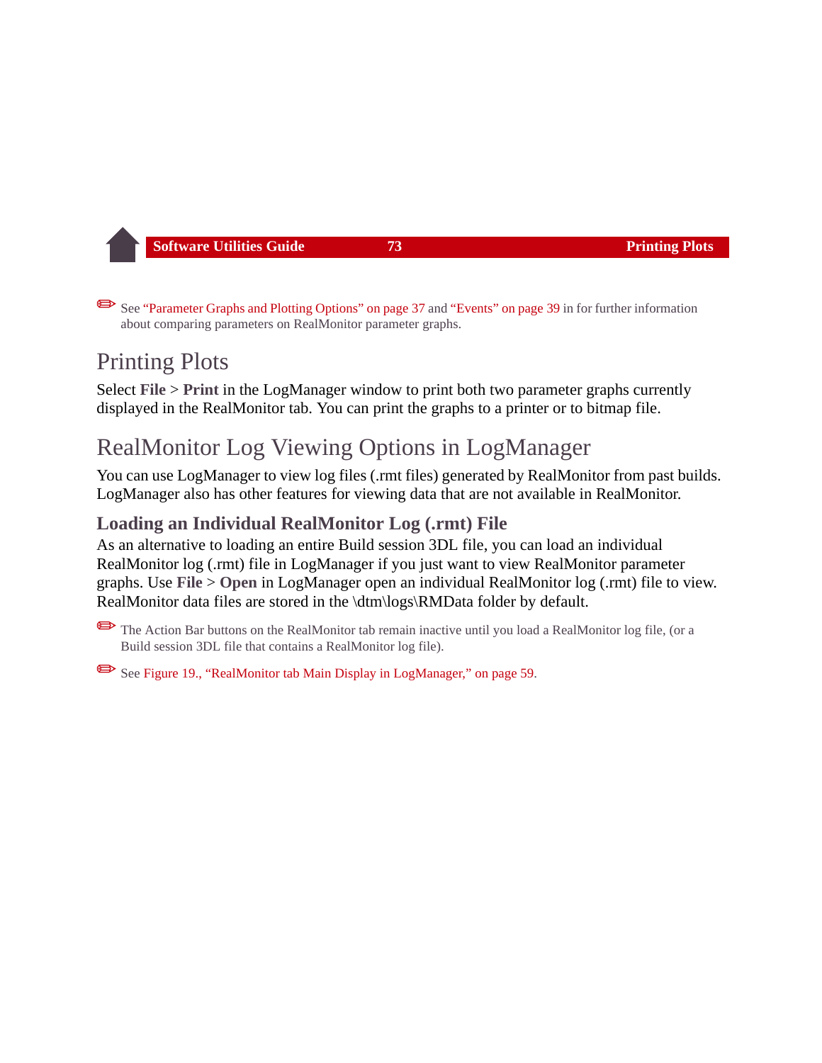✏ See "Parameter Graphs and Plotting Options" on page 37 and "Events" on page 39 in for further information about comparing parameters on RealMonitor parameter graphs.

# Printing Plots

Select **File** > **Print** in the LogManager window to print both two parameter graphs currently displayed in the RealMonitor tab. You can print the graphs to a printer or to bitmap file.

# RealMonitor Log Viewing Options in LogManager

You can use LogManager to view log files (.rmt files) generated by RealMonitor from past builds. LogManager also has other features for viewing data that are not available in RealMonitor.

## Loading an Individual RealMonitor Log (.rmt) File

As an alternative to loading an entire Build session 3DL file, you can load an individual RealMonitor log (.rmt) file in LogManager if you just want to view RealMonitor parameter graphs. Use **File** > **Open** in LogManager open an individual RealMonitor log (.rmt) file to view. RealMonitor data files are stored in the \dtm\logs\RMData folder by default.

✏ The Action Bar buttons on the RealMonitor tab remain inactive until you load a RealMonitor log file, (or a Build session 3DL file that contains a RealMonitor log file).

✏ See Figure 19., "RealMonitor tab Main Display in LogManager," on page 59.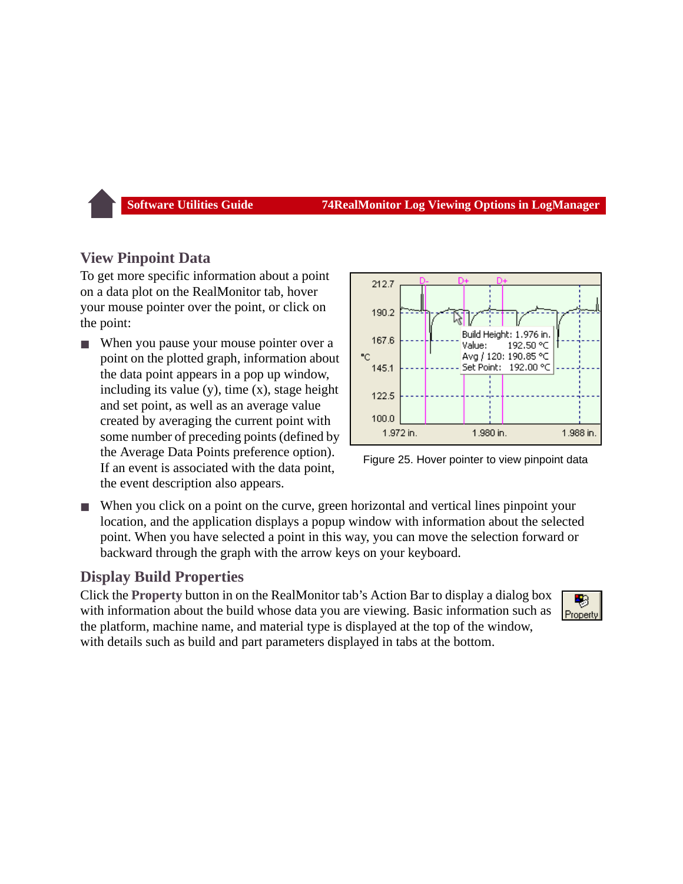## View Pinpoint Data

To get more specific information about a point on a data plot on the RealMonitor tab, hover your mouse pointer over the point, or click on the point:

- When you pause your mouse pointer over a point on the plotted graph, information about the data point appears in a pop up window, including its value (y), time (x), stage height and set point, as well as an average value created by averaging the current point with some number of preceding points (defined by the Average Data Points preference option). If an event is associated with the data point, the event description also appears.
- When you click on a point on the curve, green horizontal and vertical lines pinpoint your location, and the application displays a popup window with information about the selected point. When you have selected a point in this way, you can move the selection forward or backward through the graph with the arrow keys on your keyboard.

Figure 25. Hover pointer to view pinpoint data

## Display Build Properties

Click the **Property** button in on the RealMonitor tab's Action Bar to display a dialog box with information about the build whose data you are viewing. Basic information such as the platform, machine name, and material type is displayed at the top of the window, with details such as build and part parameters displayed in tabs at the bottom.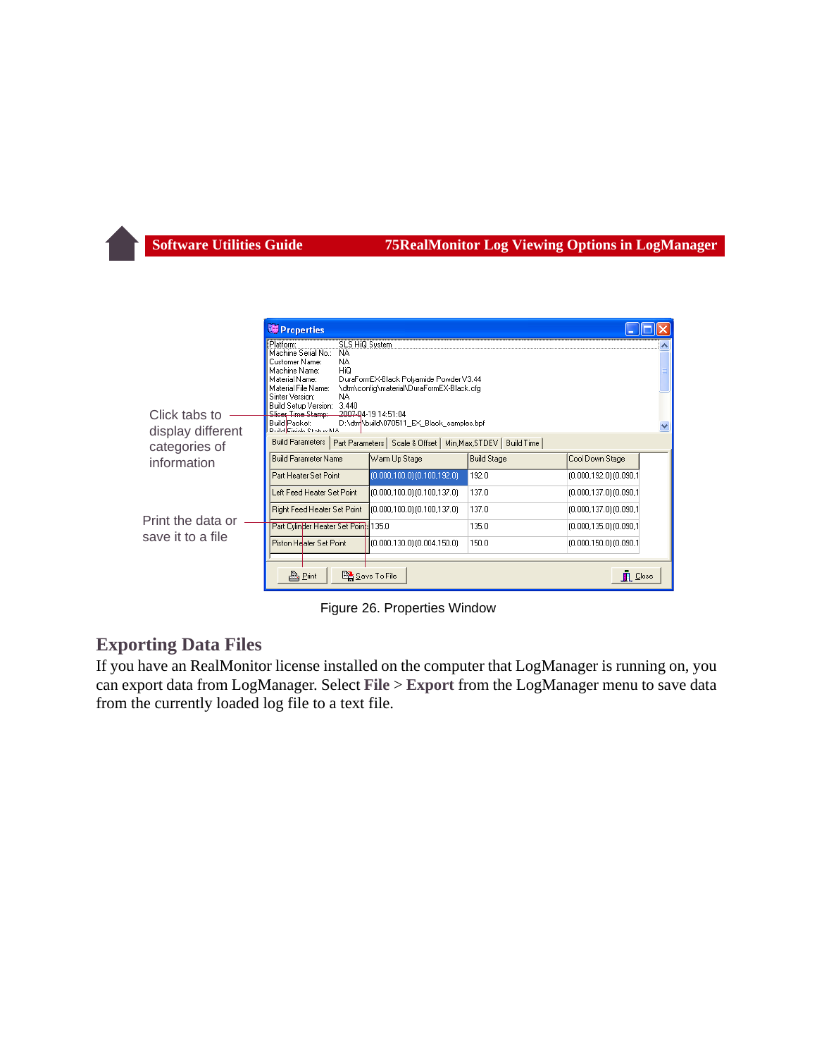Click tabs to display different categories of information

Print the data or save it to a file

Figure 26. Properties Window

## Exporting Data Files

If you have an RealMonitor license installed on the computer that LogManager is running on, you can export data from LogManager. Select **File** > **Export** from the LogManager menu to save data from the currently loaded log file to a text file.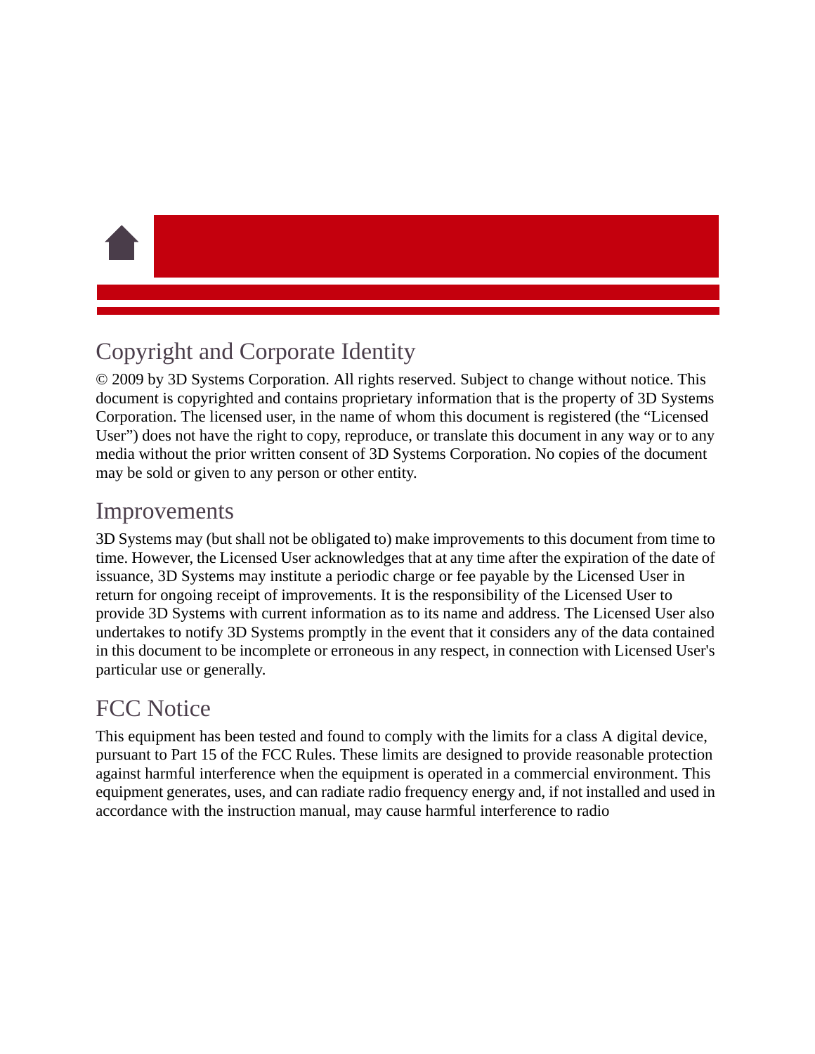## Copyright and Corporate Identity

© 2009 by 3D Systems Corporation. All rights reserved. Subject to change without notice. This document is copyrighted and contains proprietary information that is the property of 3D Systems Corporation. The licensed user, in the name of whom this document is registered (the "Licensed User") does not have the right to copy, reproduce, or translate this document in any way or to any media without the prior written consent of 3D Systems Corporation. No copies of the document may be sold or given to any person or other entity.

## Improvements

3D Systems may (but shall not be obligated to) make improvements to this document from time to time. However, the Licensed User acknowledges that at any time after the expiration of the date of issuance, 3D Systems may institute a periodic charge or fee payable by the Licensed User in return for ongoing receipt of improvements. It is the responsibility of the Licensed User to provide 3D Systems with current information as to its name and address. The Licensed User also undertakes to notify 3D Systems promptly in the event that it considers any of the data contained in this document to be incomplete or erroneous in any respect, in connection with Licensed User's particular use or generally.

## FCC Notice

This equipment has been tested and found to comply with the limits for a class A digital device, pursuant to Part 15 of the FCC Rules. These limits are designed to provide reasonable protection against harmful interference when the equipment is operated in a commercial environment. This equipment generates, uses, and can radiate radio frequency energy and, if not installed and used in accordance with the instruction manual, may cause harmful interference to radio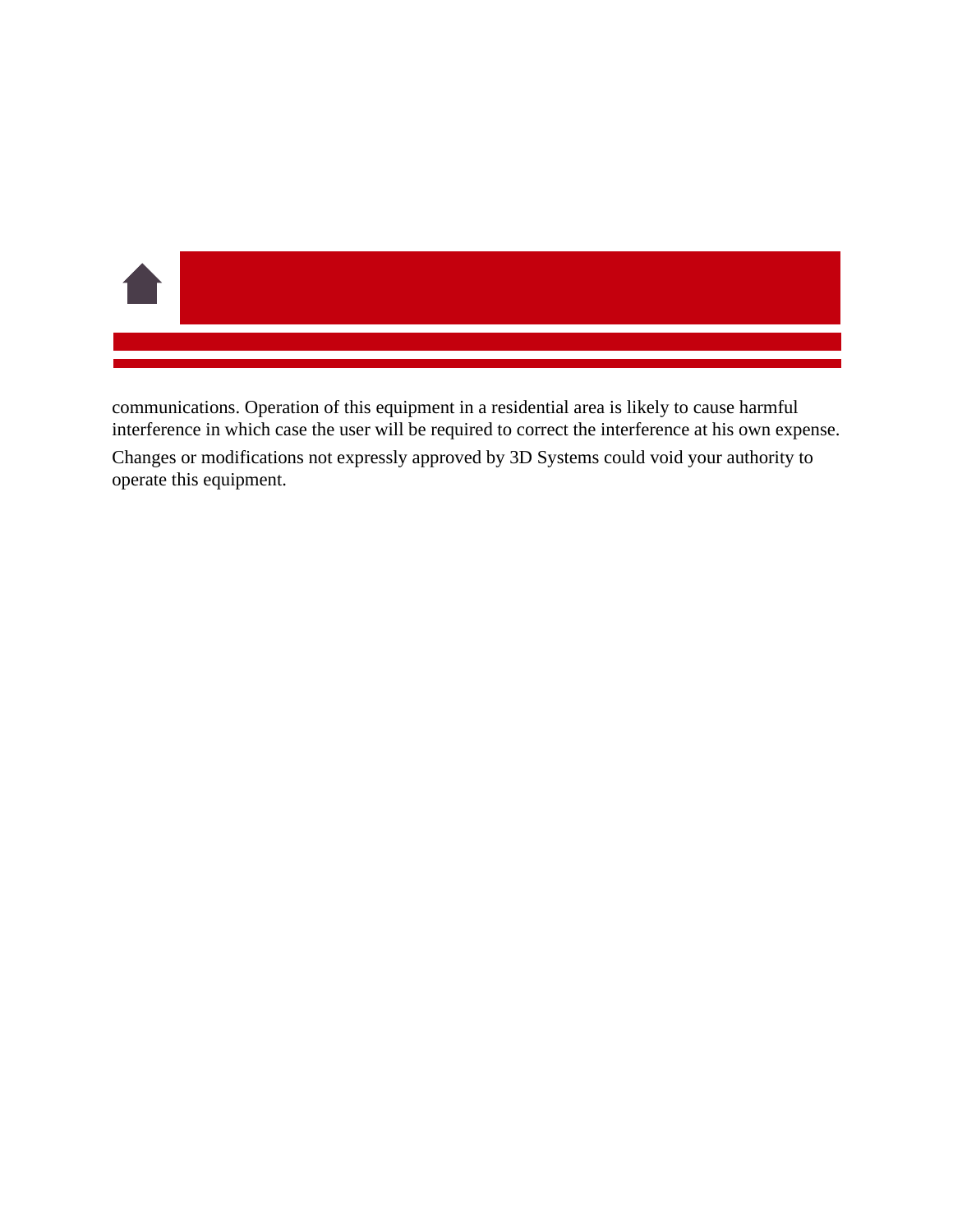communications. Operation of this equipment in a residential area is likely to cause harmful interference in which case the user will be required to correct the interference at his own expense.

Changes or modifications not expressly approved by 3D Systems could void your authority to operate this equipment.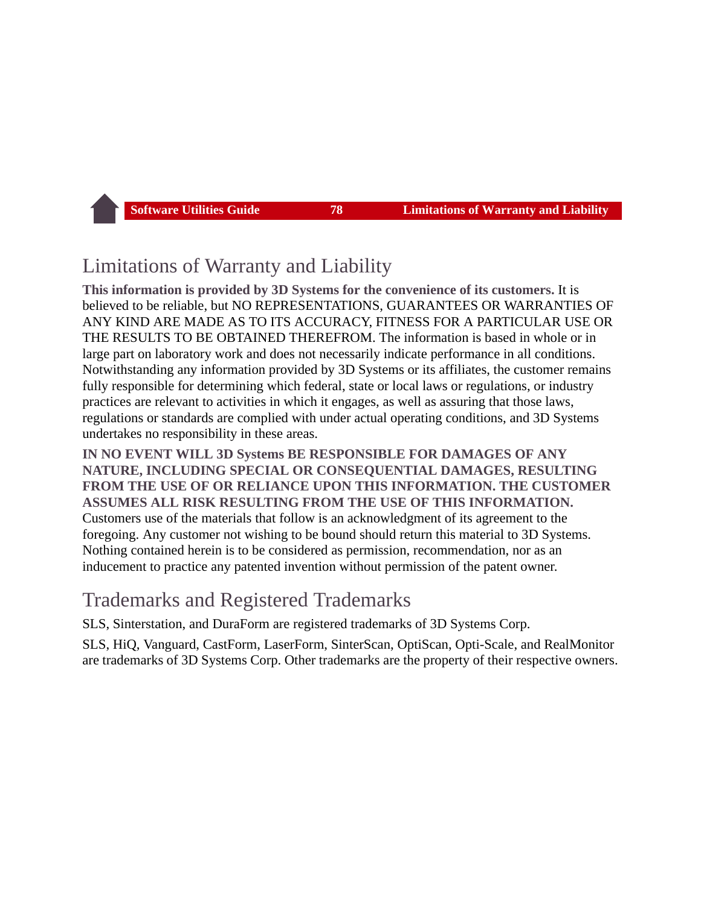## Limitations of Warranty and Liability

**This information is provided by 3D Systems for the convenience of its customers.** It is believed to be reliable, but NO REPRESENTATIONS, GUARANTEES OR WARRANTIES OF ANY KIND ARE MADE AS TO ITS ACCURACY, FITNESS FOR A PARTICULAR USE OR THE RESULTS TO BE OBTAINED THEREFROM. The information is based in whole or in large part on laboratory work and does not necessarily indicate performance in all conditions. Notwithstanding any information provided by 3D Systems or its affiliates, the customer remains fully responsible for determining which federal, state or local laws or regulations, or industry practices are relevant to activities in which it engages, as well as assuring that those laws, regulations or standards are complied with under actual operating conditions, and 3D Systems undertakes no responsibility in these areas.

**IN NO EVENT WILL 3D Systems BE RESPONSIBLE FOR DAMAGES OF ANY NATURE, INCLUDING SPECIAL OR CONSEQUENTIAL DAMAGES, RESULTING FROM THE USE OF OR RELIANCE UPON THIS INFORMATION. THE CUSTOMER ASSUMES ALL RISK RESULTING FROM THE USE OF THIS INFORMATION.** Customers use of the materials that follow is an acknowledgment of its agreement to the foregoing. Any customer not wishing to be bound should return this material to 3D Systems. Nothing contained herein is to be considered as permission, recommendation, nor as an inducement to practice any patented invention without permission of the patent owner.

## Trademarks and Registered Trademarks

SLS, Sinterstation, and DuraForm are registered trademarks of 3D Systems Corp.

SLS, HiQ, Vanguard, CastForm, LaserForm, SinterScan, OptiScan, Opti-Scale, and RealMonitor are trademarks of 3D Systems Corp. Other trademarks are the property of their respective owners.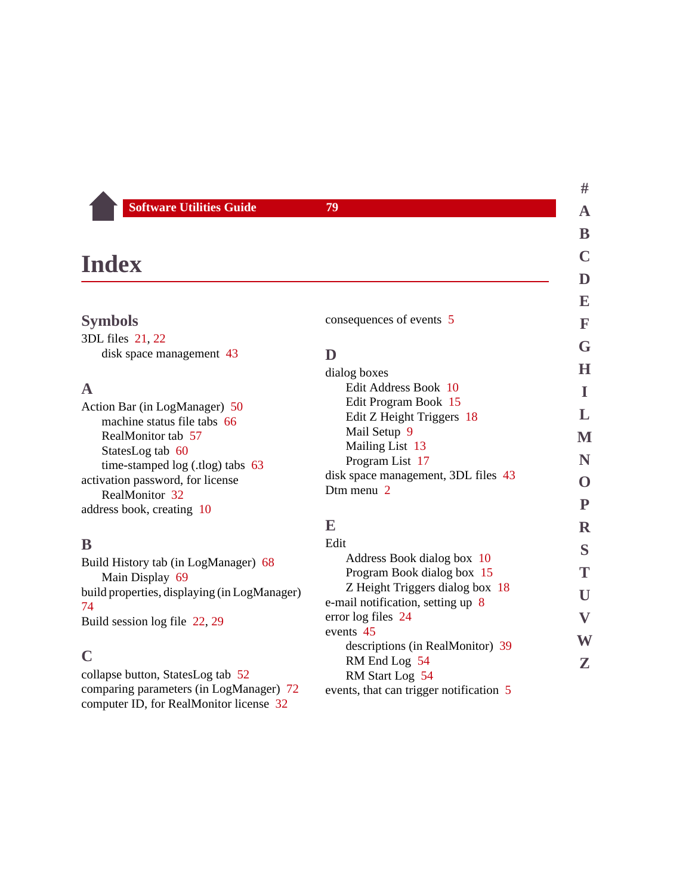# Index

## Symbols

3DL files 21, 22
- disk space management 43

## A

Action Bar (in LogManager) 50
- machine status file tabs 66
- RealMonitor tab 57
- StatesLog tab 60
- time-stamped log (.tlog) tabs 63

activation password, for license
- RealMonitor 32

address book, creating 10

## B

Build History tab (in LogManager) 68
- Main Display 69

build properties, displaying (in LogManager) 74

Build session log file 22, 29

## C

collapse button, StatesLog tab 52

comparing parameters (in LogManager) 72

computer ID, for RealMonitor license 32

consequences of events 5

## D

dialog boxes
- Edit Address Book 10
- Edit Program Book 15
- Edit Z Height Triggers 18
- Mail Setup 9
- Mailing List 13
- Program List 17

disk space management, 3DL files 43

Dtm menu 2

## E

Edit
- Address Book dialog box 10
- Program Book dialog box 15
- Z Height Triggers dialog box 18

e-mail notification, setting up 8

error log files 24

events 45
- descriptions (in RealMonitor) 39
- RM End Log 54
- RM Start Log 54

events, that can trigger notification 5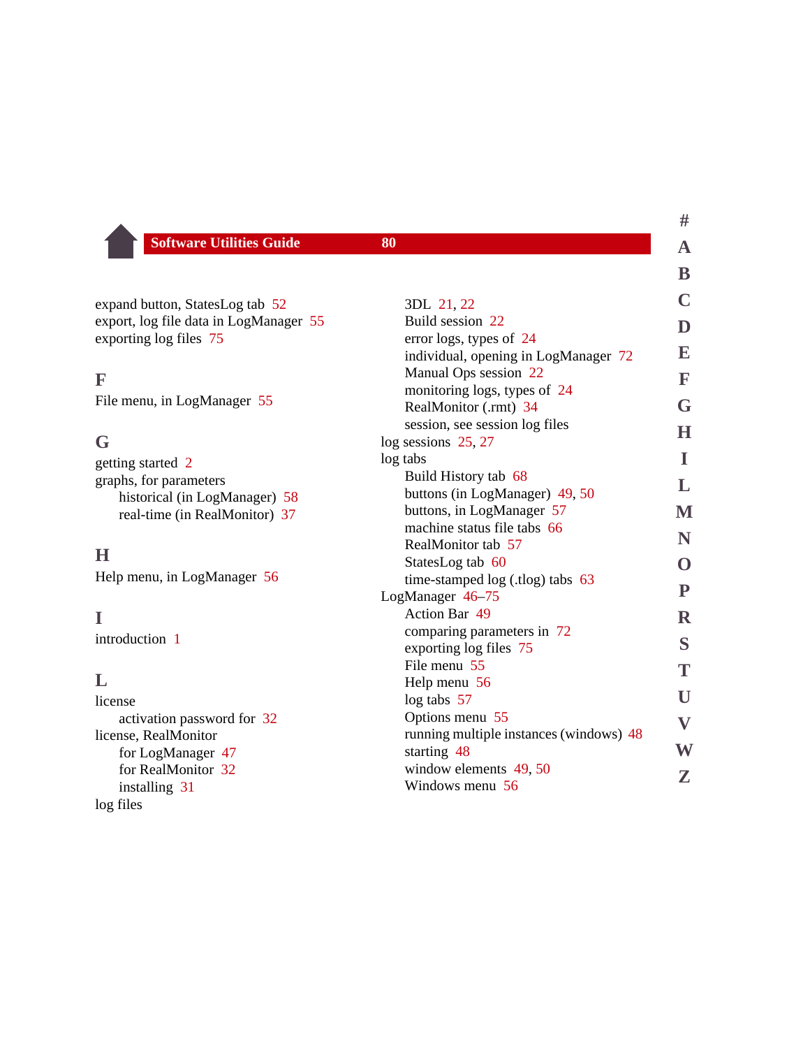expand button, StatesLog tab 52
export, log file data in LogManager 55
exporting log files 75

## F

File menu, in LogManager 55

## G

getting started 2
graphs, for parameters
- historical (in LogManager) 58
- real-time (in RealMonitor) 37

## H

Help menu, in LogManager 56

## I

introduction 1

## L

license
- activation password for 32

license, RealMonitor
- for LogManager 47
- for RealMonitor 32
- installing 31

log files
- 3DL 21, 22
- Build session 22
- error logs, types of 24
- individual, opening in LogManager 72
- Manual Ops session 22
- monitoring logs, types of 24
- RealMonitor (.rmt) 34
- session, see session log files

log sessions 25, 27
log tabs
- Build History tab 68
- buttons (in LogManager) 49, 50
- buttons, in LogManager 57
- machine status file tabs 66
- RealMonitor tab 57
- StatesLog tab 60
- time-stamped log (.tlog) tabs 63

LogManager 46–75
- Action Bar 49
- comparing parameters in 72
- exporting log files 75
- File menu 55
- Help menu 56
- log tabs 57
- Options menu 55
- running multiple instances (windows) 48
- starting 48
- window elements 49, 50
- Windows menu 56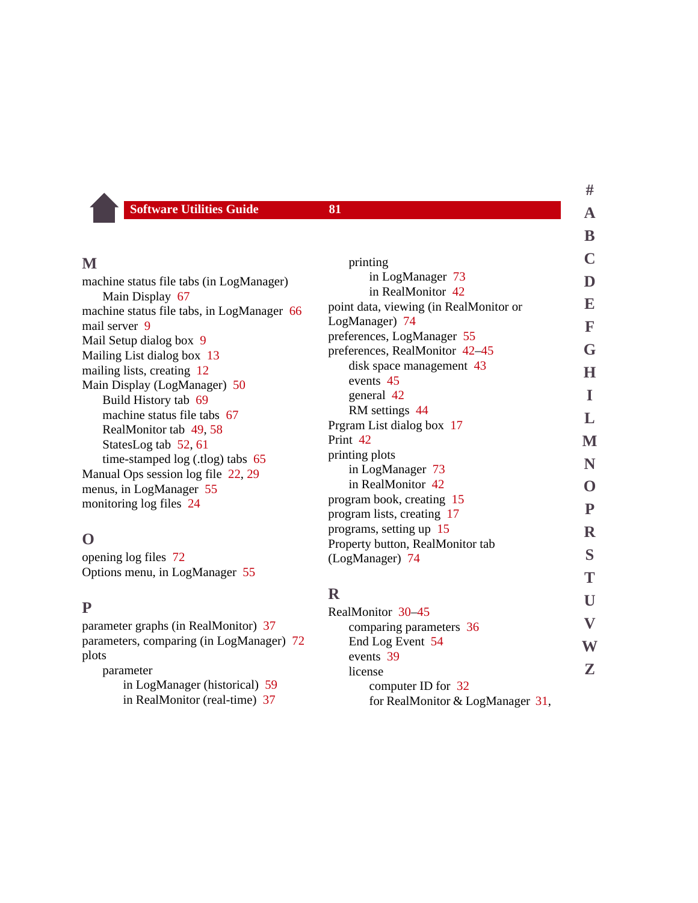## M

machine status file tabs (in LogManager)
- Main Display 67

machine status file tabs, in LogManager 66
mail server 9
Mail Setup dialog box 9
Mailing List dialog box 13
mailing lists, creating 12
Main Display (LogManager) 50
- Build History tab 69
- machine status file tabs 67
- RealMonitor tab 49, 58
- StatesLog tab 52, 61
- time-stamped log (.tlog) tabs 65

Manual Ops session log file 22, 29
menus, in LogManager 55
monitoring log files 24

## O

opening log files 72
Options menu, in LogManager 55

## P

parameter graphs (in RealMonitor) 37
parameters, comparing (in LogManager) 72
plots
- parameter
  - in LogManager (historical) 59
  - in RealMonitor (real-time) 37
- printing
  - in LogManager 73
  - in RealMonitor 42

point data, viewing (in RealMonitor or LogManager) 74
preferences, LogManager 55
preferences, RealMonitor 42–45
- disk space management 43
- events 45
- general 42
- RM settings 44

Prgram List dialog box 17
Print 42
printing plots
- in LogManager 73
- in RealMonitor 42

program book, creating 15
program lists, creating 17
programs, setting up 15
Property button, RealMonitor tab (LogManager) 74

## R

RealMonitor 30–45
- comparing parameters 36
- End Log Event 54
- events 39
- license
  - computer ID for 32
  - for RealMonitor & LogManager 31,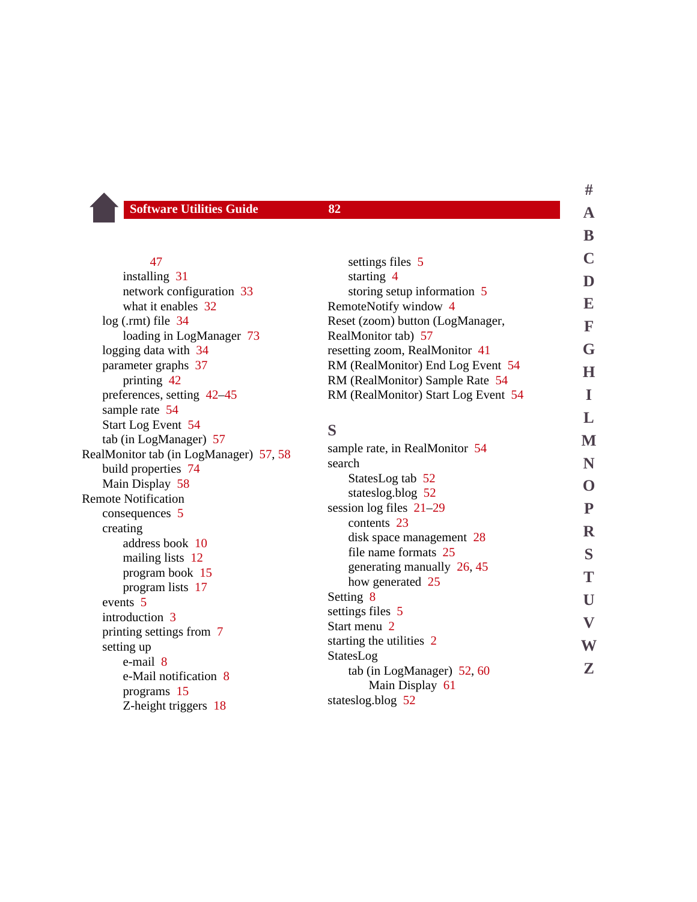47
- installing 31
- network configuration 33
- what it enables 32

- log (.rmt) file 34
  - loading in LogManager 73
- logging data with 34
- parameter graphs 37
  - printing 42
- preferences, setting 42–45
- sample rate 54
- Start Log Event 54
- tab (in LogManager) 57

RealMonitor tab (in LogManager) 57, 58
- build properties 74
- Main Display 58

Remote Notification
- consequences 5
- creating
  - address book 10
  - mailing lists 12
  - program book 15
  - program lists 17
- events 5
- introduction 3
- printing settings from 7
- setting up
  - e-mail 8
  - e-Mail notification 8
  - programs 15
  - Z-height triggers 18
  - settings files 5
- starting 4
- storing setup information 5

RemoteNotify window 4

Reset (zoom) button (LogManager, RealMonitor tab) 57

resetting zoom, RealMonitor 41

RM (RealMonitor) End Log Event 54

RM (RealMonitor) Sample Rate 54

RM (RealMonitor) Start Log Event 54

## S

sample rate, in RealMonitor 54

search
- StatesLog tab 52
- stateslog.blog 52

session log files 21–29
- contents 23
- disk space management 28
- file name formats 25
- generating manually 26, 45
- how generated 25

Setting 8

settings files 5

Start menu 2

starting the utilities 2

StatesLog
- tab (in LogManager) 52, 60
  - Main Display 61

stateslog.blog 52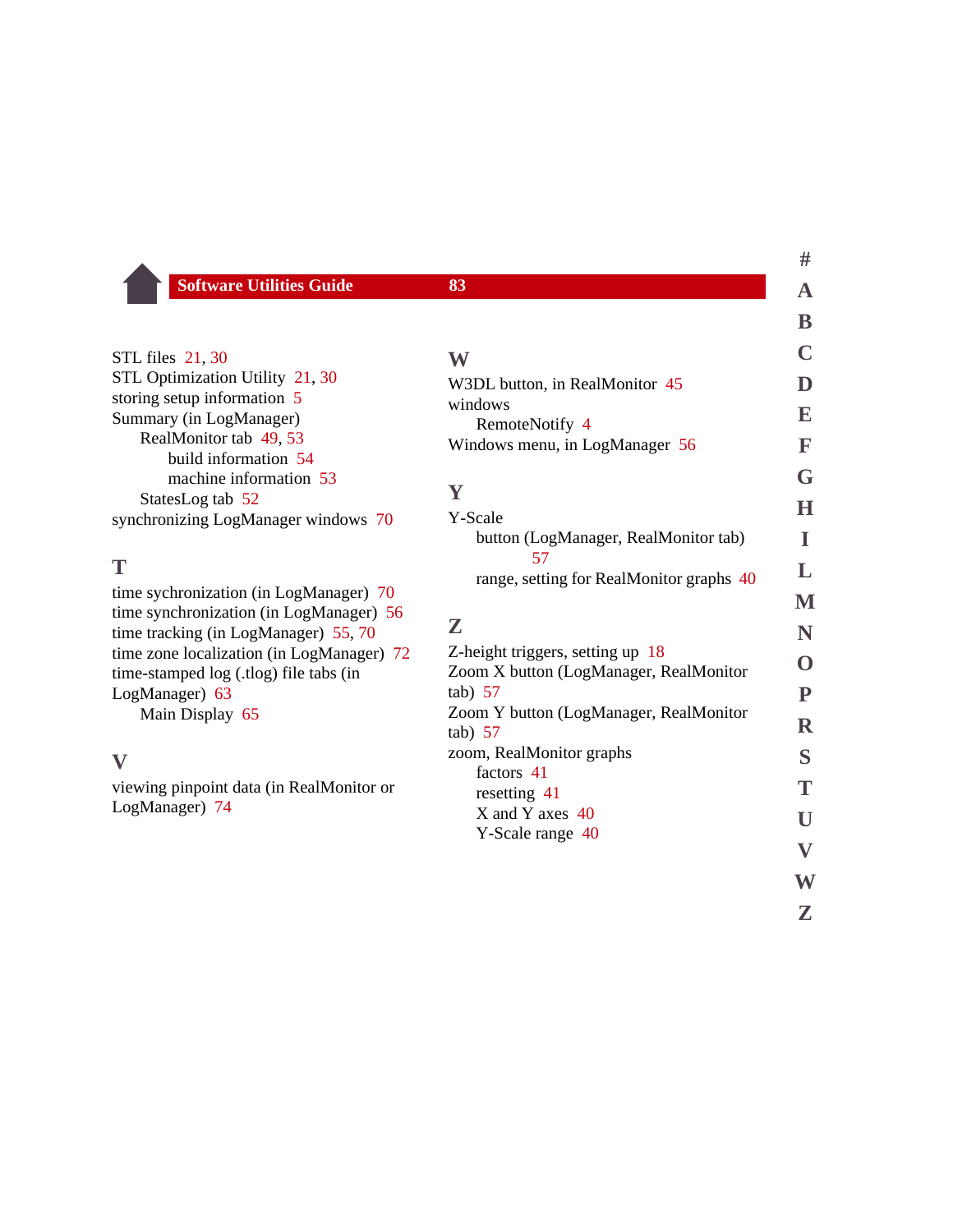STL files 21, 30
STL Optimization Utility 21, 30
storing setup information 5
Summary (in LogManager)
  RealMonitor tab 49, 53
    build information 54
    machine information 53
  StatesLog tab 52
synchronizing LogManager windows 70

## T

time sychronization (in LogManager) 70
time synchronization (in LogManager) 56
time tracking (in LogManager) 55, 70
time zone localization (in LogManager) 72
time-stamped log (.tlog) file tabs (in LogManager) 63
  Main Display 65

## V

viewing pinpoint data (in RealMonitor or LogManager) 74

## W

W3DL button, in RealMonitor 45
windows
  RemoteNotify 4
Windows menu, in LogManager 56

## Y

Y-Scale
  button (LogManager, RealMonitor tab) 57
  range, setting for RealMonitor graphs 40

## Z

Z-height triggers, setting up 18
Zoom X button (LogManager, RealMonitor tab) 57
Zoom Y button (LogManager, RealMonitor tab) 57
zoom, RealMonitor graphs
  factors 41
  resetting 41
  X and Y axes 40
  Y-Scale range 40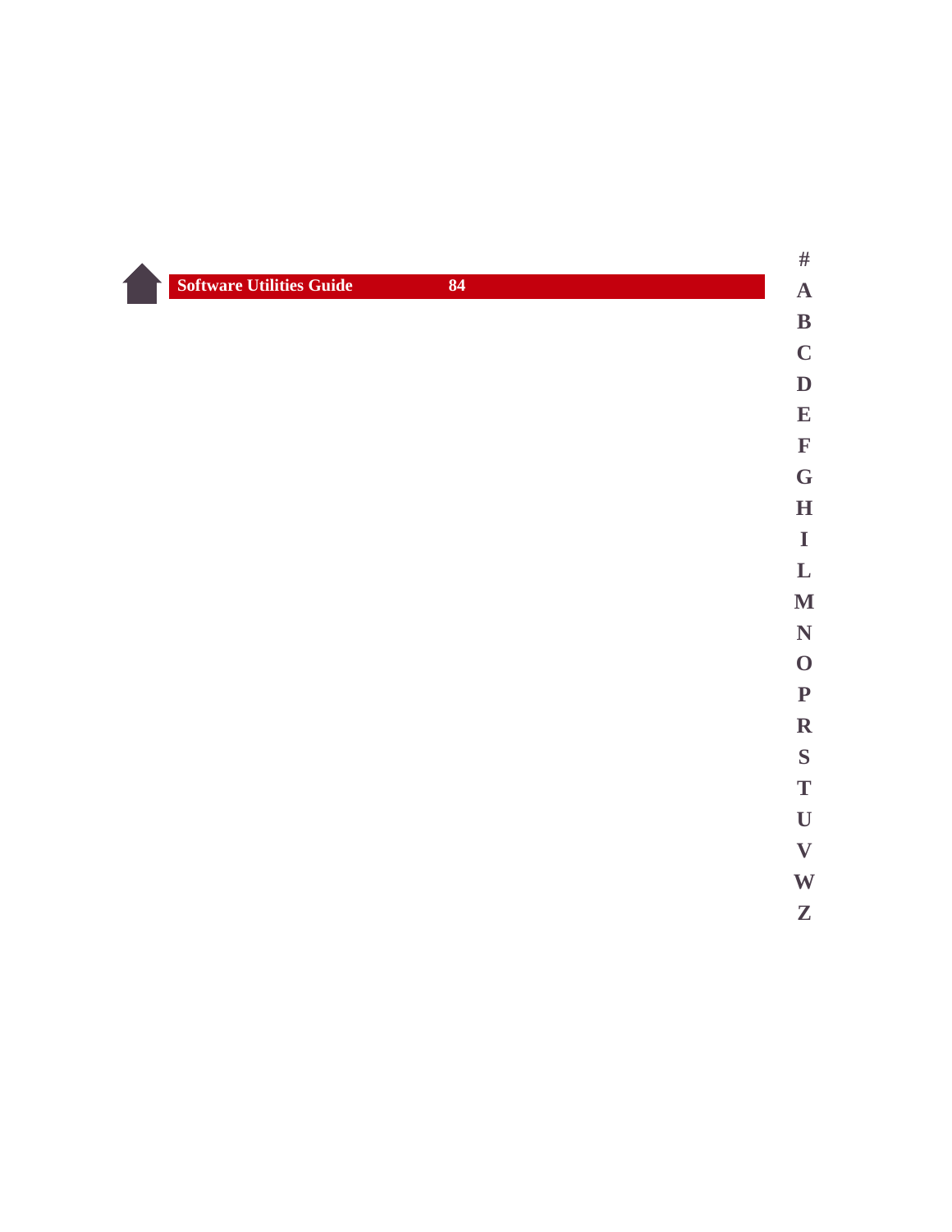#
A
B
C
D
E
F
G
H
I
L
M
N
O
P
R
S
T
U
V
W
Z